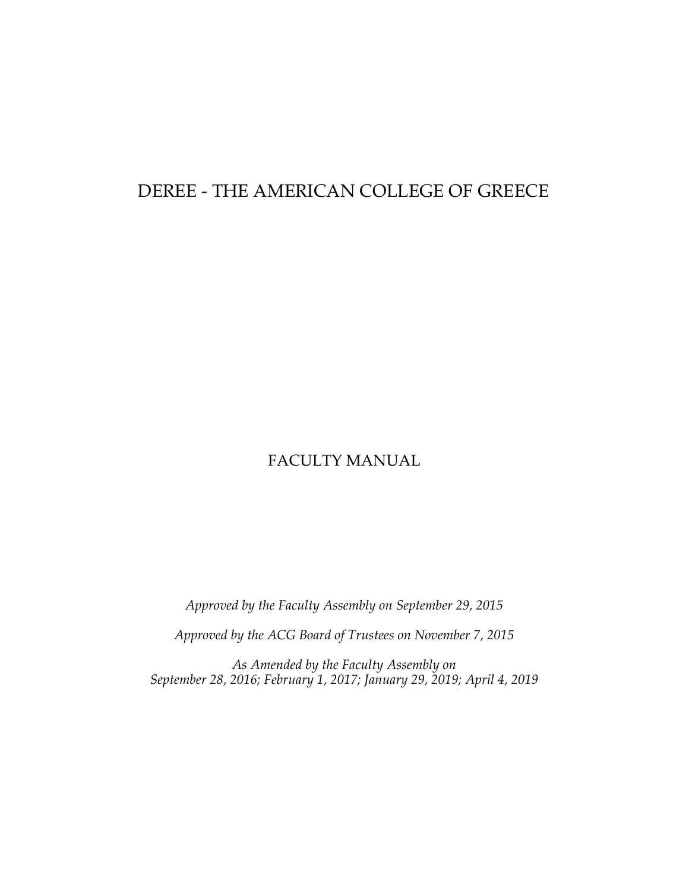# DEREE - THE AMERICAN COLLEGE OF GREECE

## FACULTY MANUAL

*Approved by the Faculty Assembly on September 29, 2015*

*Approved by the ACG Board of Trustees on November 7, 2015*

*As Amended by the Faculty Assembly on September 28, 2016; February 1, 2017; January 29, 2019; April 4, 2019*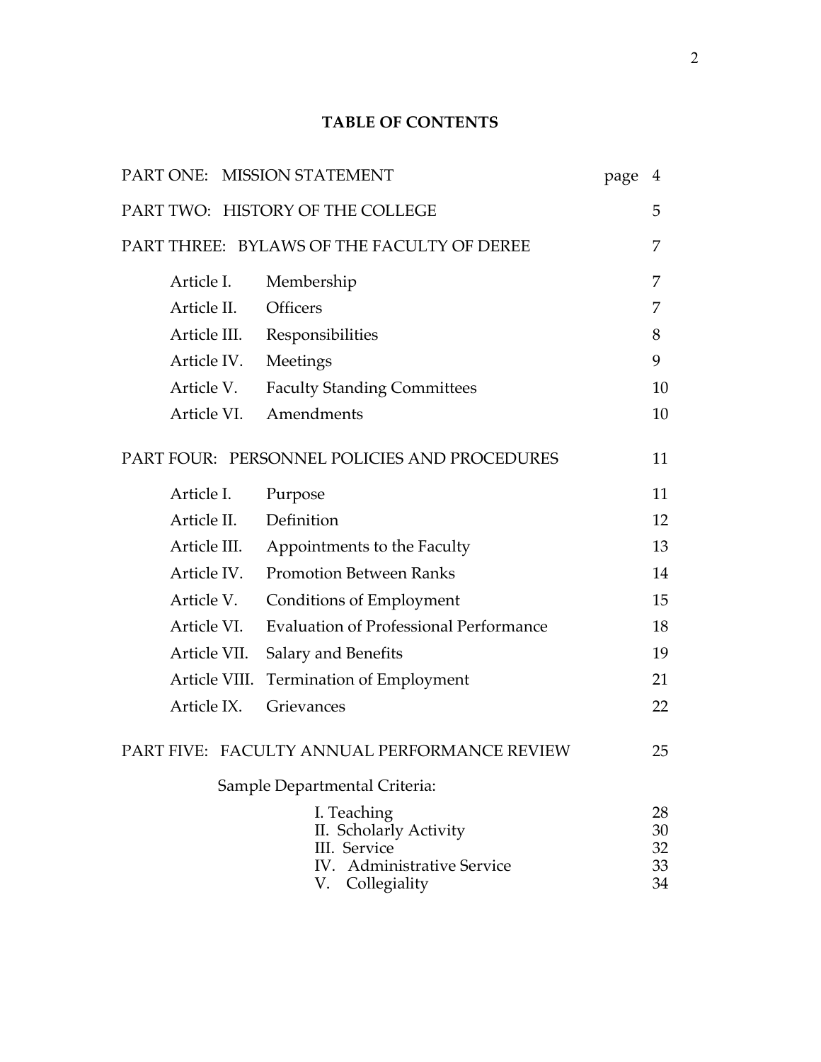# TABLE OF CONTENTS

| | | page |
|---|---|---|
| PART ONE: MISSION STATEMENT | | 4 |
| PART TWO: HISTORY OF THE COLLEGE | | 5 |
| PART THREE: BYLAWS OF THE FACULTY OF DEREE | | 7 |
| Article I. | Membership | 7 |
| Article II. | Officers | 7 |
| Article III. | Responsibilities | 8 |
| Article IV. | Meetings | 9 |
| Article V. | Faculty Standing Committees | 10 |
| Article VI. | Amendments | 10 |
| PART FOUR: PERSONNEL POLICIES AND PROCEDURES | | 11 |
| Article I. | Purpose | 11 |
| Article II. | Definition | 12 |
| Article III. | Appointments to the Faculty | 13 |
| Article IV. | Promotion Between Ranks | 14 |
| Article V. | Conditions of Employment | 15 |
| Article VI. | Evaluation of Professional Performance | 18 |
| Article VII. | Salary and Benefits | 19 |
| Article VIII. | Termination of Employment | 21 |
| Article IX. | Grievances | 22 |
| PART FIVE: FACULTY ANNUAL PERFORMANCE REVIEW | | 25 |
| Sample Departmental Criteria: | | |
| | I. Teaching | 28 |
| | II. Scholarly Activity | 30 |
| | III. Service | 32 |
| | IV. Administrative Service | 33 |
| | V. Collegiality | 34 |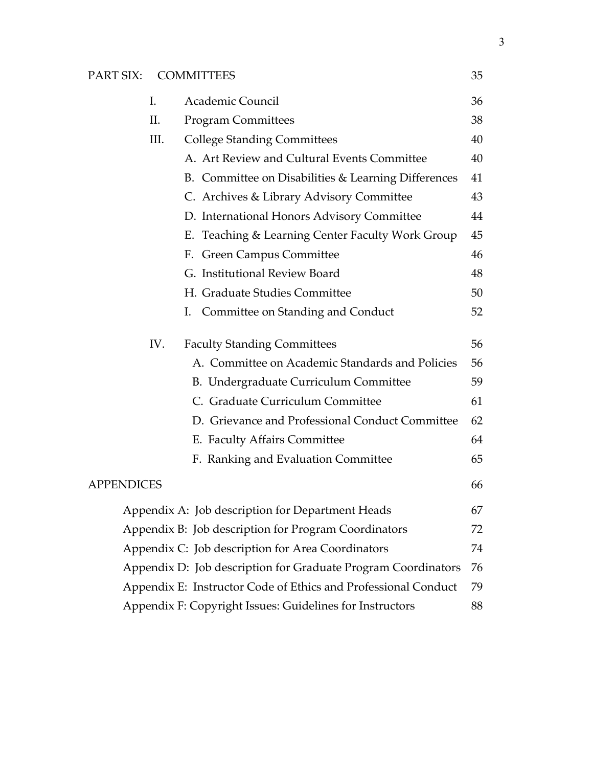| | | | |
|---|---|---|---|
| PART SIX: | COMMITTEES | | 35 |
| | I. | Academic Council | 36 |
| | II. | Program Committees | 38 |
| | III. | College Standing Committees | 40 |
| | | A. Art Review and Cultural Events Committee | 40 |
| | | B. Committee on Disabilities & Learning Differences | 41 |
| | | C. Archives & Library Advisory Committee | 43 |
| | | D. International Honors Advisory Committee | 44 |
| | | E. Teaching & Learning Center Faculty Work Group | 45 |
| | | F. Green Campus Committee | 46 |
| | | G. Institutional Review Board | 48 |
| | | H. Graduate Studies Committee | 50 |
| | | I. Committee on Standing and Conduct | 52 |
| | IV. | Faculty Standing Committees | 56 |
| | | A. Committee on Academic Standards and Policies | 56 |
| | | B. Undergraduate Curriculum Committee | 59 |
| | | C. Graduate Curriculum Committee | 61 |
| | | D. Grievance and Professional Conduct Committee | 62 |
| | | E. Faculty Affairs Committee | 64 |
| | | F. Ranking and Evaluation Committee | 65 |
| APPENDICES | | | 66 |
| | Appendix A: Job description for Department Heads | | 67 |
| | Appendix B: Job description for Program Coordinators | | 72 |
| | Appendix C: Job description for Area Coordinators | | 74 |
| | Appendix D: Job description for Graduate Program Coordinators | | 76 |
| | Appendix E: Instructor Code of Ethics and Professional Conduct | | 79 |
| | Appendix F: Copyright Issues: Guidelines for Instructors | | 88 |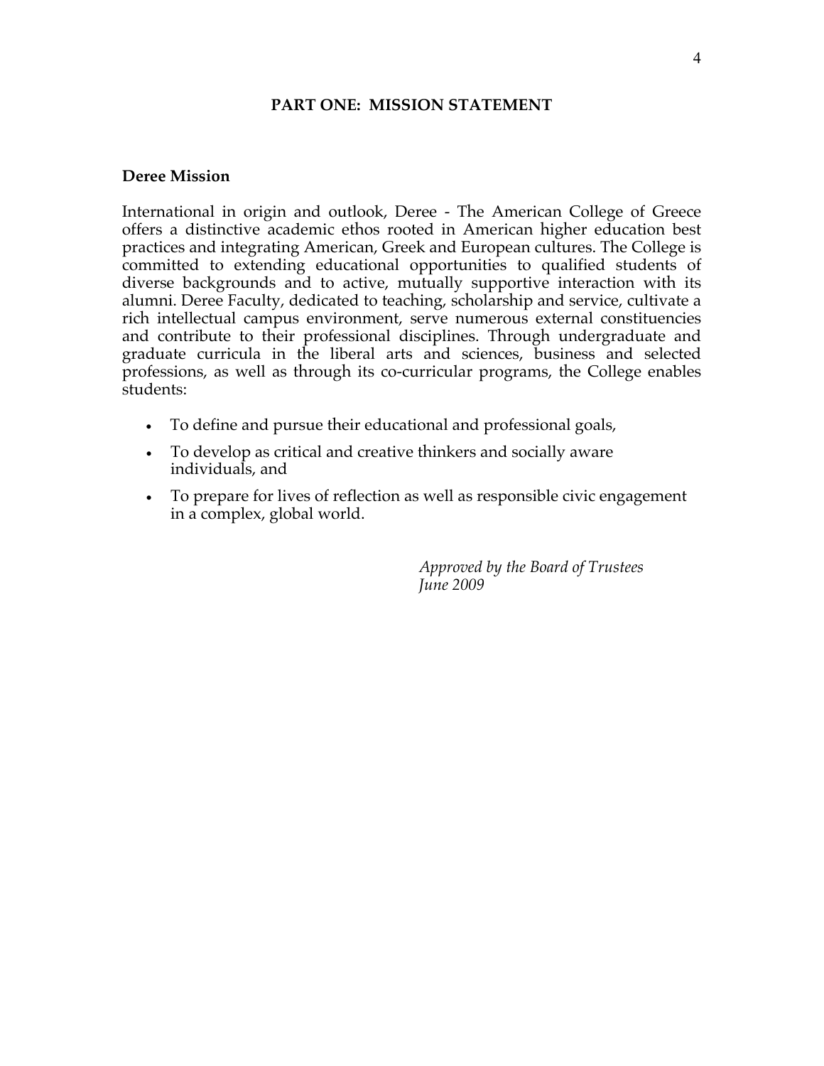# PART ONE: MISSION STATEMENT

## Deree Mission

International in origin and outlook, Deree - The American College of Greece offers a distinctive academic ethos rooted in American higher education best practices and integrating American, Greek and European cultures. The College is committed to extending educational opportunities to qualified students of diverse backgrounds and to active, mutually supportive interaction with its alumni. Deree Faculty, dedicated to teaching, scholarship and service, cultivate a rich intellectual campus environment, serve numerous external constituencies and contribute to their professional disciplines. Through undergraduate and graduate curricula in the liberal arts and sciences, business and selected professions, as well as through its co-curricular programs, the College enables students:

- To define and pursue their educational and professional goals,
- To develop as critical and creative thinkers and socially aware individuals, and
- To prepare for lives of reflection as well as responsible civic engagement in a complex, global world.

*Approved by the Board of Trustees*
*June 2009*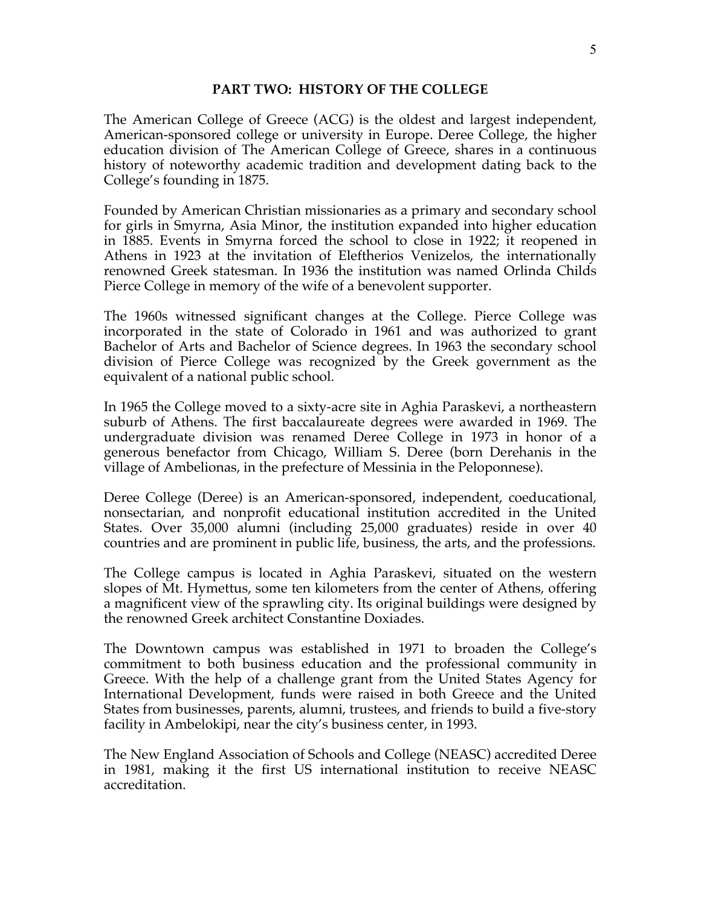## PART TWO: HISTORY OF THE COLLEGE

The American College of Greece (ACG) is the oldest and largest independent, American-sponsored college or university in Europe. Deree College, the higher education division of The American College of Greece, shares in a continuous history of noteworthy academic tradition and development dating back to the College's founding in 1875.

Founded by American Christian missionaries as a primary and secondary school for girls in Smyrna, Asia Minor, the institution expanded into higher education in 1885. Events in Smyrna forced the school to close in 1922; it reopened in Athens in 1923 at the invitation of Eleftherios Venizelos, the internationally renowned Greek statesman. In 1936 the institution was named Orlinda Childs Pierce College in memory of the wife of a benevolent supporter.

The 1960s witnessed significant changes at the College. Pierce College was incorporated in the state of Colorado in 1961 and was authorized to grant Bachelor of Arts and Bachelor of Science degrees. In 1963 the secondary school division of Pierce College was recognized by the Greek government as the equivalent of a national public school.

In 1965 the College moved to a sixty-acre site in Aghia Paraskevi, a northeastern suburb of Athens. The first baccalaureate degrees were awarded in 1969. The undergraduate division was renamed Deree College in 1973 in honor of a generous benefactor from Chicago, William S. Deree (born Derehanis in the village of Ambelionas, in the prefecture of Messinia in the Peloponnese).

Deree College (Deree) is an American-sponsored, independent, coeducational, nonsectarian, and nonprofit educational institution accredited in the United States. Over 35,000 alumni (including 25,000 graduates) reside in over 40 countries and are prominent in public life, business, the arts, and the professions.

The College campus is located in Aghia Paraskevi, situated on the western slopes of Mt. Hymettus, some ten kilometers from the center of Athens, offering a magnificent view of the sprawling city. Its original buildings were designed by the renowned Greek architect Constantine Doxiades.

The Downtown campus was established in 1971 to broaden the College's commitment to both business education and the professional community in Greece. With the help of a challenge grant from the United States Agency for International Development, funds were raised in both Greece and the United States from businesses, parents, alumni, trustees, and friends to build a five-story facility in Ambelokipi, near the city's business center, in 1993.

The New England Association of Schools and College (NEASC) accredited Deree in 1981, making it the first US international institution to receive NEASC accreditation.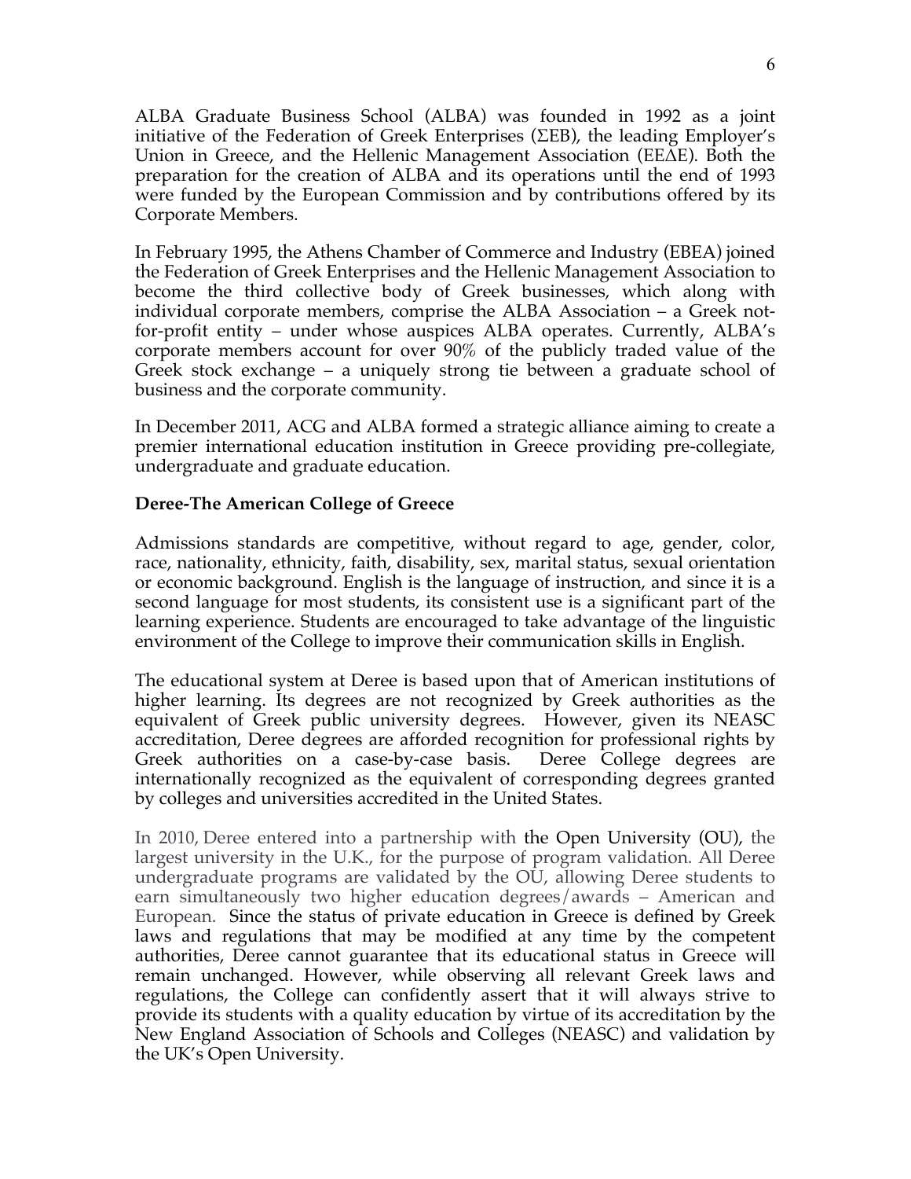ALBA Graduate Business School (ALBA) was founded in 1992 as a joint initiative of the Federation of Greek Enterprises (ΣΕΒ), the leading Employer's Union in Greece, and the Hellenic Management Association (ΕΕΔΕ). Both the preparation for the creation of ALBA and its operations until the end of 1993 were funded by the European Commission and by contributions offered by its Corporate Members.

In February 1995, the Athens Chamber of Commerce and Industry (EBEA) joined the Federation of Greek Enterprises and the Hellenic Management Association to become the third collective body of Greek businesses, which along with individual corporate members, comprise the ALBA Association – a Greek not-for-profit entity – under whose auspices ALBA operates. Currently, ALBA's corporate members account for over 90% of the publicly traded value of the Greek stock exchange – a uniquely strong tie between a graduate school of business and the corporate community.

In December 2011, ACG and ALBA formed a strategic alliance aiming to create a premier international education institution in Greece providing pre-collegiate, undergraduate and graduate education.

**Deree-The American College of Greece**

Admissions standards are competitive, without regard to age, gender, color, race, nationality, ethnicity, faith, disability, sex, marital status, sexual orientation or economic background. English is the language of instruction, and since it is a second language for most students, its consistent use is a significant part of the learning experience. Students are encouraged to take advantage of the linguistic environment of the College to improve their communication skills in English.

The educational system at Deree is based upon that of American institutions of higher learning. Its degrees are not recognized by Greek authorities as the equivalent of Greek public university degrees. However, given its NEASC accreditation, Deree degrees are afforded recognition for professional rights by Greek authorities on a case-by-case basis. Deree College degrees are internationally recognized as the equivalent of corresponding degrees granted by colleges and universities accredited in the United States.

In 2010, Deree entered into a partnership with the Open University (OU), the largest university in the U.K., for the purpose of program validation. All Deree undergraduate programs are validated by the OU, allowing Deree students to earn simultaneously two higher education degrees/awards – American and European. Since the status of private education in Greece is defined by Greek laws and regulations that may be modified at any time by the competent authorities, Deree cannot guarantee that its educational status in Greece will remain unchanged. However, while observing all relevant Greek laws and regulations, the College can confidently assert that it will always strive to provide its students with a quality education by virtue of its accreditation by the New England Association of Schools and Colleges (NEASC) and validation by the UK's Open University.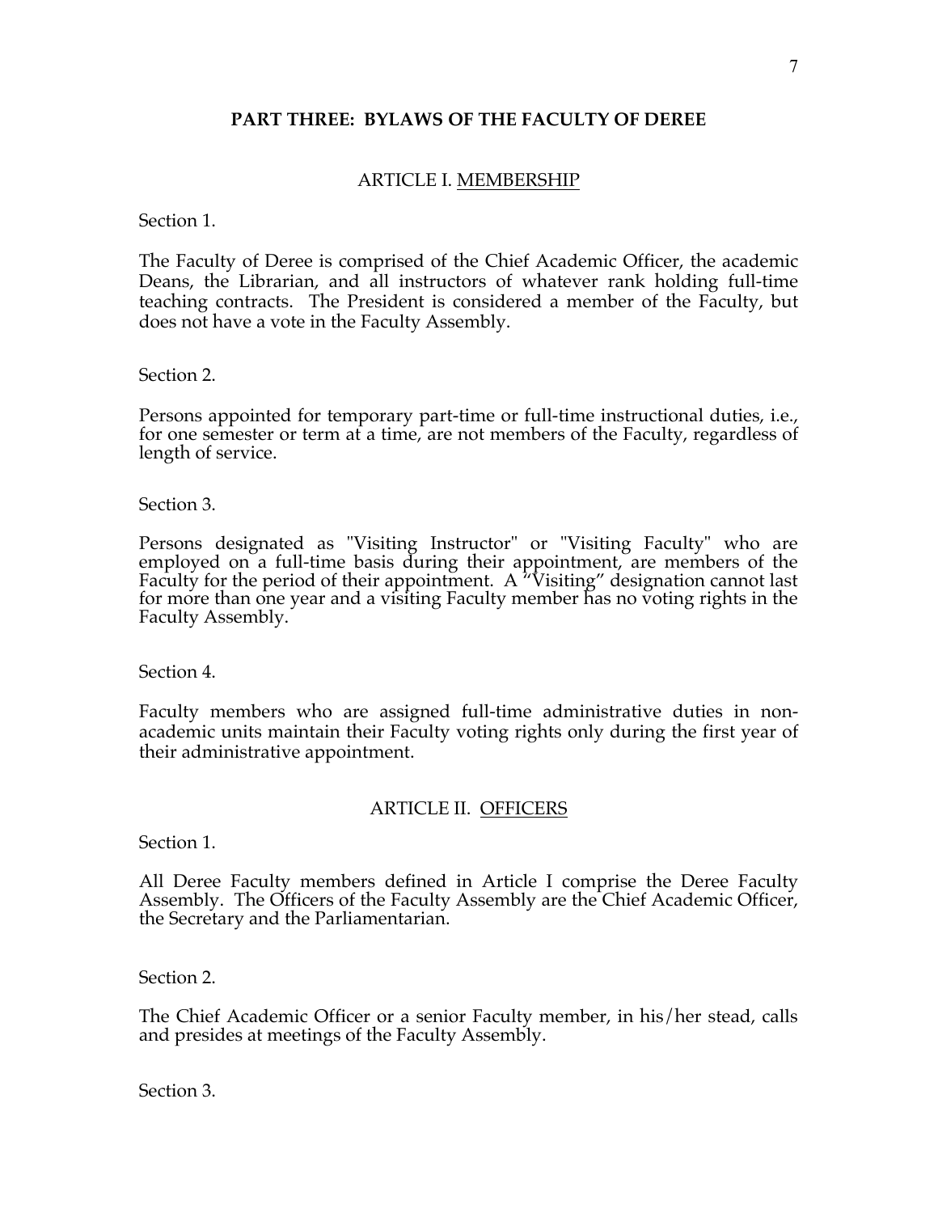## PART THREE: BYLAWS OF THE FACULTY OF DEREE

### ARTICLE I. MEMBERSHIP

Section 1.

The Faculty of Deree is comprised of the Chief Academic Officer, the academic Deans, the Librarian, and all instructors of whatever rank holding full-time teaching contracts. The President is considered a member of the Faculty, but does not have a vote in the Faculty Assembly.

Section 2.

Persons appointed for temporary part-time or full-time instructional duties, i.e., for one semester or term at a time, are not members of the Faculty, regardless of length of service.

Section 3.

Persons designated as "Visiting Instructor" or "Visiting Faculty" who are employed on a full-time basis during their appointment, are members of the Faculty for the period of their appointment. A "Visiting" designation cannot last for more than one year and a visiting Faculty member has no voting rights in the Faculty Assembly.

Section 4.

Faculty members who are assigned full-time administrative duties in non-academic units maintain their Faculty voting rights only during the first year of their administrative appointment.

### ARTICLE II. OFFICERS

Section 1.

All Deree Faculty members defined in Article I comprise the Deree Faculty Assembly. The Officers of the Faculty Assembly are the Chief Academic Officer, the Secretary and the Parliamentarian.

Section 2.

The Chief Academic Officer or a senior Faculty member, in his/her stead, calls and presides at meetings of the Faculty Assembly.

Section 3.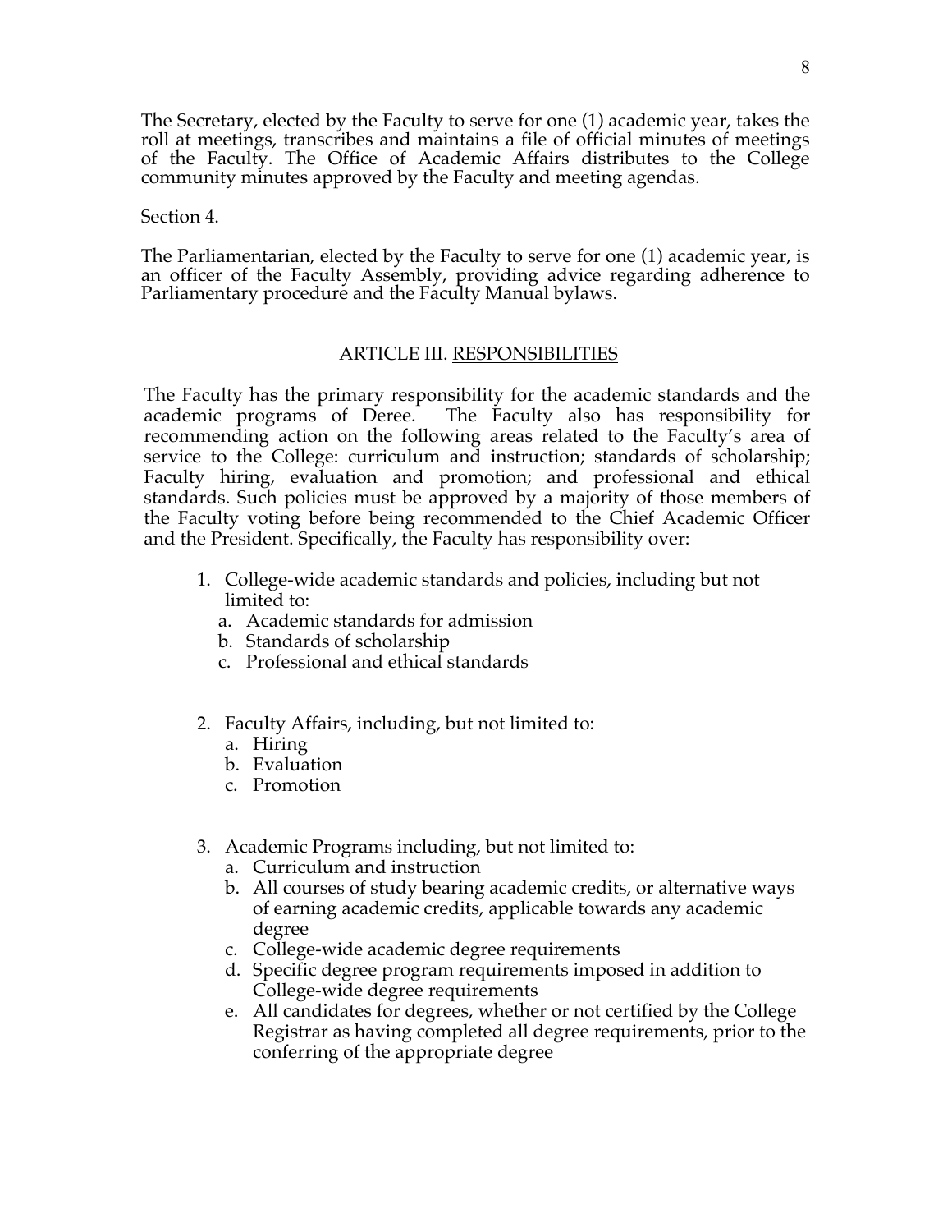The Secretary, elected by the Faculty to serve for one (1) academic year, takes the roll at meetings, transcribes and maintains a file of official minutes of meetings of the Faculty. The Office of Academic Affairs distributes to the College community minutes approved by the Faculty and meeting agendas.

Section 4.

The Parliamentarian, elected by the Faculty to serve for one (1) academic year, is an officer of the Faculty Assembly, providing advice regarding adherence to Parliamentary procedure and the Faculty Manual bylaws.

## ARTICLE III. RESPONSIBILITIES

The Faculty has the primary responsibility for the academic standards and the academic programs of Deree. The Faculty also has responsibility for recommending action on the following areas related to the Faculty's area of service to the College: curriculum and instruction; standards of scholarship; Faculty hiring, evaluation and promotion; and professional and ethical standards. Such policies must be approved by a majority of those members of the Faculty voting before being recommended to the Chief Academic Officer and the President. Specifically, the Faculty has responsibility over:

1. College-wide academic standards and policies, including but not limited to:
   a. Academic standards for admission
   b. Standards of scholarship
   c. Professional and ethical standards

2. Faculty Affairs, including, but not limited to:
   a. Hiring
   b. Evaluation
   c. Promotion

3. Academic Programs including, but not limited to:
   a. Curriculum and instruction
   b. All courses of study bearing academic credits, or alternative ways of earning academic credits, applicable towards any academic degree
   c. College-wide academic degree requirements
   d. Specific degree program requirements imposed in addition to College-wide degree requirements
   e. All candidates for degrees, whether or not certified by the College Registrar as having completed all degree requirements, prior to the conferring of the appropriate degree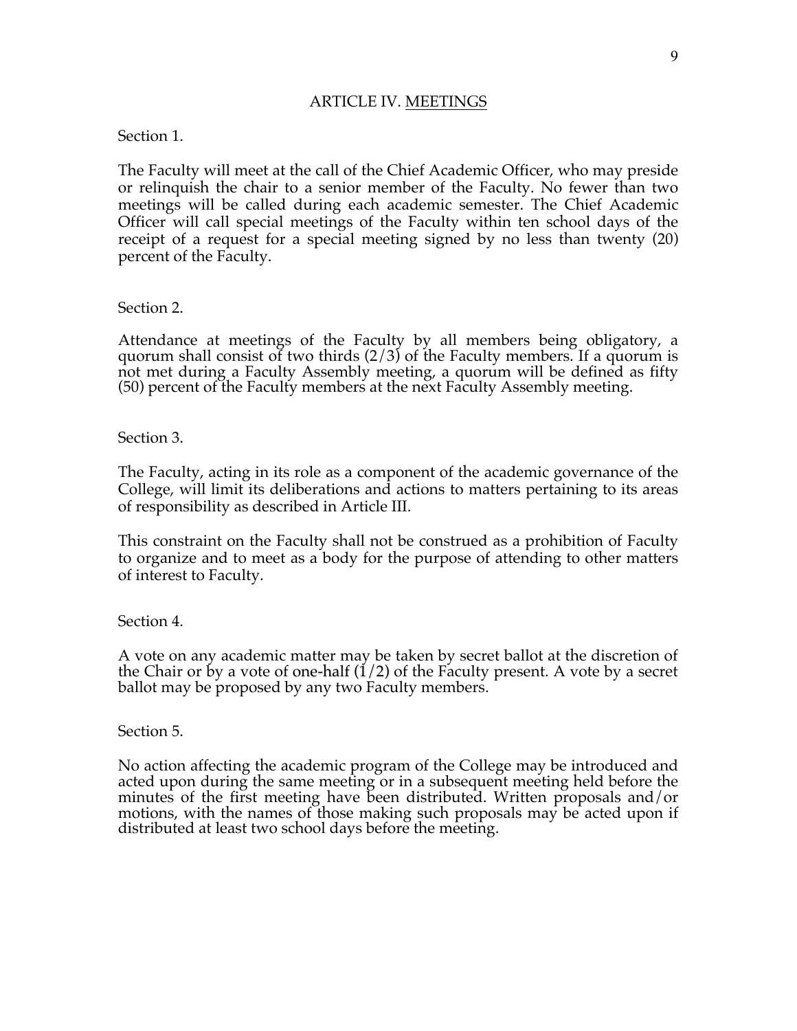## ARTICLE IV. MEETINGS

Section 1.

The Faculty will meet at the call of the Chief Academic Officer, who may preside or relinquish the chair to a senior member of the Faculty. No fewer than two meetings will be called during each academic semester. The Chief Academic Officer will call special meetings of the Faculty within ten school days of the receipt of a request for a special meeting signed by no less than twenty (20) percent of the Faculty.

Section 2.

Attendance at meetings of the Faculty by all members being obligatory, a quorum shall consist of two thirds (2/3) of the Faculty members. If a quorum is not met during a Faculty Assembly meeting, a quorum will be defined as fifty (50) percent of the Faculty members at the next Faculty Assembly meeting.

Section 3.

The Faculty, acting in its role as a component of the academic governance of the College, will limit its deliberations and actions to matters pertaining to its areas of responsibility as described in Article III.

This constraint on the Faculty shall not be construed as a prohibition of Faculty to organize and to meet as a body for the purpose of attending to other matters of interest to Faculty.

Section 4.

A vote on any academic matter may be taken by secret ballot at the discretion of the Chair or by a vote of one-half (1/2) of the Faculty present. A vote by a secret ballot may be proposed by any two Faculty members.

Section 5.

No action affecting the academic program of the College may be introduced and acted upon during the same meeting or in a subsequent meeting held before the minutes of the first meeting have been distributed. Written proposals and/or motions, with the names of those making such proposals may be acted upon if distributed at least two school days before the meeting.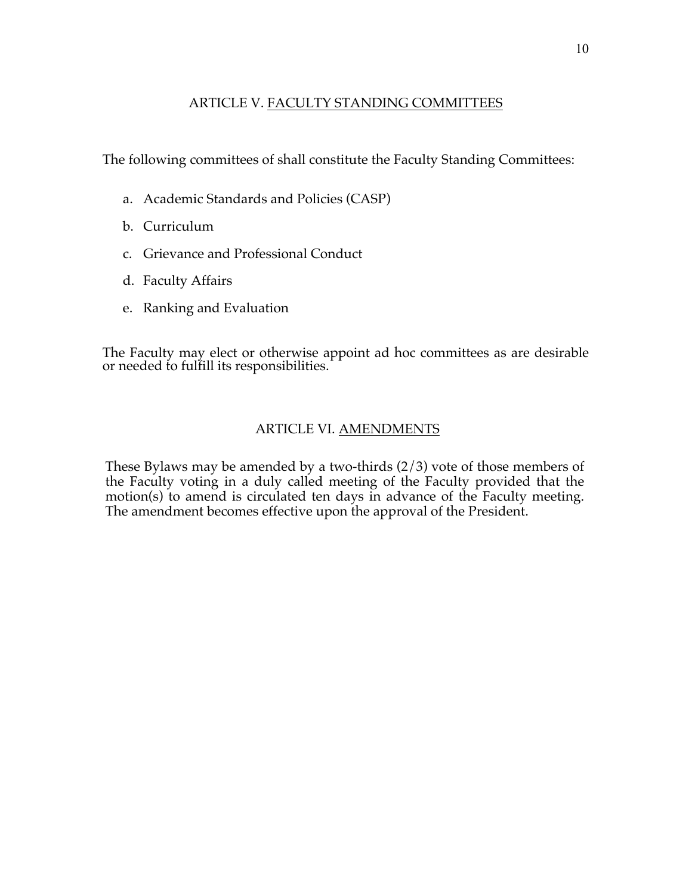## ARTICLE V. FACULTY STANDING COMMITTEES

The following committees of shall constitute the Faculty Standing Committees:

a. Academic Standards and Policies (CASP)

b. Curriculum

c. Grievance and Professional Conduct

d. Faculty Affairs

e. Ranking and Evaluation

The Faculty may elect or otherwise appoint ad hoc committees as are desirable or needed to fulfill its responsibilities.

## ARTICLE VI. AMENDMENTS

These Bylaws may be amended by a two-thirds (2/3) vote of those members of the Faculty voting in a duly called meeting of the Faculty provided that the motion(s) to amend is circulated ten days in advance of the Faculty meeting. The amendment becomes effective upon the approval of the President.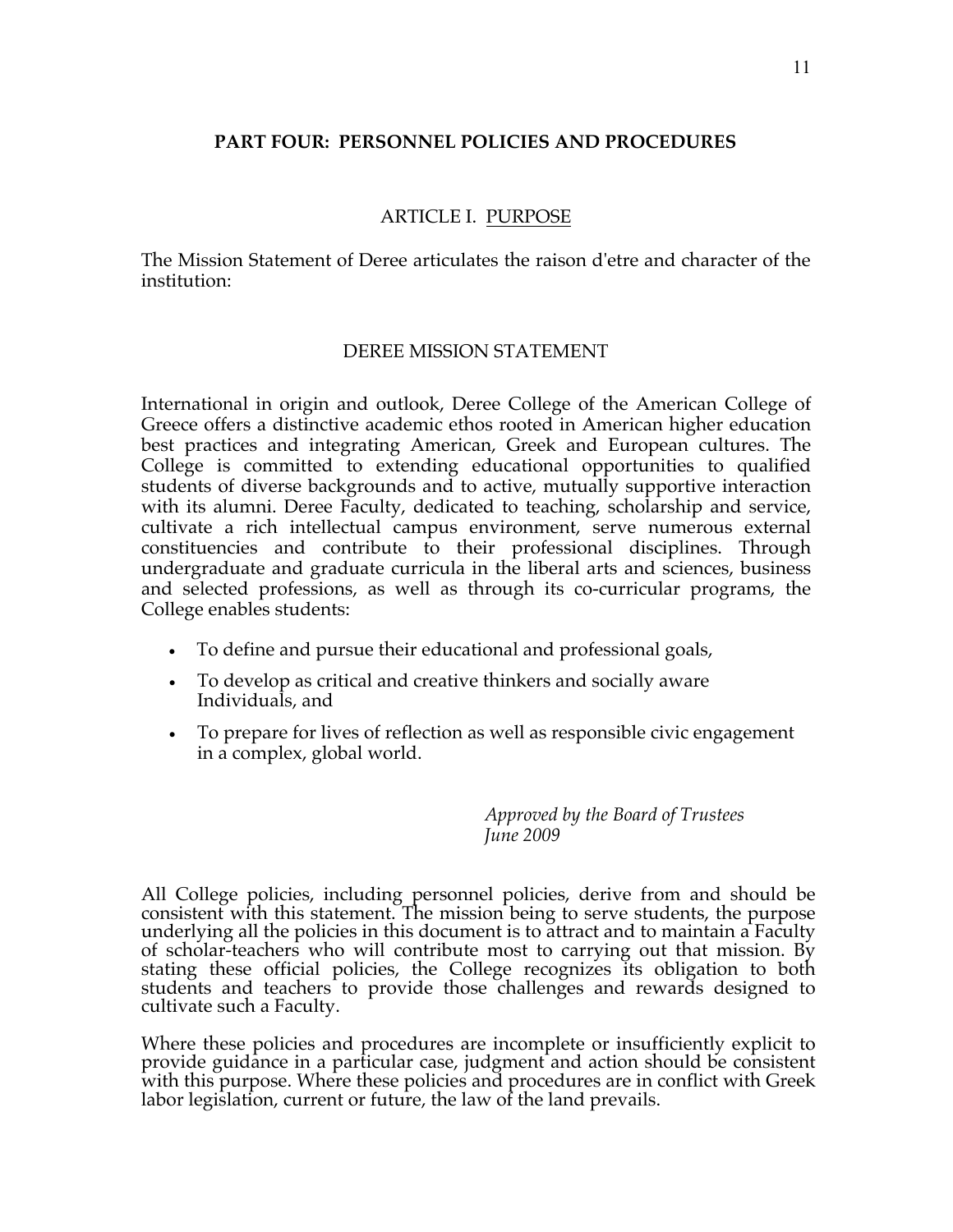# PART FOUR: PERSONNEL POLICIES AND PROCEDURES

## ARTICLE I. PURPOSE

The Mission Statement of Deree articulates the raison d'etre and character of the institution:

### DEREE MISSION STATEMENT

International in origin and outlook, Deree College of the American College of Greece offers a distinctive academic ethos rooted in American higher education best practices and integrating American, Greek and European cultures. The College is committed to extending educational opportunities to qualified students of diverse backgrounds and to active, mutually supportive interaction with its alumni. Deree Faculty, dedicated to teaching, scholarship and service, cultivate a rich intellectual campus environment, serve numerous external constituencies and contribute to their professional disciplines. Through undergraduate and graduate curricula in the liberal arts and sciences, business and selected professions, as well as through its co-curricular programs, the College enables students:

- To define and pursue their educational and professional goals,
- To develop as critical and creative thinkers and socially aware Individuals, and
- To prepare for lives of reflection as well as responsible civic engagement in a complex, global world.

*Approved by the Board of Trustees*
*June 2009*

All College policies, including personnel policies, derive from and should be consistent with this statement. The mission being to serve students, the purpose underlying all the policies in this document is to attract and to maintain a Faculty of scholar-teachers who will contribute most to carrying out that mission. By stating these official policies, the College recognizes its obligation to both students and teachers to provide those challenges and rewards designed to cultivate such a Faculty.

Where these policies and procedures are incomplete or insufficiently explicit to provide guidance in a particular case, judgment and action should be consistent with this purpose. Where these policies and procedures are in conflict with Greek labor legislation, current or future, the law of the land prevails.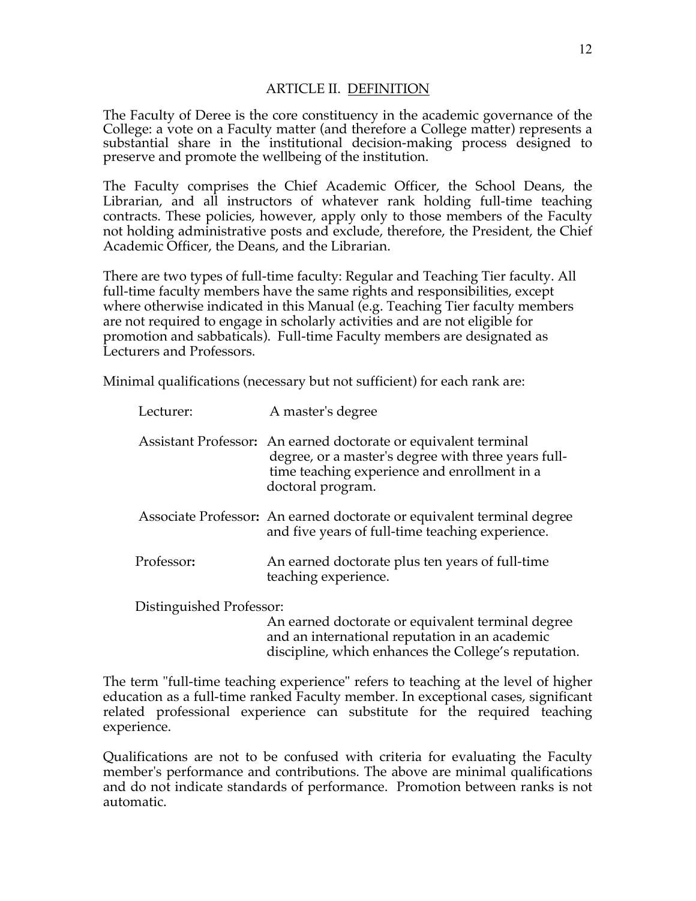## ARTICLE II. DEFINITION

The Faculty of Deree is the core constituency in the academic governance of the College: a vote on a Faculty matter (and therefore a College matter) represents a substantial share in the institutional decision-making process designed to preserve and promote the wellbeing of the institution.

The Faculty comprises the Chief Academic Officer, the School Deans, the Librarian, and all instructors of whatever rank holding full-time teaching contracts. These policies, however, apply only to those members of the Faculty not holding administrative posts and exclude, therefore, the President, the Chief Academic Officer, the Deans, and the Librarian.

There are two types of full-time faculty: Regular and Teaching Tier faculty. All full-time faculty members have the same rights and responsibilities, except where otherwise indicated in this Manual (e.g. Teaching Tier faculty members are not required to engage in scholarly activities and are not eligible for promotion and sabbaticals). Full-time Faculty members are designated as Lecturers and Professors.

Minimal qualifications (necessary but not sufficient) for each rank are:

- Lecturer: A master's degree
- Assistant Professor**:** An earned doctorate or equivalent terminal degree, or a master's degree with three years full-time teaching experience and enrollment in a doctoral program.
- Associate Professor**:** An earned doctorate or equivalent terminal degree and five years of full-time teaching experience.
- Professor**:** An earned doctorate plus ten years of full-time teaching experience.
- Distinguished Professor: An earned doctorate or equivalent terminal degree and an international reputation in an academic discipline, which enhances the College's reputation.

The term "full-time teaching experience" refers to teaching at the level of higher education as a full-time ranked Faculty member. In exceptional cases, significant related professional experience can substitute for the required teaching experience.

Qualifications are not to be confused with criteria for evaluating the Faculty member's performance and contributions. The above are minimal qualifications and do not indicate standards of performance. Promotion between ranks is not automatic.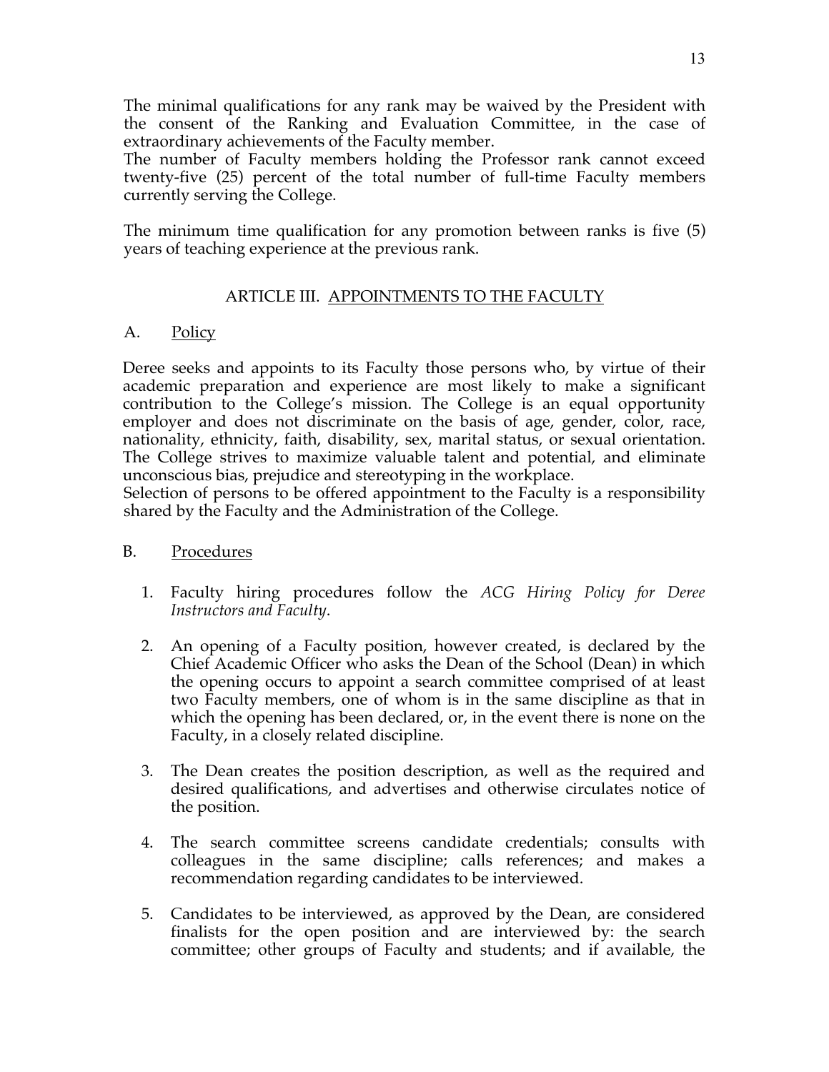The minimal qualifications for any rank may be waived by the President with the consent of the Ranking and Evaluation Committee, in the case of extraordinary achievements of the Faculty member.
The number of Faculty members holding the Professor rank cannot exceed twenty-five (25) percent of the total number of full-time Faculty members currently serving the College.

The minimum time qualification for any promotion between ranks is five (5) years of teaching experience at the previous rank.

## ARTICLE III. APPOINTMENTS TO THE FACULTY

### A. Policy

Deree seeks and appoints to its Faculty those persons who, by virtue of their academic preparation and experience are most likely to make a significant contribution to the College's mission. The College is an equal opportunity employer and does not discriminate on the basis of age, gender, color, race, nationality, ethnicity, faith, disability, sex, marital status, or sexual orientation. The College strives to maximize valuable talent and potential, and eliminate unconscious bias, prejudice and stereotyping in the workplace.
Selection of persons to be offered appointment to the Faculty is a responsibility shared by the Faculty and the Administration of the College.

### B. Procedures

1. Faculty hiring procedures follow the *ACG Hiring Policy for Deree Instructors and Faculty*.

2. An opening of a Faculty position, however created, is declared by the Chief Academic Officer who asks the Dean of the School (Dean) in which the opening occurs to appoint a search committee comprised of at least two Faculty members, one of whom is in the same discipline as that in which the opening has been declared, or, in the event there is none on the Faculty, in a closely related discipline.

3. The Dean creates the position description, as well as the required and desired qualifications, and advertises and otherwise circulates notice of the position.

4. The search committee screens candidate credentials; consults with colleagues in the same discipline; calls references; and makes a recommendation regarding candidates to be interviewed.

5. Candidates to be interviewed, as approved by the Dean, are considered finalists for the open position and are interviewed by: the search committee; other groups of Faculty and students; and if available, the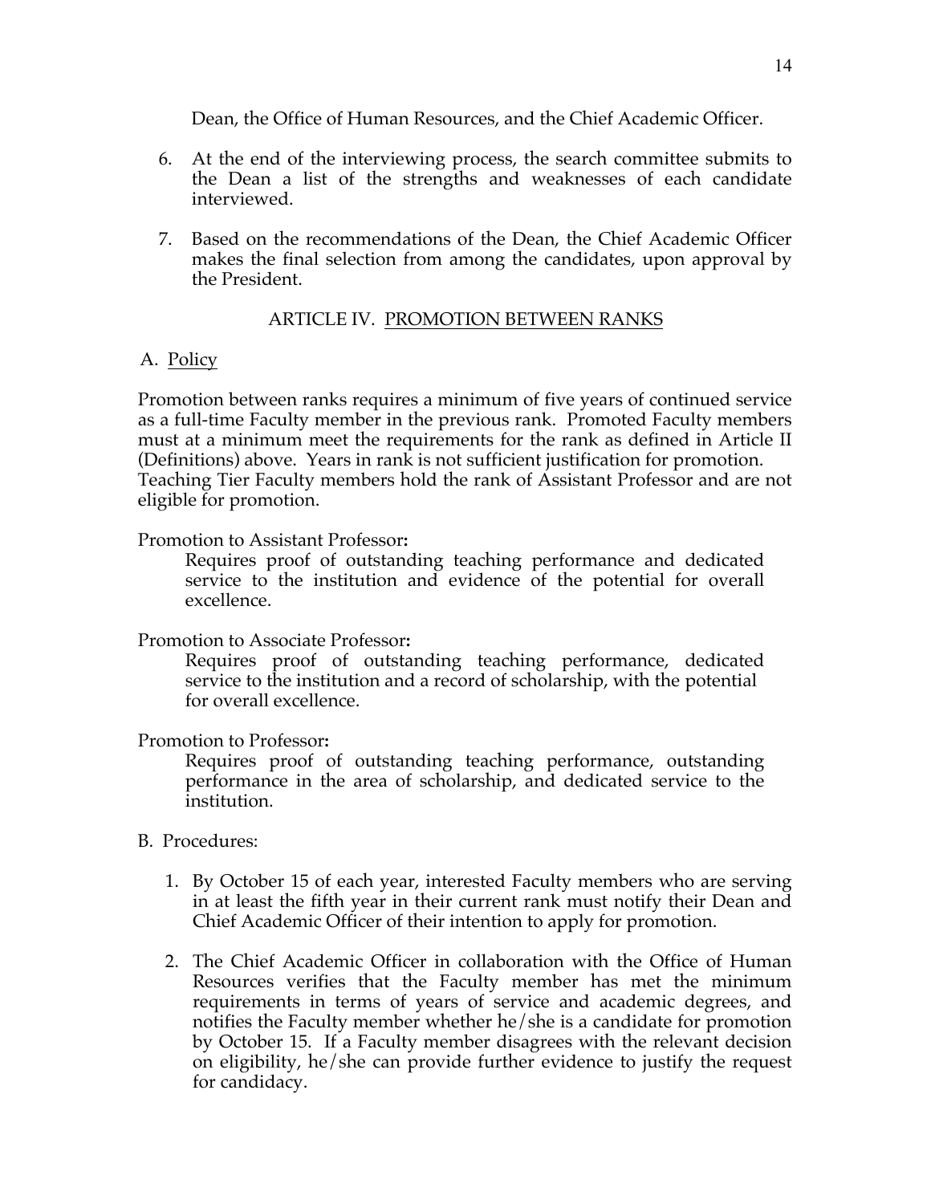Dean, the Office of Human Resources, and the Chief Academic Officer.

6. At the end of the interviewing process, the search committee submits to the Dean a list of the strengths and weaknesses of each candidate interviewed.

7. Based on the recommendations of the Dean, the Chief Academic Officer makes the final selection from among the candidates, upon approval by the President.

## ARTICLE IV. PROMOTION BETWEEN RANKS

### A. Policy

Promotion between ranks requires a minimum of five years of continued service as a full-time Faculty member in the previous rank. Promoted Faculty members must at a minimum meet the requirements for the rank as defined in Article II (Definitions) above. Years in rank is not sufficient justification for promotion. Teaching Tier Faculty members hold the rank of Assistant Professor and are not eligible for promotion.

Promotion to Assistant Professor**:**

Requires proof of outstanding teaching performance and dedicated service to the institution and evidence of the potential for overall excellence.

Promotion to Associate Professor**:**

Requires proof of outstanding teaching performance, dedicated service to the institution and a record of scholarship, with the potential for overall excellence.

Promotion to Professor**:**

Requires proof of outstanding teaching performance, outstanding performance in the area of scholarship, and dedicated service to the institution.

### B. Procedures:

1. By October 15 of each year, interested Faculty members who are serving in at least the fifth year in their current rank must notify their Dean and Chief Academic Officer of their intention to apply for promotion.

2. The Chief Academic Officer in collaboration with the Office of Human Resources verifies that the Faculty member has met the minimum requirements in terms of years of service and academic degrees, and notifies the Faculty member whether he/she is a candidate for promotion by October 15. If a Faculty member disagrees with the relevant decision on eligibility, he/she can provide further evidence to justify the request for candidacy.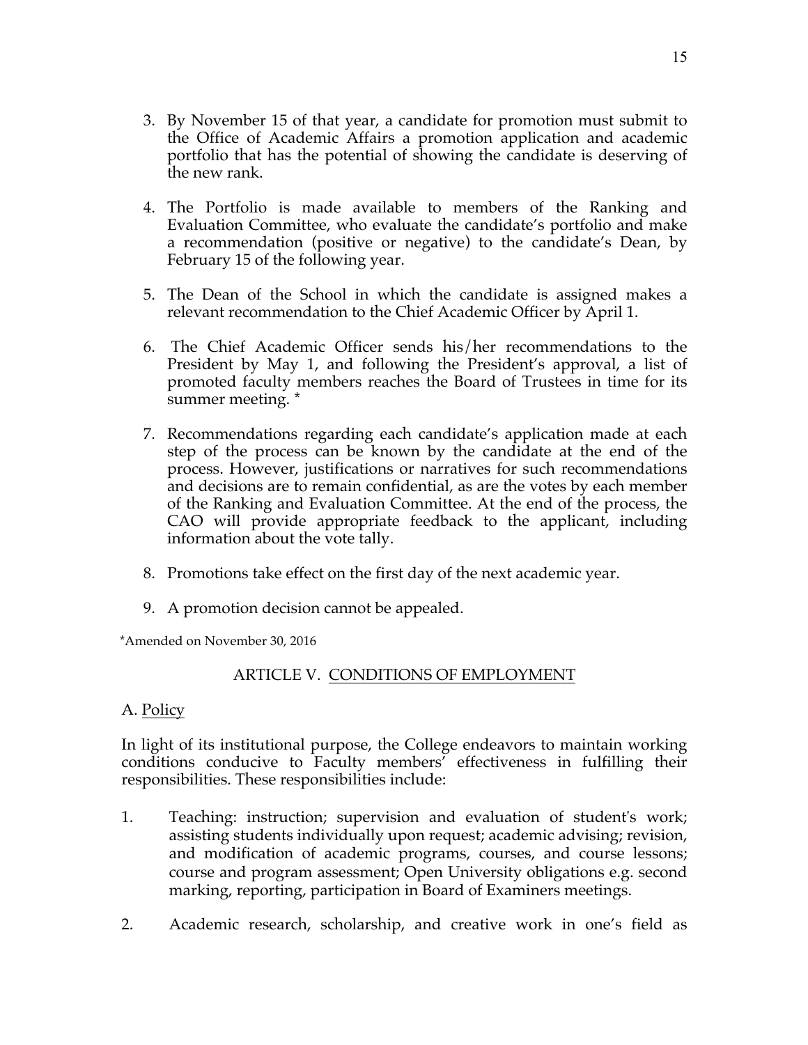3. By November 15 of that year, a candidate for promotion must submit to the Office of Academic Affairs a promotion application and academic portfolio that has the potential of showing the candidate is deserving of the new rank.

4. The Portfolio is made available to members of the Ranking and Evaluation Committee, who evaluate the candidate's portfolio and make a recommendation (positive or negative) to the candidate's Dean, by February 15 of the following year.

5. The Dean of the School in which the candidate is assigned makes a relevant recommendation to the Chief Academic Officer by April 1.

6. The Chief Academic Officer sends his/her recommendations to the President by May 1, and following the President's approval, a list of promoted faculty members reaches the Board of Trustees in time for its summer meeting. *

7. Recommendations regarding each candidate's application made at each step of the process can be known by the candidate at the end of the process. However, justifications or narratives for such recommendations and decisions are to remain confidential, as are the votes by each member of the Ranking and Evaluation Committee. At the end of the process, the CAO will provide appropriate feedback to the applicant, including information about the vote tally.

8. Promotions take effect on the first day of the next academic year.

9. A promotion decision cannot be appealed.

*Amended on November 30, 2016

## ARTICLE V. CONDITIONS OF EMPLOYMENT

### A. Policy

In light of its institutional purpose, the College endeavors to maintain working conditions conducive to Faculty members' effectiveness in fulfilling their responsibilities. These responsibilities include:

1. Teaching: instruction; supervision and evaluation of student's work; assisting students individually upon request; academic advising; revision, and modification of academic programs, courses, and course lessons; course and program assessment; Open University obligations e.g. second marking, reporting, participation in Board of Examiners meetings.

2. Academic research, scholarship, and creative work in one's field as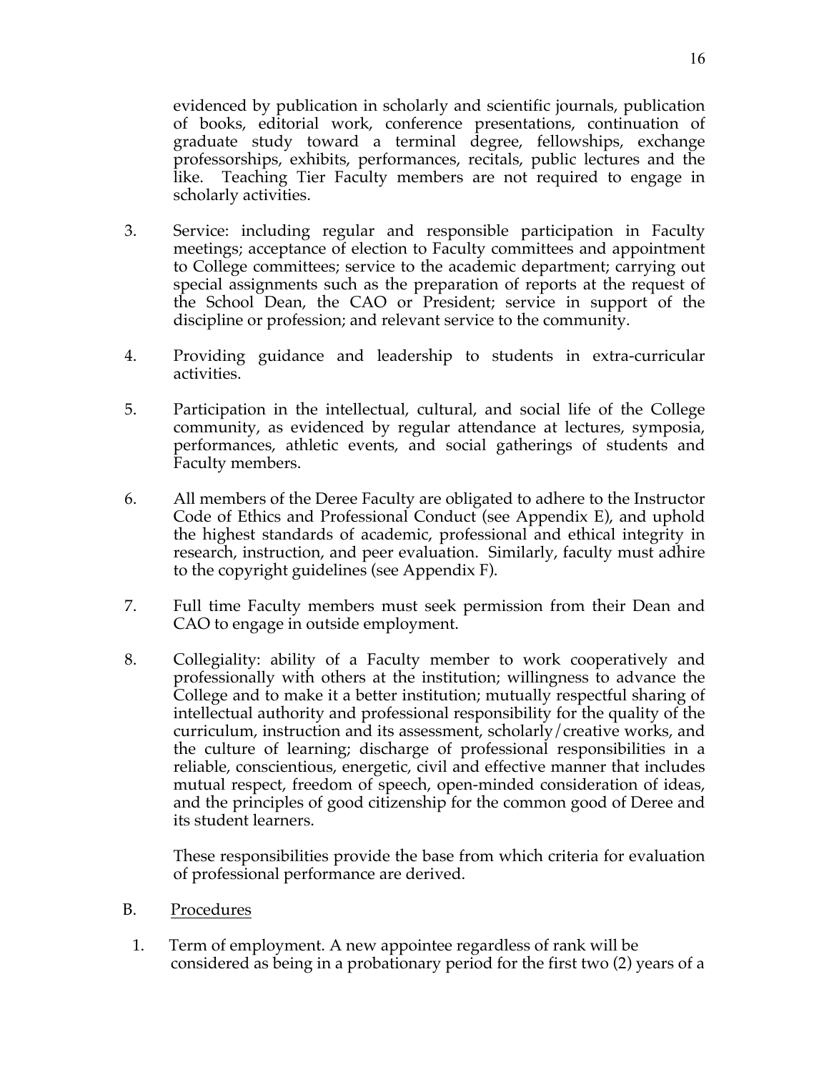evidenced by publication in scholarly and scientific journals, publication of books, editorial work, conference presentations, continuation of graduate study toward a terminal degree, fellowships, exchange professorships, exhibits, performances, recitals, public lectures and the like. Teaching Tier Faculty members are not required to engage in scholarly activities.

3. Service: including regular and responsible participation in Faculty meetings; acceptance of election to Faculty committees and appointment to College committees; service to the academic department; carrying out special assignments such as the preparation of reports at the request of the School Dean, the CAO or President; service in support of the discipline or profession; and relevant service to the community.

4. Providing guidance and leadership to students in extra-curricular activities.

5. Participation in the intellectual, cultural, and social life of the College community, as evidenced by regular attendance at lectures, symposia, performances, athletic events, and social gatherings of students and Faculty members.

6. All members of the Deree Faculty are obligated to adhere to the Instructor Code of Ethics and Professional Conduct (see Appendix E), and uphold the highest standards of academic, professional and ethical integrity in research, instruction, and peer evaluation. Similarly, faculty must adhire to the copyright guidelines (see Appendix F).

7. Full time Faculty members must seek permission from their Dean and CAO to engage in outside employment.

8. Collegiality: ability of a Faculty member to work cooperatively and professionally with others at the institution; willingness to advance the College and to make it a better institution; mutually respectful sharing of intellectual authority and professional responsibility for the quality of the curriculum, instruction and its assessment, scholarly/creative works, and the culture of learning; discharge of professional responsibilities in a reliable, conscientious, energetic, civil and effective manner that includes mutual respect, freedom of speech, open-minded consideration of ideas, and the principles of good citizenship for the common good of Deree and its student learners.

   These responsibilities provide the base from which criteria for evaluation of professional performance are derived.

B. <u>Procedures</u>

1. Term of employment. A new appointee regardless of rank will be considered as being in a probationary period for the first two (2) years of a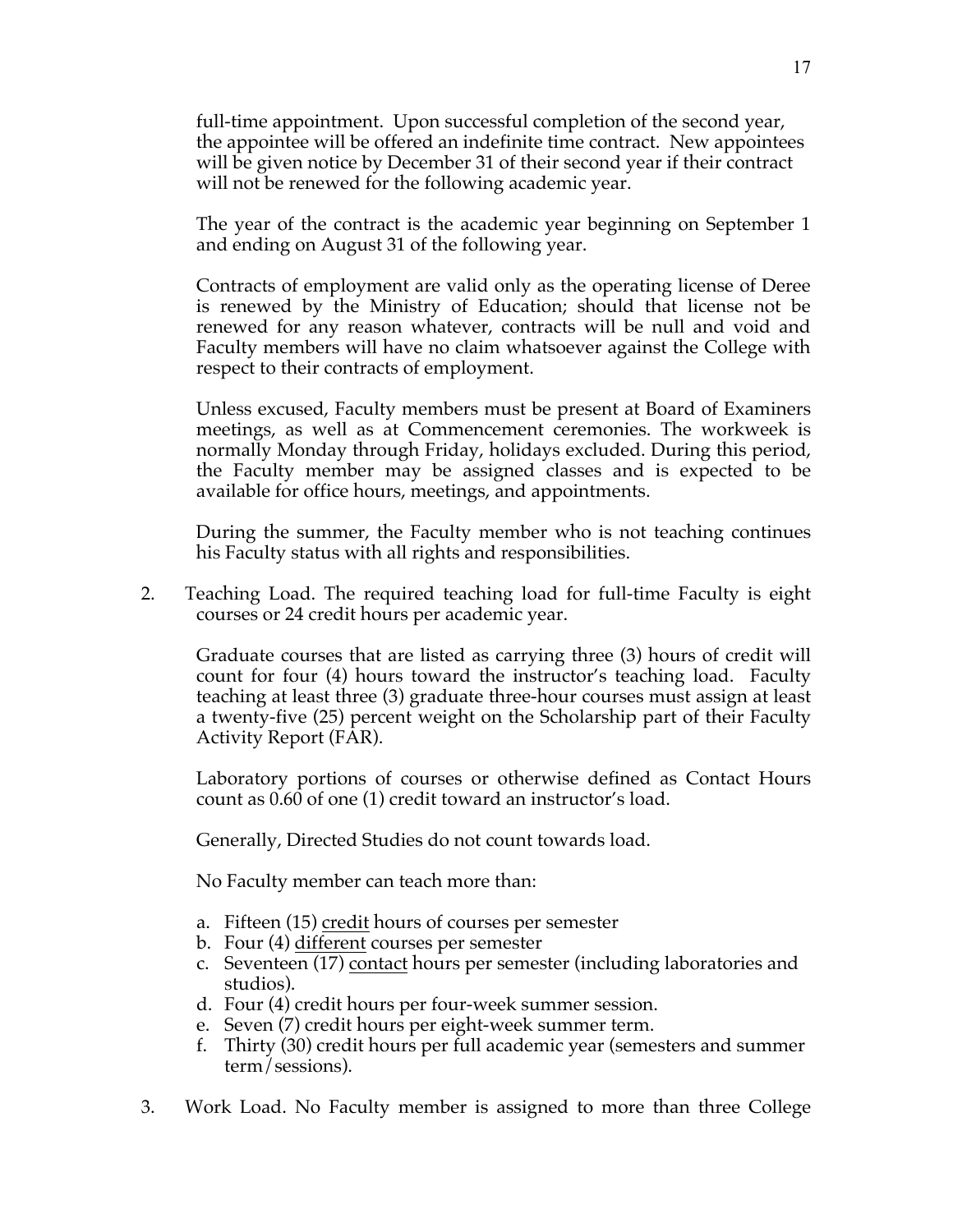full-time appointment. Upon successful completion of the second year, the appointee will be offered an indefinite time contract. New appointees will be given notice by December 31 of their second year if their contract will not be renewed for the following academic year.

The year of the contract is the academic year beginning on September 1 and ending on August 31 of the following year.

Contracts of employment are valid only as the operating license of Deree is renewed by the Ministry of Education; should that license not be renewed for any reason whatever, contracts will be null and void and Faculty members will have no claim whatsoever against the College with respect to their contracts of employment.

Unless excused, Faculty members must be present at Board of Examiners meetings, as well as at Commencement ceremonies. The workweek is normally Monday through Friday, holidays excluded. During this period, the Faculty member may be assigned classes and is expected to be available for office hours, meetings, and appointments.

During the summer, the Faculty member who is not teaching continues his Faculty status with all rights and responsibilities.

2. Teaching Load. The required teaching load for full-time Faculty is eight courses or 24 credit hours per academic year.

   Graduate courses that are listed as carrying three (3) hours of credit will count for four (4) hours toward the instructor's teaching load. Faculty teaching at least three (3) graduate three-hour courses must assign at least a twenty-five (25) percent weight on the Scholarship part of their Faculty Activity Report (FAR).

   Laboratory portions of courses or otherwise defined as Contact Hours count as 0.60 of one (1) credit toward an instructor's load.

   Generally, Directed Studies do not count towards load.

   No Faculty member can teach more than:

   a. Fifteen (15) <u>credit</u> hours of courses per semester
   b. Four (4) <u>different</u> courses per semester
   c. Seventeen (17) <u>contact</u> hours per semester (including laboratories and studios).
   d. Four (4) credit hours per four-week summer session.
   e. Seven (7) credit hours per eight-week summer term.
   f. Thirty (30) credit hours per full academic year (semesters and summer term/sessions).

3. Work Load. No Faculty member is assigned to more than three College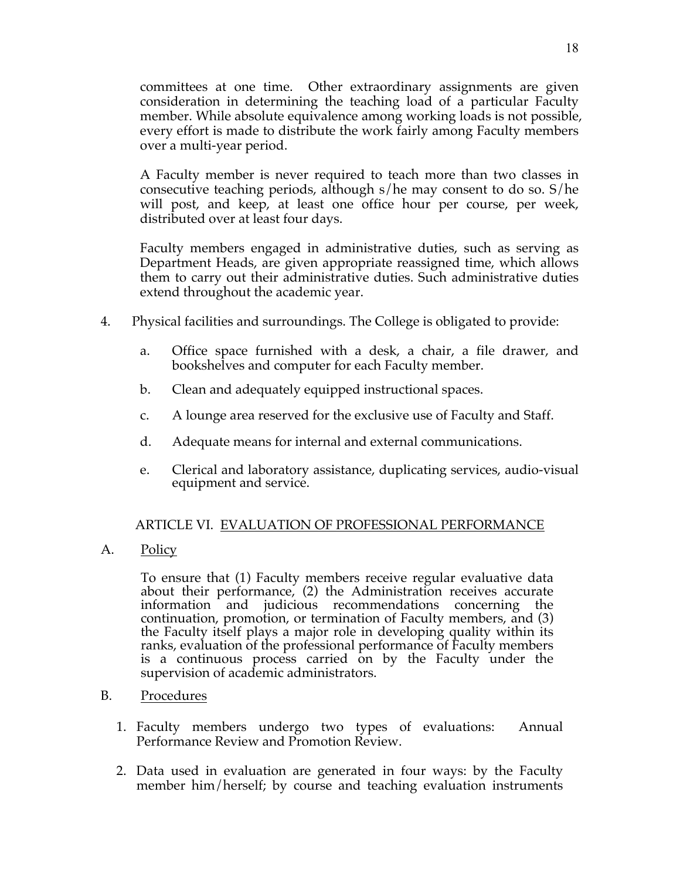committees at one time. Other extraordinary assignments are given consideration in determining the teaching load of a particular Faculty member. While absolute equivalence among working loads is not possible, every effort is made to distribute the work fairly among Faculty members over a multi-year period.

A Faculty member is never required to teach more than two classes in consecutive teaching periods, although s/he may consent to do so. S/he will post, and keep, at least one office hour per course, per week, distributed over at least four days.

Faculty members engaged in administrative duties, such as serving as Department Heads, are given appropriate reassigned time, which allows them to carry out their administrative duties. Such administrative duties extend throughout the academic year.

4. Physical facilities and surroundings. The College is obligated to provide:

   a. Office space furnished with a desk, a chair, a file drawer, and bookshelves and computer for each Faculty member.

   b. Clean and adequately equipped instructional spaces.

   c. A lounge area reserved for the exclusive use of Faculty and Staff.

   d. Adequate means for internal and external communications.

   e. Clerical and laboratory assistance, duplicating services, audio-visual equipment and service.

## ARTICLE VI. EVALUATION OF PROFESSIONAL PERFORMANCE

A. Policy

To ensure that (1) Faculty members receive regular evaluative data about their performance, (2) the Administration receives accurate information and judicious recommendations concerning the continuation, promotion, or termination of Faculty members, and (3) the Faculty itself plays a major role in developing quality within its ranks, evaluation of the professional performance of Faculty members is a continuous process carried on by the Faculty under the supervision of academic administrators.

B. Procedures

1. Faculty members undergo two types of evaluations: Annual Performance Review and Promotion Review.

2. Data used in evaluation are generated in four ways: by the Faculty member him/herself; by course and teaching evaluation instruments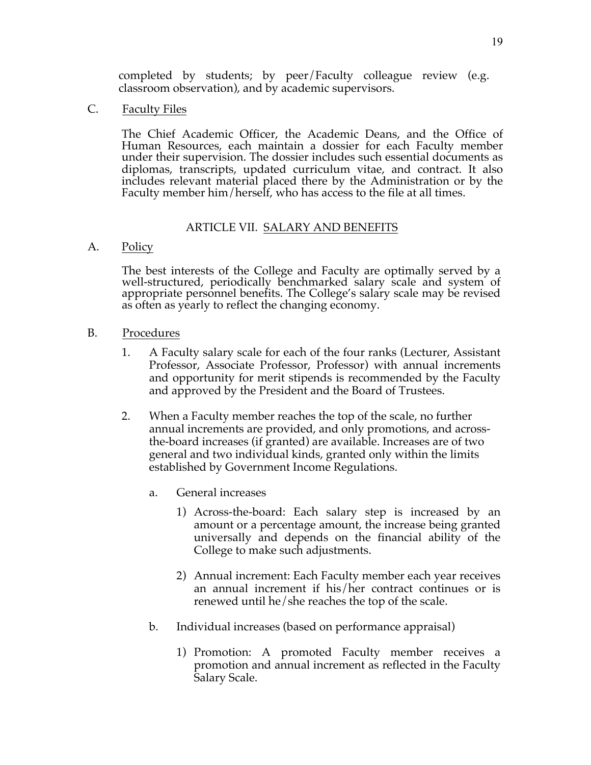completed by students; by peer/Faculty colleague review (e.g. classroom observation), and by academic supervisors.

C. Faculty Files

The Chief Academic Officer, the Academic Deans, and the Office of Human Resources, each maintain a dossier for each Faculty member under their supervision. The dossier includes such essential documents as diplomas, transcripts, updated curriculum vitae, and contract. It also includes relevant material placed there by the Administration or by the Faculty member him/herself, who has access to the file at all times.

## ARTICLE VII. SALARY AND BENEFITS

A. Policy

The best interests of the College and Faculty are optimally served by a well-structured, periodically benchmarked salary scale and system of appropriate personnel benefits. The College's salary scale may be revised as often as yearly to reflect the changing economy.

B. Procedures

1. A Faculty salary scale for each of the four ranks (Lecturer, Assistant Professor, Associate Professor, Professor) with annual increments and opportunity for merit stipends is recommended by the Faculty and approved by the President and the Board of Trustees.

2. When a Faculty member reaches the top of the scale, no further annual increments are provided, and only promotions, and across-the-board increases (if granted) are available. Increases are of two general and two individual kinds, granted only within the limits established by Government Income Regulations.

   a. General increases

      1) Across-the-board: Each salary step is increased by an amount or a percentage amount, the increase being granted universally and depends on the financial ability of the College to make such adjustments.

      2) Annual increment: Each Faculty member each year receives an annual increment if his/her contract continues or is renewed until he/she reaches the top of the scale.

   b. Individual increases (based on performance appraisal)

      1) Promotion: A promoted Faculty member receives a promotion and annual increment as reflected in the Faculty Salary Scale.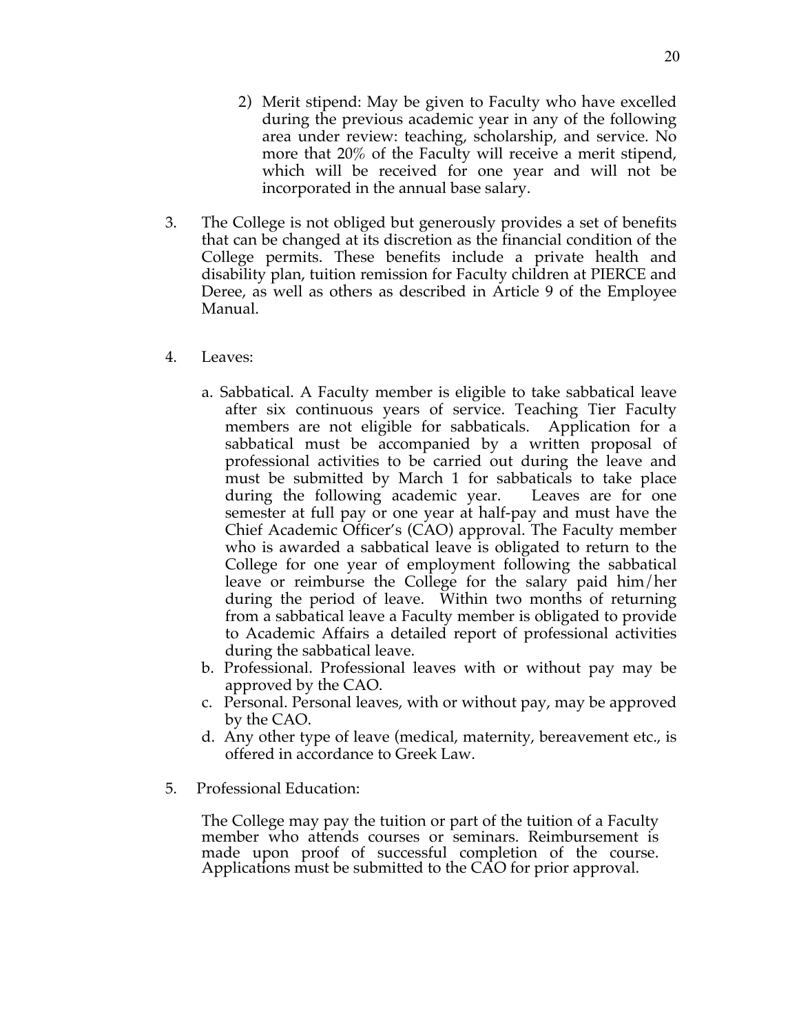2) Merit stipend: May be given to Faculty who have excelled during the previous academic year in any of the following area under review: teaching, scholarship, and service. No more that 20% of the Faculty will receive a merit stipend, which will be received for one year and will not be incorporated in the annual base salary.

3. The College is not obliged but generously provides a set of benefits that can be changed at its discretion as the financial condition of the College permits. These benefits include a private health and disability plan, tuition remission for Faculty children at PIERCE and Deree, as well as others as described in Article 9 of the Employee Manual.

4. Leaves:

   a. Sabbatical. A Faculty member is eligible to take sabbatical leave after six continuous years of service. Teaching Tier Faculty members are not eligible for sabbaticals. Application for a sabbatical must be accompanied by a written proposal of professional activities to be carried out during the leave and must be submitted by March 1 for sabbaticals to take place during the following academic year. Leaves are for one semester at full pay or one year at half-pay and must have the Chief Academic Officer's (CAO) approval. The Faculty member who is awarded a sabbatical leave is obligated to return to the College for one year of employment following the sabbatical leave or reimburse the College for the salary paid him/her during the period of leave. Within two months of returning from a sabbatical leave a Faculty member is obligated to provide to Academic Affairs a detailed report of professional activities during the sabbatical leave.
   b. Professional. Professional leaves with or without pay may be approved by the CAO.
   c. Personal. Personal leaves, with or without pay, may be approved by the CAO.
   d. Any other type of leave (medical, maternity, bereavement etc., is offered in accordance to Greek Law.

5. Professional Education:

   The College may pay the tuition or part of the tuition of a Faculty member who attends courses or seminars. Reimbursement is made upon proof of successful completion of the course. Applications must be submitted to the CAO for prior approval.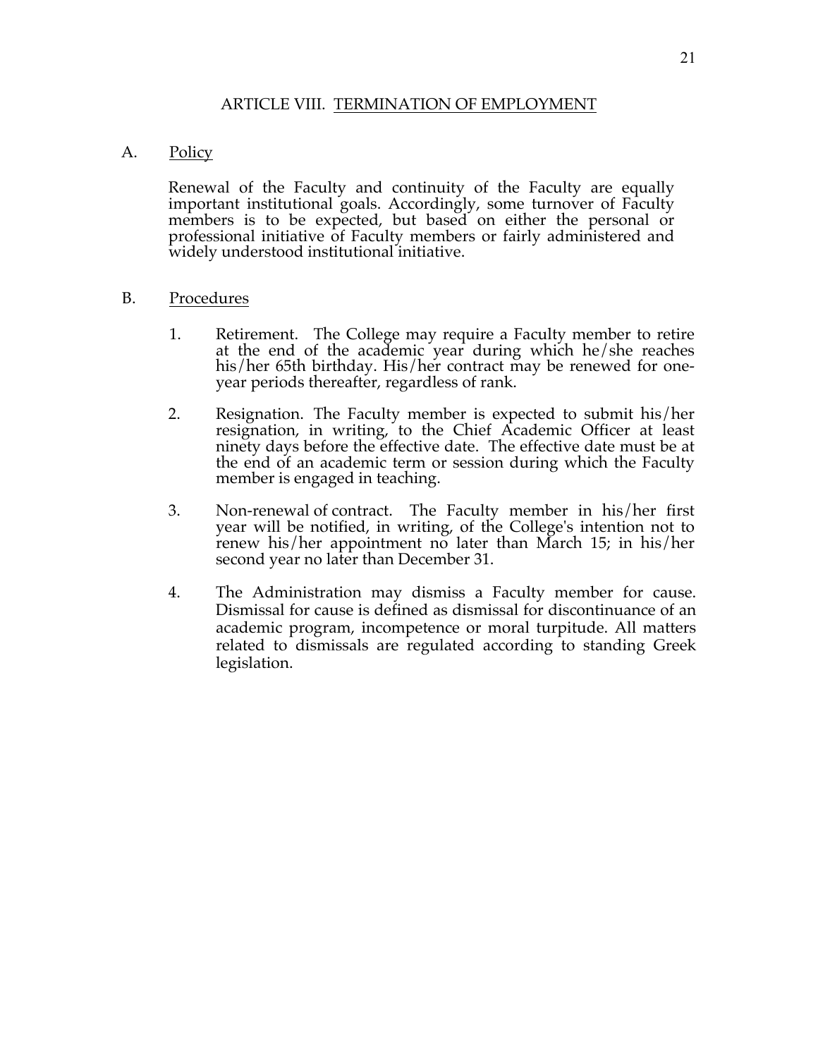# ARTICLE VIII. TERMINATION OF EMPLOYMENT

## A. Policy

Renewal of the Faculty and continuity of the Faculty are equally important institutional goals. Accordingly, some turnover of Faculty members is to be expected, but based on either the personal or professional initiative of Faculty members or fairly administered and widely understood institutional initiative.

## B. Procedures

1. Retirement. The College may require a Faculty member to retire at the end of the academic year during which he/she reaches his/her 65th birthday. His/her contract may be renewed for one-year periods thereafter, regardless of rank.

2. Resignation. The Faculty member is expected to submit his/her resignation, in writing, to the Chief Academic Officer at least ninety days before the effective date. The effective date must be at the end of an academic term or session during which the Faculty member is engaged in teaching.

3. Non-renewal of contract. The Faculty member in his/her first year will be notified, in writing, of the College's intention not to renew his/her appointment no later than March 15; in his/her second year no later than December 31.

4. The Administration may dismiss a Faculty member for cause. Dismissal for cause is defined as dismissal for discontinuance of an academic program, incompetence or moral turpitude. All matters related to dismissals are regulated according to standing Greek legislation.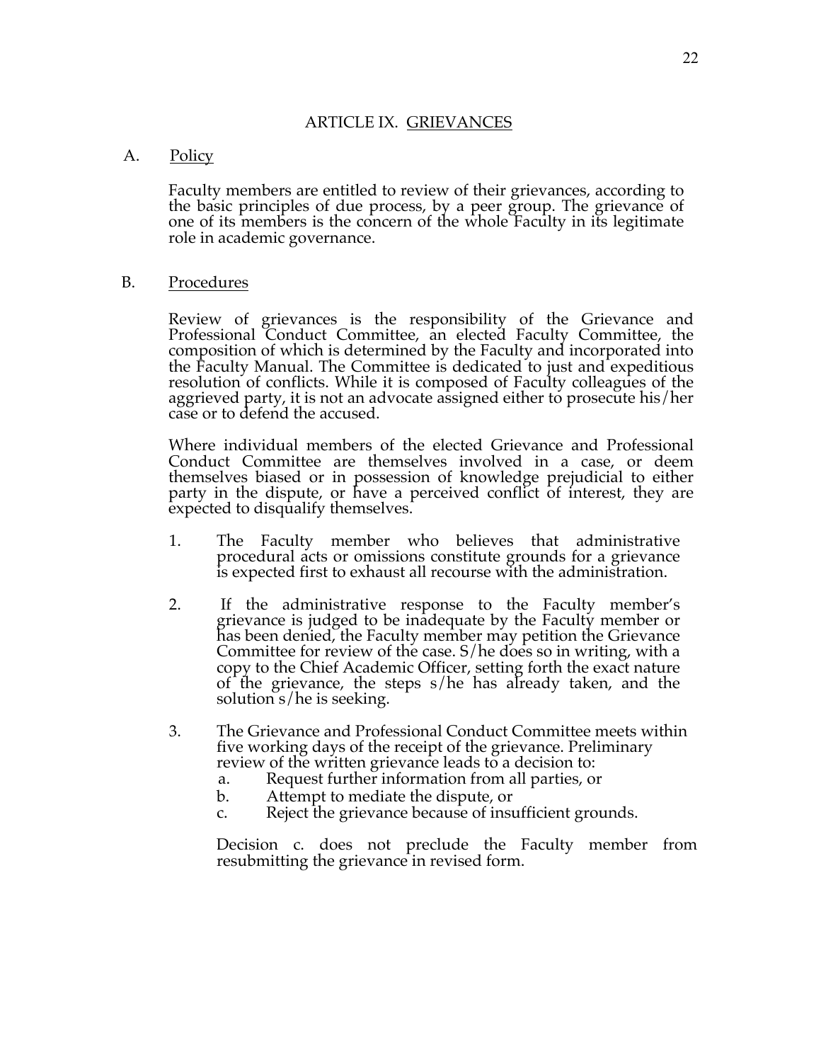# ARTICLE IX. GRIEVANCES

## A. Policy

Faculty members are entitled to review of their grievances, according to the basic principles of due process, by a peer group. The grievance of one of its members is the concern of the whole Faculty in its legitimate role in academic governance.

## B. Procedures

Review of grievances is the responsibility of the Grievance and Professional Conduct Committee, an elected Faculty Committee, the composition of which is determined by the Faculty and incorporated into the Faculty Manual. The Committee is dedicated to just and expeditious resolution of conflicts. While it is composed of Faculty colleagues of the aggrieved party, it is not an advocate assigned either to prosecute his/her case or to defend the accused.

Where individual members of the elected Grievance and Professional Conduct Committee are themselves involved in a case, or deem themselves biased or in possession of knowledge prejudicial to either party in the dispute, or have a perceived conflict of interest, they are expected to disqualify themselves.

1. The Faculty member who believes that administrative procedural acts or omissions constitute grounds for a grievance is expected first to exhaust all recourse with the administration.

2. If the administrative response to the Faculty member's grievance is judged to be inadequate by the Faculty member or has been denied, the Faculty member may petition the Grievance Committee for review of the case. S/he does so in writing, with a copy to the Chief Academic Officer, setting forth the exact nature of the grievance, the steps s/he has already taken, and the solution s/he is seeking.

3. The Grievance and Professional Conduct Committee meets within five working days of the receipt of the grievance. Preliminary review of the written grievance leads to a decision to:
   a. Request further information from all parties, or
   b. Attempt to mediate the dispute, or
   c. Reject the grievance because of insufficient grounds.

   Decision c. does not preclude the Faculty member from resubmitting the grievance in revised form.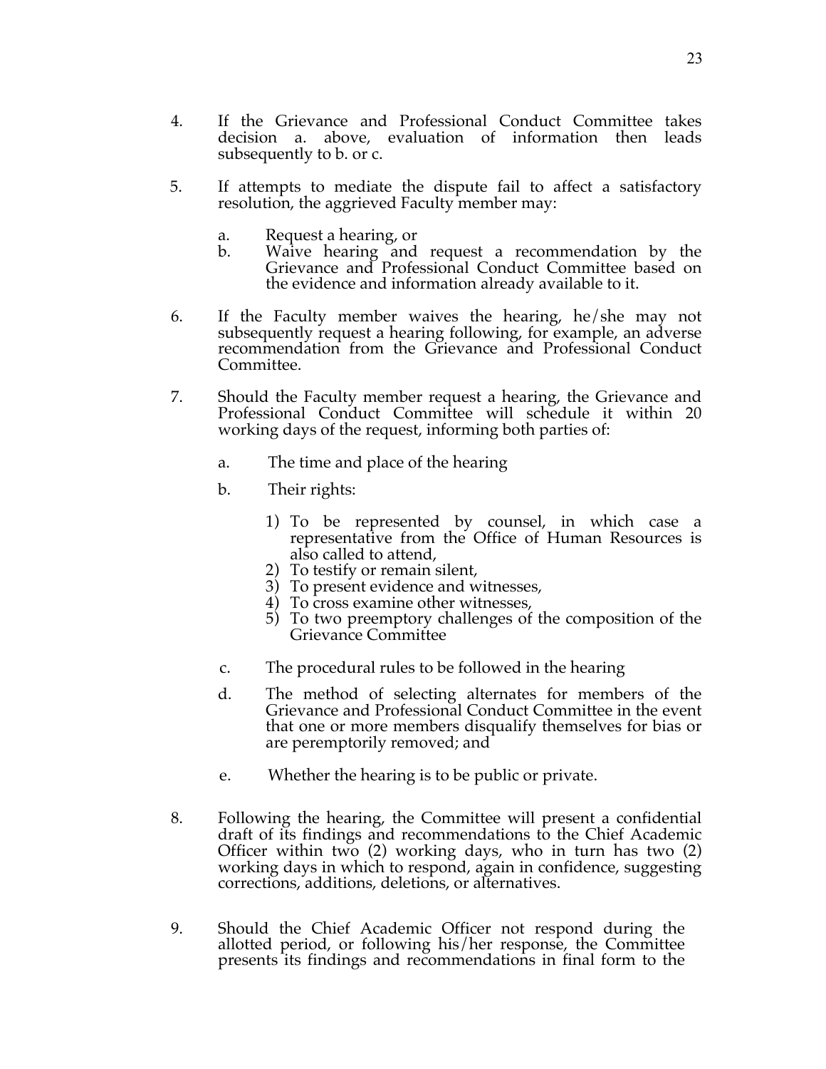4. If the Grievance and Professional Conduct Committee takes decision a. above, evaluation of information then leads subsequently to b. or c.

5. If attempts to mediate the dispute fail to affect a satisfactory resolution, the aggrieved Faculty member may:

   a. Request a hearing, or
   b. Waive hearing and request a recommendation by the Grievance and Professional Conduct Committee based on the evidence and information already available to it.

6. If the Faculty member waives the hearing, he/she may not subsequently request a hearing following, for example, an adverse recommendation from the Grievance and Professional Conduct Committee.

7. Should the Faculty member request a hearing, the Grievance and Professional Conduct Committee will schedule it within 20 working days of the request, informing both parties of:

   a. The time and place of the hearing

   b. Their rights:

      1) To be represented by counsel, in which case a representative from the Office of Human Resources is also called to attend,
      2) To testify or remain silent,
      3) To present evidence and witnesses,
      4) To cross examine other witnesses,
      5) To two preemptory challenges of the composition of the Grievance Committee

   c. The procedural rules to be followed in the hearing

   d. The method of selecting alternates for members of the Grievance and Professional Conduct Committee in the event that one or more members disqualify themselves for bias or are peremptorily removed; and

   e. Whether the hearing is to be public or private.

8. Following the hearing, the Committee will present a confidential draft of its findings and recommendations to the Chief Academic Officer within two (2) working days, who in turn has two (2) working days in which to respond, again in confidence, suggesting corrections, additions, deletions, or alternatives.

9. Should the Chief Academic Officer not respond during the allotted period, or following his/her response, the Committee presents its findings and recommendations in final form to the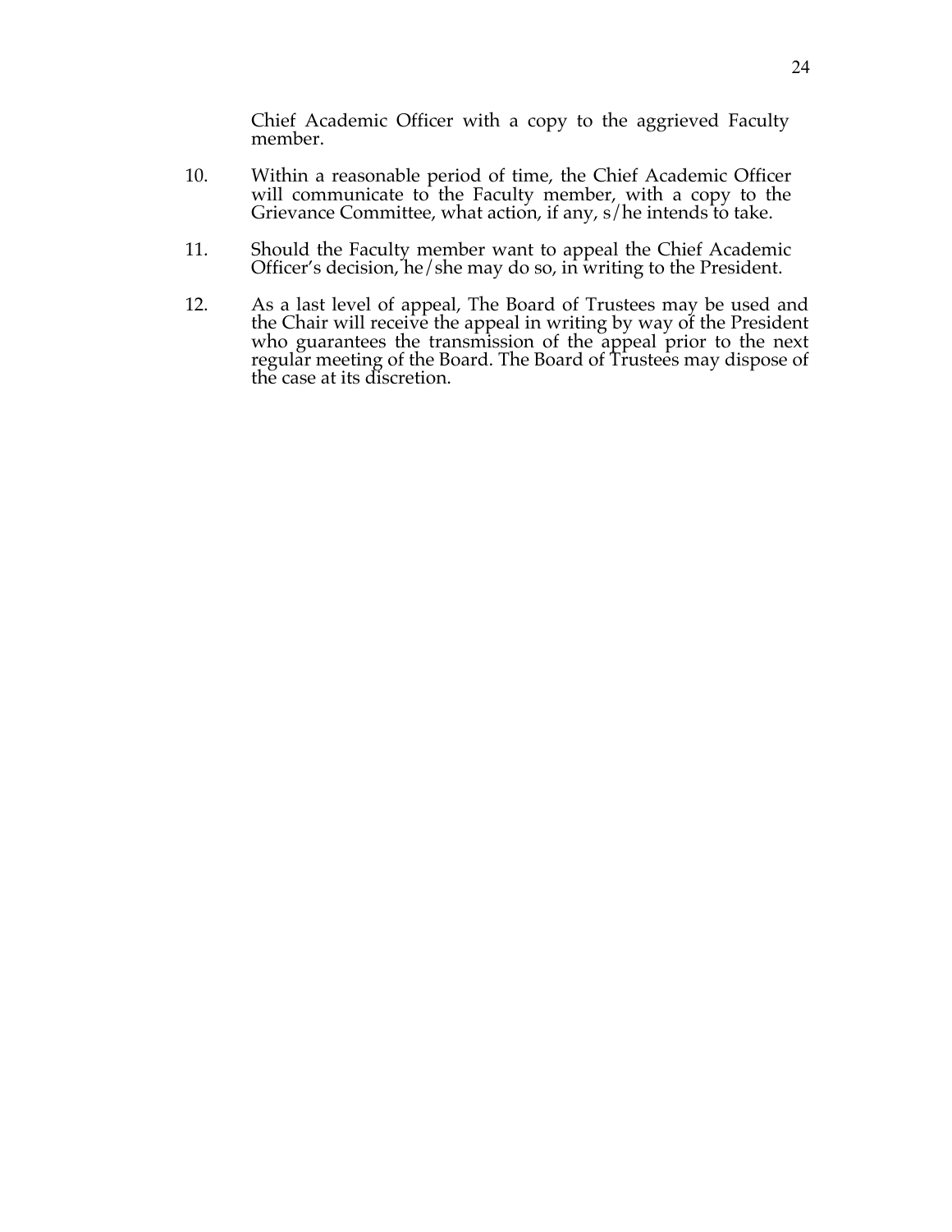Chief Academic Officer with a copy to the aggrieved Faculty member.

10. Within a reasonable period of time, the Chief Academic Officer will communicate to the Faculty member, with a copy to the Grievance Committee, what action, if any, s/he intends to take.

11. Should the Faculty member want to appeal the Chief Academic Officer's decision, he/she may do so, in writing to the President.

12. As a last level of appeal, The Board of Trustees may be used and the Chair will receive the appeal in writing by way of the President who guarantees the transmission of the appeal prior to the next regular meeting of the Board. The Board of Trustees may dispose of the case at its discretion.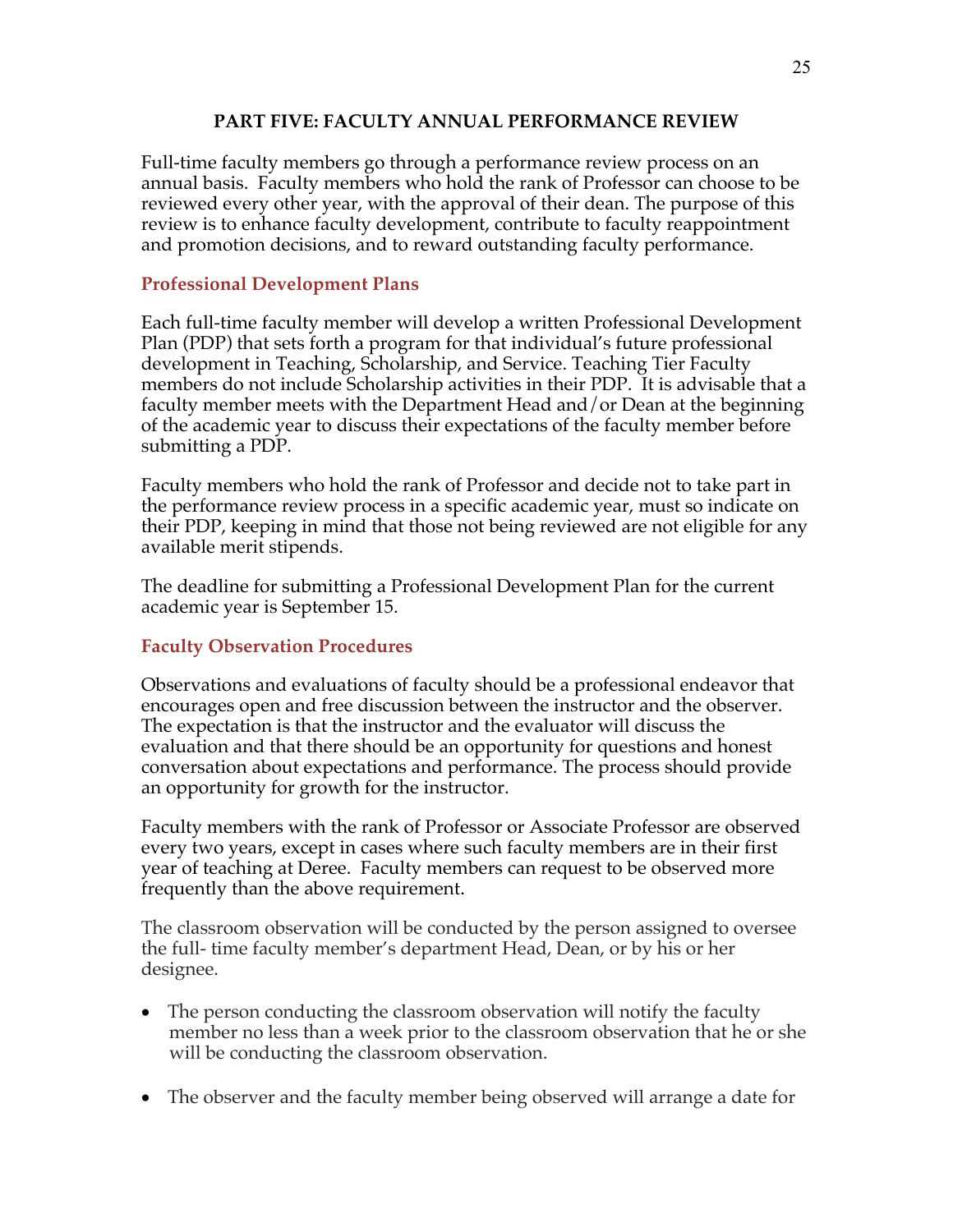# PART FIVE: FACULTY ANNUAL PERFORMANCE REVIEW

Full-time faculty members go through a performance review process on an annual basis. Faculty members who hold the rank of Professor can choose to be reviewed every other year, with the approval of their dean. The purpose of this review is to enhance faculty development, contribute to faculty reappointment and promotion decisions, and to reward outstanding faculty performance.

## Professional Development Plans

Each full-time faculty member will develop a written Professional Development Plan (PDP) that sets forth a program for that individual's future professional development in Teaching, Scholarship, and Service. Teaching Tier Faculty members do not include Scholarship activities in their PDP. It is advisable that a faculty member meets with the Department Head and/or Dean at the beginning of the academic year to discuss their expectations of the faculty member before submitting a PDP.

Faculty members who hold the rank of Professor and decide not to take part in the performance review process in a specific academic year, must so indicate on their PDP, keeping in mind that those not being reviewed are not eligible for any available merit stipends.

The deadline for submitting a Professional Development Plan for the current academic year is September 15.

## Faculty Observation Procedures

Observations and evaluations of faculty should be a professional endeavor that encourages open and free discussion between the instructor and the observer. The expectation is that the instructor and the evaluator will discuss the evaluation and that there should be an opportunity for questions and honest conversation about expectations and performance. The process should provide an opportunity for growth for the instructor.

Faculty members with the rank of Professor or Associate Professor are observed every two years, except in cases where such faculty members are in their first year of teaching at Deree. Faculty members can request to be observed more frequently than the above requirement.

The classroom observation will be conducted by the person assigned to oversee the full- time faculty member's department Head, Dean, or by his or her designee.

- The person conducting the classroom observation will notify the faculty member no less than a week prior to the classroom observation that he or she will be conducting the classroom observation.
- The observer and the faculty member being observed will arrange a date for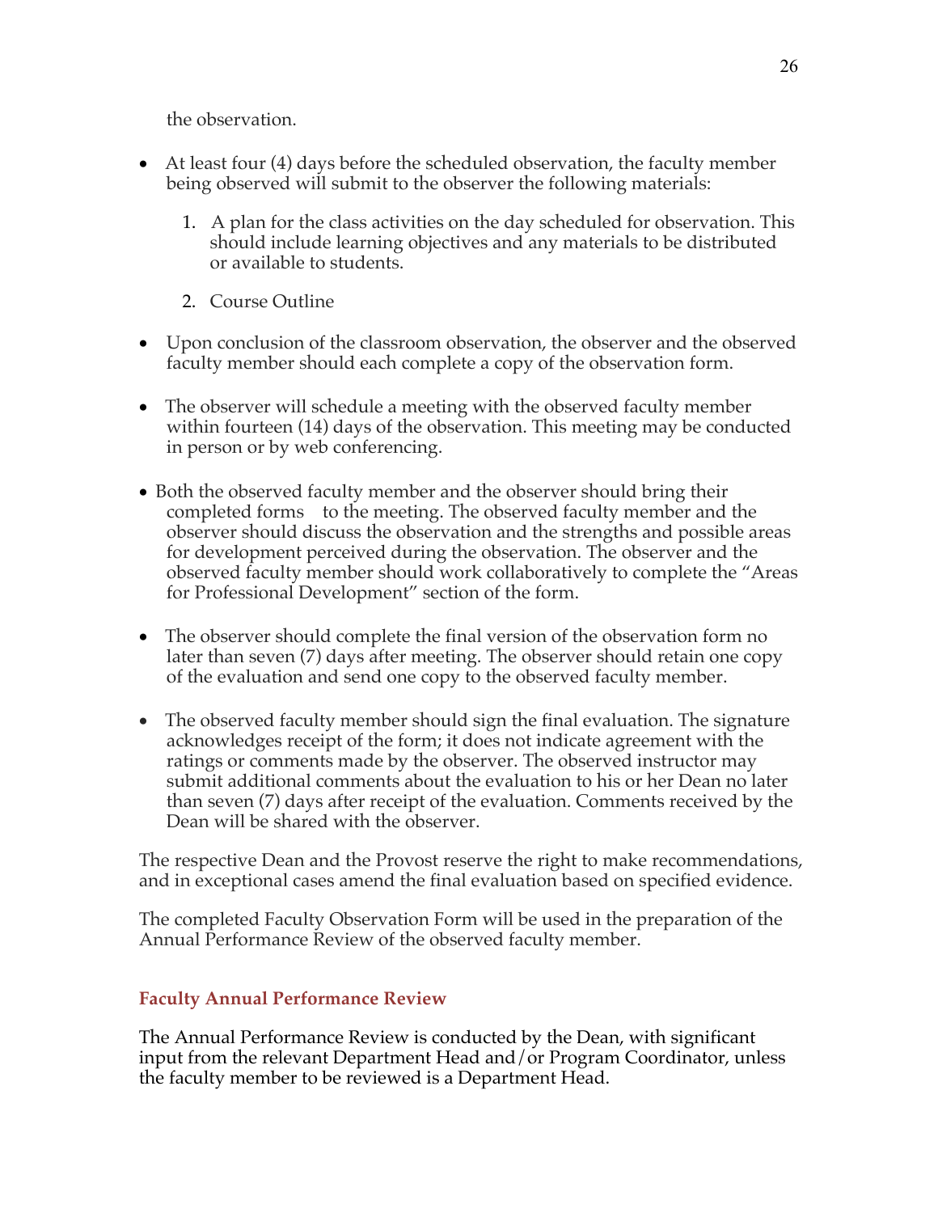the observation.

- At least four (4) days before the scheduled observation, the faculty member being observed will submit to the observer the following materials:

    1. A plan for the class activities on the day scheduled for observation. This should include learning objectives and any materials to be distributed or available to students.

    2. Course Outline

- Upon conclusion of the classroom observation, the observer and the observed faculty member should each complete a copy of the observation form.

- The observer will schedule a meeting with the observed faculty member within fourteen (14) days of the observation. This meeting may be conducted in person or by web conferencing.

- Both the observed faculty member and the observer should bring their completed forms to the meeting. The observed faculty member and the observer should discuss the observation and the strengths and possible areas for development perceived during the observation. The observer and the observed faculty member should work collaboratively to complete the "Areas for Professional Development" section of the form.

- The observer should complete the final version of the observation form no later than seven (7) days after meeting. The observer should retain one copy of the evaluation and send one copy to the observed faculty member.

- The observed faculty member should sign the final evaluation. The signature acknowledges receipt of the form; it does not indicate agreement with the ratings or comments made by the observer. The observed instructor may submit additional comments about the evaluation to his or her Dean no later than seven (7) days after receipt of the evaluation. Comments received by the Dean will be shared with the observer.

The respective Dean and the Provost reserve the right to make recommendations, and in exceptional cases amend the final evaluation based on specified evidence.

The completed Faculty Observation Form will be used in the preparation of the Annual Performance Review of the observed faculty member.

### Faculty Annual Performance Review

The Annual Performance Review is conducted by the Dean, with significant input from the relevant Department Head and/or Program Coordinator, unless the faculty member to be reviewed is a Department Head.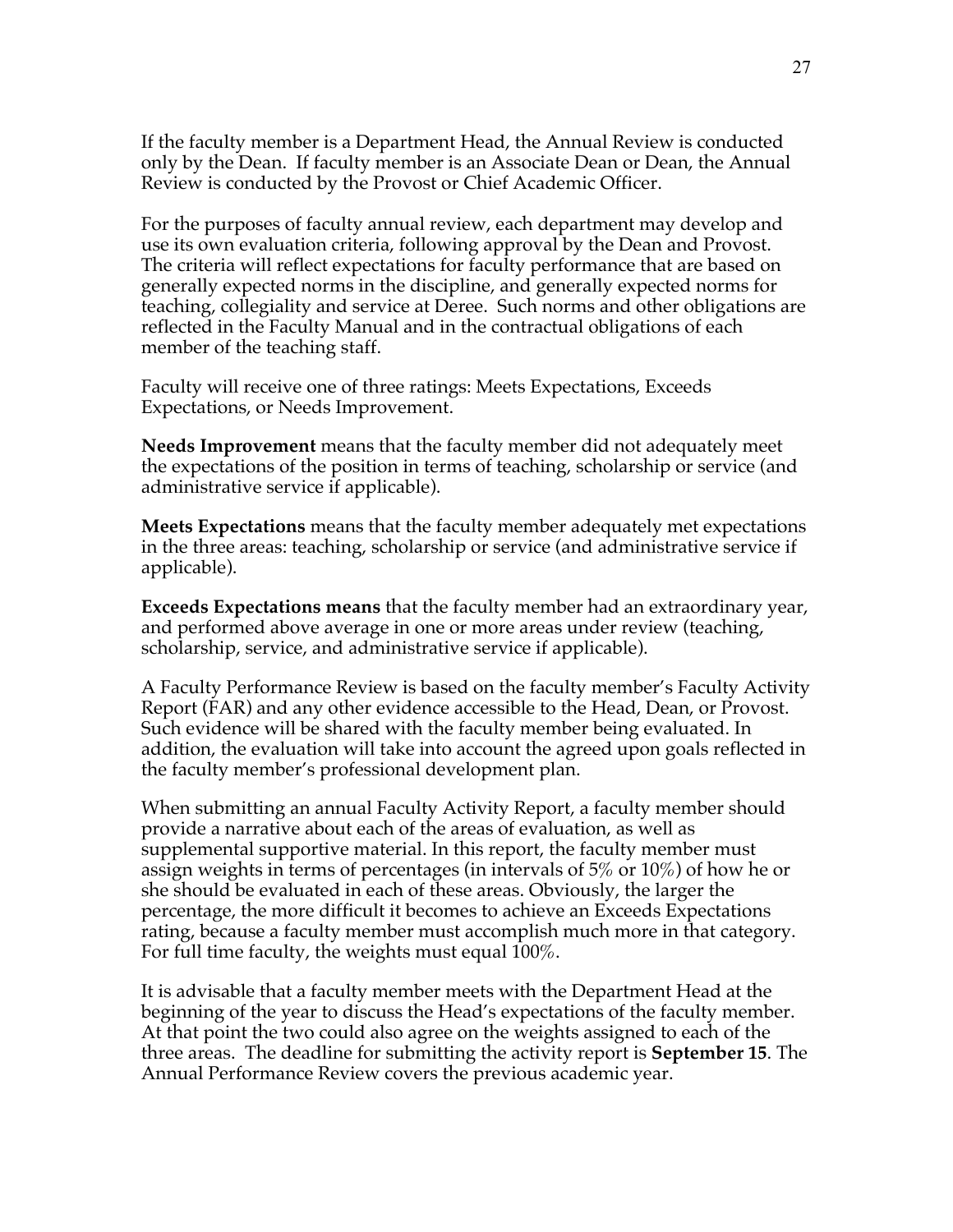If the faculty member is a Department Head, the Annual Review is conducted only by the Dean. If faculty member is an Associate Dean or Dean, the Annual Review is conducted by the Provost or Chief Academic Officer.

For the purposes of faculty annual review, each department may develop and use its own evaluation criteria, following approval by the Dean and Provost. The criteria will reflect expectations for faculty performance that are based on generally expected norms in the discipline, and generally expected norms for teaching, collegiality and service at Deree. Such norms and other obligations are reflected in the Faculty Manual and in the contractual obligations of each member of the teaching staff.

Faculty will receive one of three ratings: Meets Expectations, Exceeds Expectations, or Needs Improvement.

**Needs Improvement** means that the faculty member did not adequately meet the expectations of the position in terms of teaching, scholarship or service (and administrative service if applicable).

**Meets Expectations** means that the faculty member adequately met expectations in the three areas: teaching, scholarship or service (and administrative service if applicable).

**Exceeds Expectations means** that the faculty member had an extraordinary year, and performed above average in one or more areas under review (teaching, scholarship, service, and administrative service if applicable).

A Faculty Performance Review is based on the faculty member's Faculty Activity Report (FAR) and any other evidence accessible to the Head, Dean, or Provost. Such evidence will be shared with the faculty member being evaluated. In addition, the evaluation will take into account the agreed upon goals reflected in the faculty member's professional development plan.

When submitting an annual Faculty Activity Report, a faculty member should provide a narrative about each of the areas of evaluation, as well as supplemental supportive material. In this report, the faculty member must assign weights in terms of percentages (in intervals of 5% or 10%) of how he or she should be evaluated in each of these areas. Obviously, the larger the percentage, the more difficult it becomes to achieve an Exceeds Expectations rating, because a faculty member must accomplish much more in that category. For full time faculty, the weights must equal 100%.

It is advisable that a faculty member meets with the Department Head at the beginning of the year to discuss the Head's expectations of the faculty member. At that point the two could also agree on the weights assigned to each of the three areas. The deadline for submitting the activity report is **September 15**. The Annual Performance Review covers the previous academic year.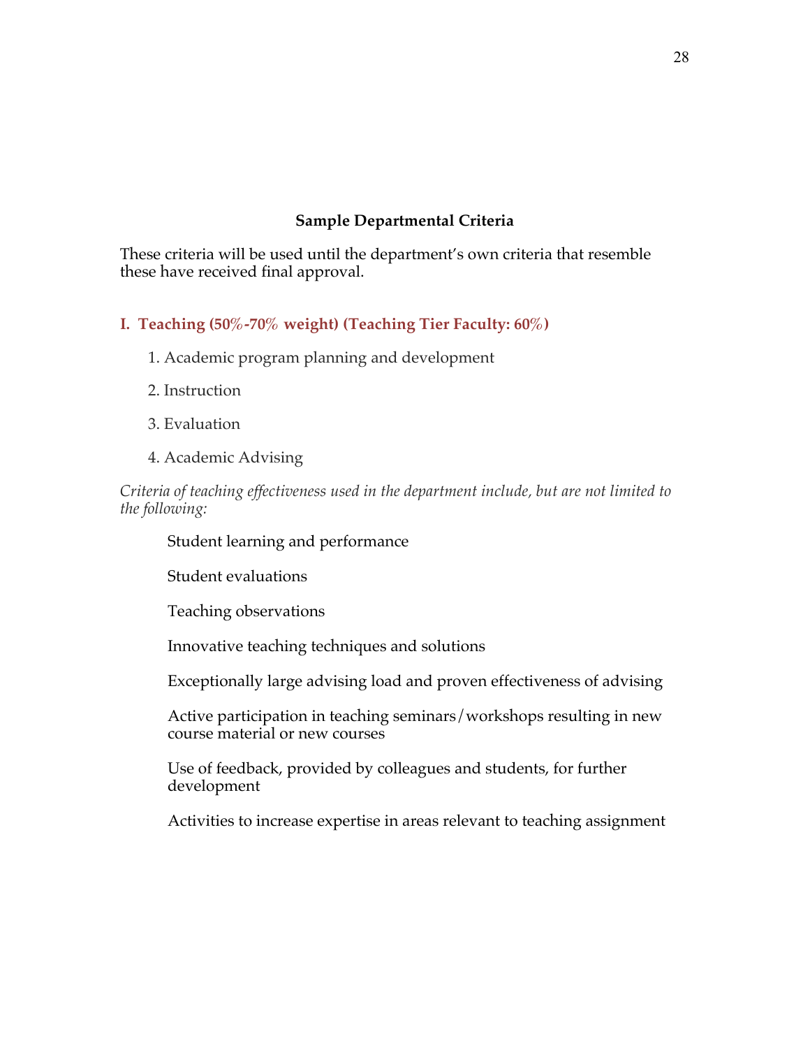## Sample Departmental Criteria

These criteria will be used until the department's own criteria that resemble these have received final approval.

### I. Teaching (50%-70% weight) (Teaching Tier Faculty: 60%)

1. Academic program planning and development
2. Instruction
3. Evaluation
4. Academic Advising

*Criteria of teaching effectiveness used in the department include, but are not limited to the following:*

- Student learning and performance
- Student evaluations
- Teaching observations
- Innovative teaching techniques and solutions
- Exceptionally large advising load and proven effectiveness of advising
- Active participation in teaching seminars/workshops resulting in new course material or new courses
- Use of feedback, provided by colleagues and students, for further development
- Activities to increase expertise in areas relevant to teaching assignment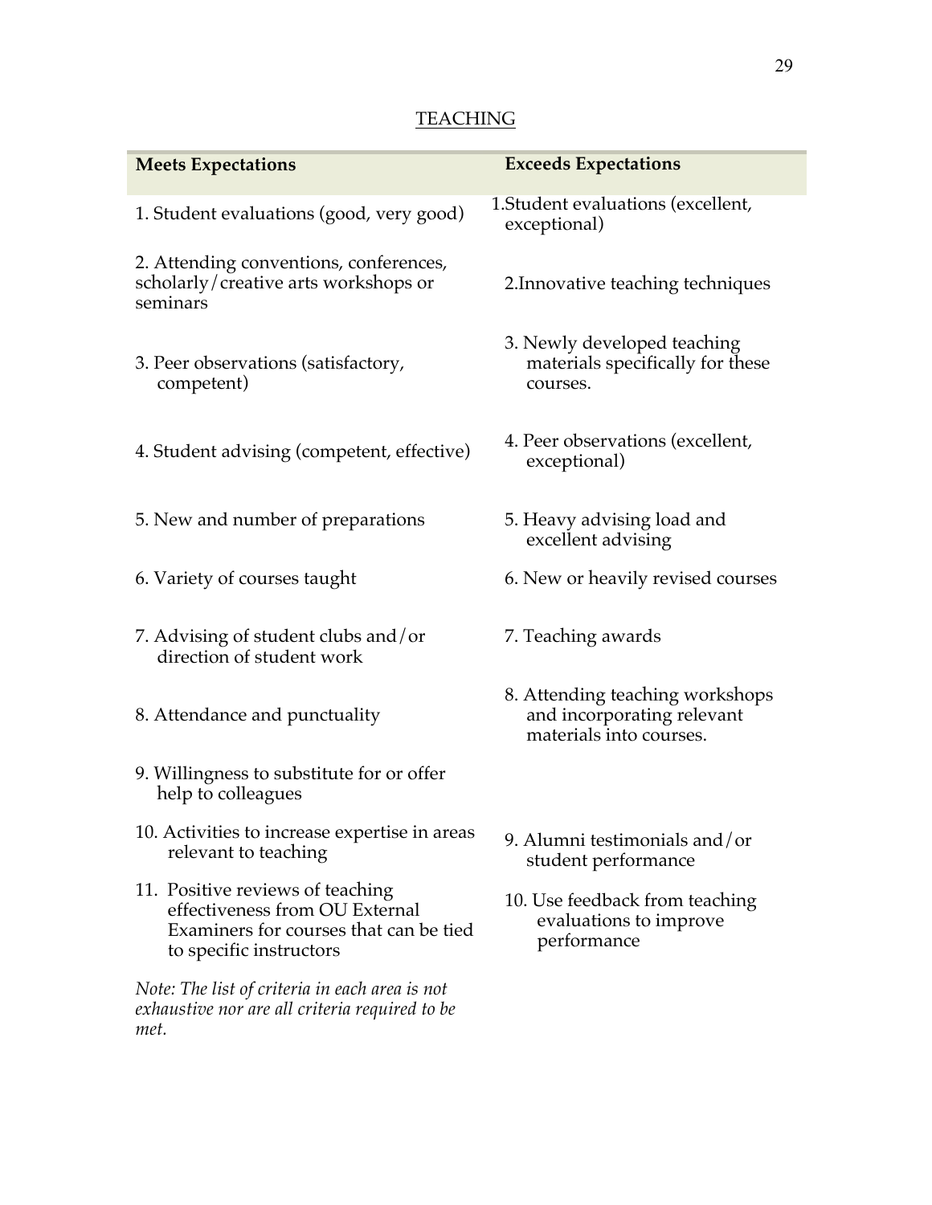## TEACHING

| Meets Expectations | Exceeds Expectations |
| --- | --- |
| 1. Student evaluations (good, very good) | 1.Student evaluations (excellent, exceptional) |
| 2. Attending conventions, conferences, scholarly/creative arts workshops or seminars | 2.Innovative teaching techniques |
| 3. Peer observations (satisfactory, competent) | 3. Newly developed teaching materials specifically for these courses. |
| 4. Student advising (competent, effective) | 4. Peer observations (excellent, exceptional) |
| 5. New and number of preparations | 5. Heavy advising load and excellent advising |
| 6. Variety of courses taught | 6. New or heavily revised courses |
| 7. Advising of student clubs and/or direction of student work | 7. Teaching awards |
| 8. Attendance and punctuality | 8. Attending teaching workshops and incorporating relevant materials into courses. |
| 9. Willingness to substitute for or offer help to colleagues | |
| 10. Activities to increase expertise in areas relevant to teaching | 9. Alumni testimonials and/or student performance |
| 11. Positive reviews of teaching effectiveness from OU External Examiners for courses that can be tied to specific instructors | 10. Use feedback from teaching evaluations to improve performance |

*Note: The list of criteria in each area is not exhaustive nor are all criteria required to be met.*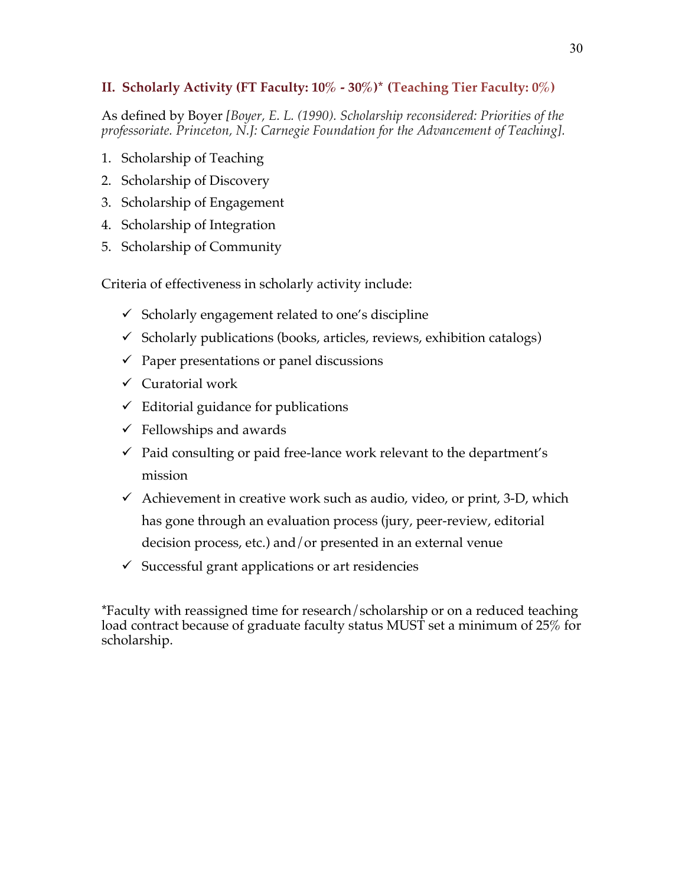## II. Scholarly Activity (FT Faculty: 10% - 30%)* (Teaching Tier Faculty: 0%)

As defined by Boyer *[Boyer, E. L. (1990). Scholarship reconsidered: Priorities of the professoriate. Princeton, N.J: Carnegie Foundation for the Advancement of Teaching].*

1. Scholarship of Teaching
2. Scholarship of Discovery
3. Scholarship of Engagement
4. Scholarship of Integration
5. Scholarship of Community

Criteria of effectiveness in scholarly activity include:

- ✓ Scholarly engagement related to one's discipline
- ✓ Scholarly publications (books, articles, reviews, exhibition catalogs)
- ✓ Paper presentations or panel discussions
- ✓ Curatorial work
- ✓ Editorial guidance for publications
- ✓ Fellowships and awards
- ✓ Paid consulting or paid free-lance work relevant to the department's mission
- ✓ Achievement in creative work such as audio, video, or print, 3-D, which has gone through an evaluation process (jury, peer-review, editorial decision process, etc.) and/or presented in an external venue
- ✓ Successful grant applications or art residencies

*Faculty with reassigned time for research/scholarship or on a reduced teaching load contract because of graduate faculty status MUST set a minimum of 25% for scholarship.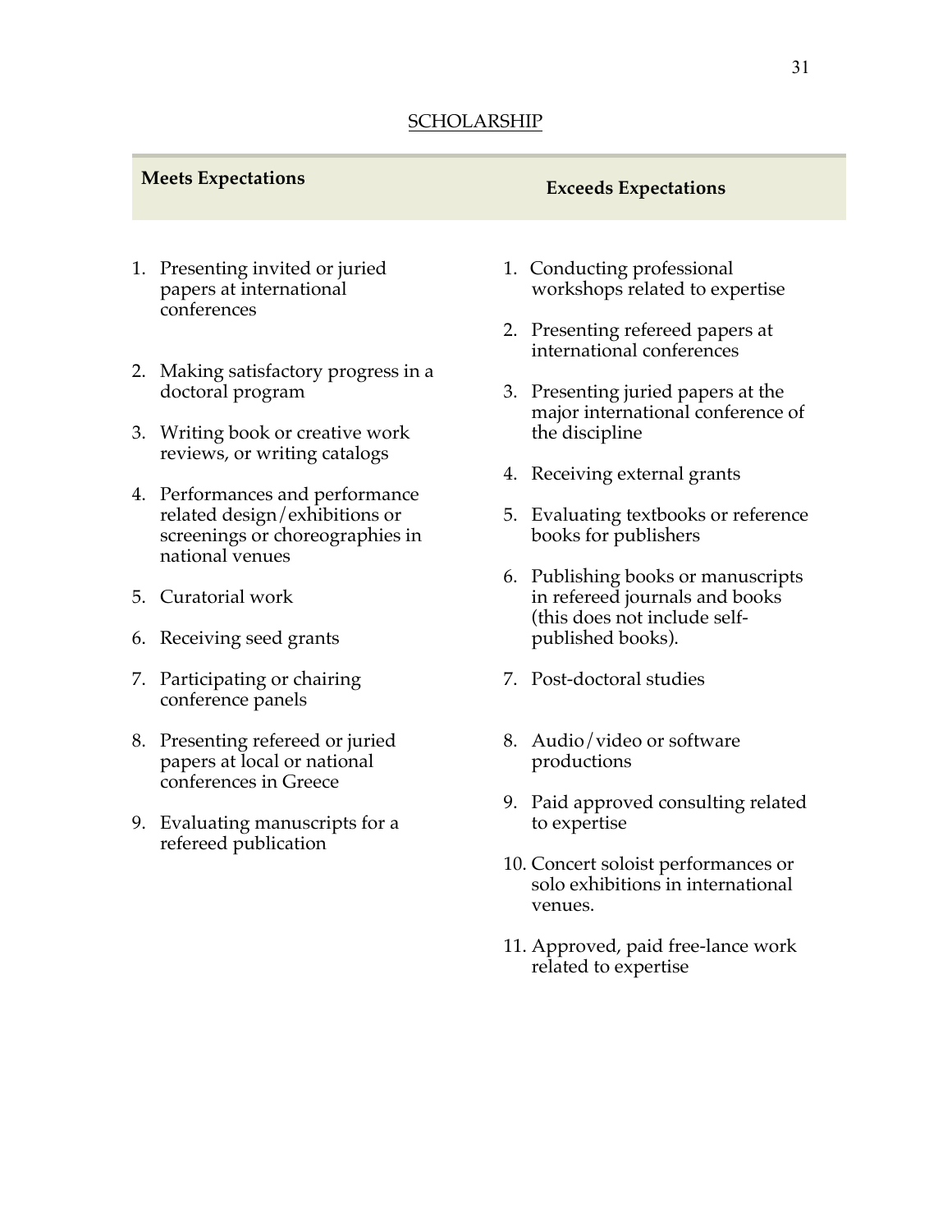SCHOLARSHIP

| Meets Expectations | Exceeds Expectations |
|---|---|
| 1. Presenting invited or juried papers at international conferences | 1. Conducting professional workshops related to expertise |
| 2. Making satisfactory progress in a doctoral program | 2. Presenting refereed papers at international conferences |
| 3. Writing book or creative work reviews, or writing catalogs | 3. Presenting juried papers at the major international conference of the discipline |
| 4. Performances and performance related design/exhibitions or screenings or choreographies in national venues | 4. Receiving external grants |
| 5. Curatorial work | 5. Evaluating textbooks or reference books for publishers |
| 6. Receiving seed grants | 6. Publishing books or manuscripts in refereed journals and books (this does not include self-published books). |
| 7. Participating or chairing conference panels | 7. Post-doctoral studies |
| 8. Presenting refereed or juried papers at local or national conferences in Greece | 8. Audio/video or software productions |
| 9. Evaluating manuscripts for a refereed publication | 9. Paid approved consulting related to expertise |
| | 10. Concert soloist performances or solo exhibitions in international venues. |
| | 11. Approved, paid free-lance work related to expertise |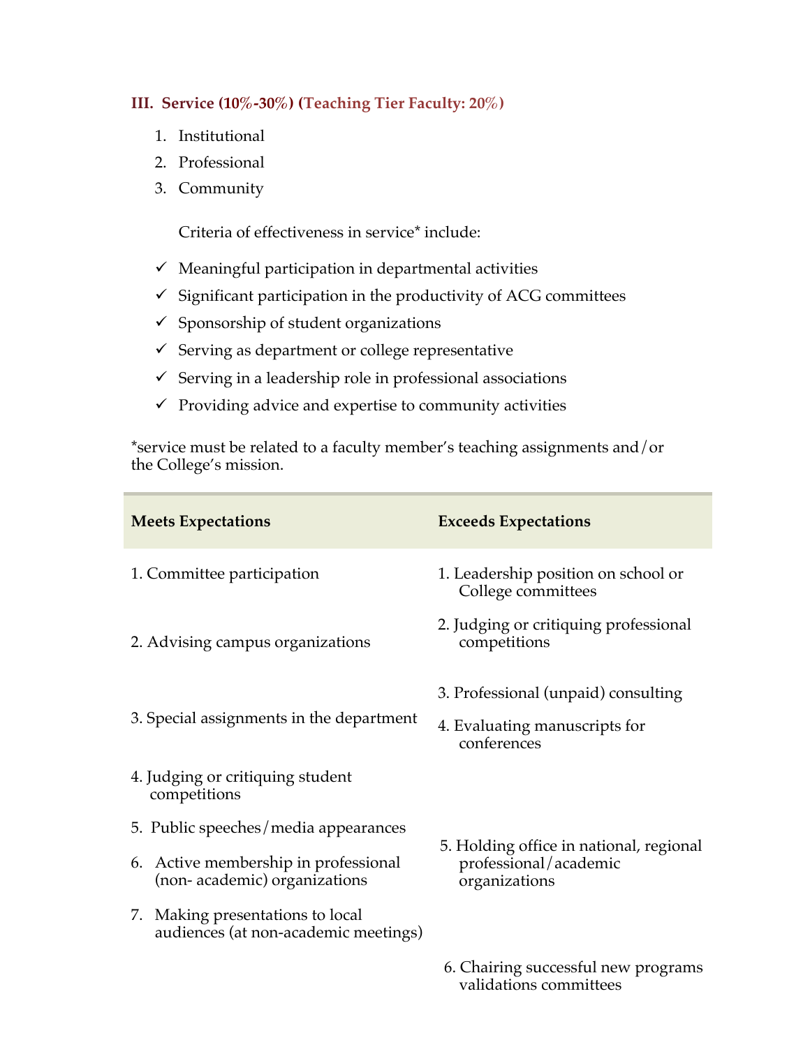### III. Service (10%-30%) (Teaching Tier Faculty: 20%)

1. Institutional
2. Professional
3. Community

Criteria of effectiveness in service* include:

- ✓ Meaningful participation in departmental activities
- ✓ Significant participation in the productivity of ACG committees
- ✓ Sponsorship of student organizations
- ✓ Serving as department or college representative
- ✓ Serving in a leadership role in professional associations
- ✓ Providing advice and expertise to community activities

*service must be related to a faculty member's teaching assignments and/or the College's mission.

| Meets Expectations | Exceeds Expectations |
|---|---|
| 1. Committee participation | 1. Leadership position on school or College committees |
| 2. Advising campus organizations | 2. Judging or critiquing professional competitions |
| 3. Special assignments in the department | 3. Professional (unpaid) consulting |
| 4. Judging or critiquing student competitions | 4. Evaluating manuscripts for conferences |
| 5. Public speeches/media appearances | 5. Holding office in national, regional professional/academic organizations |
| 6. Active membership in professional (non- academic) organizations | 6. Chairing successful new programs validations committees |
| 7. Making presentations to local audiences (at non-academic meetings) | |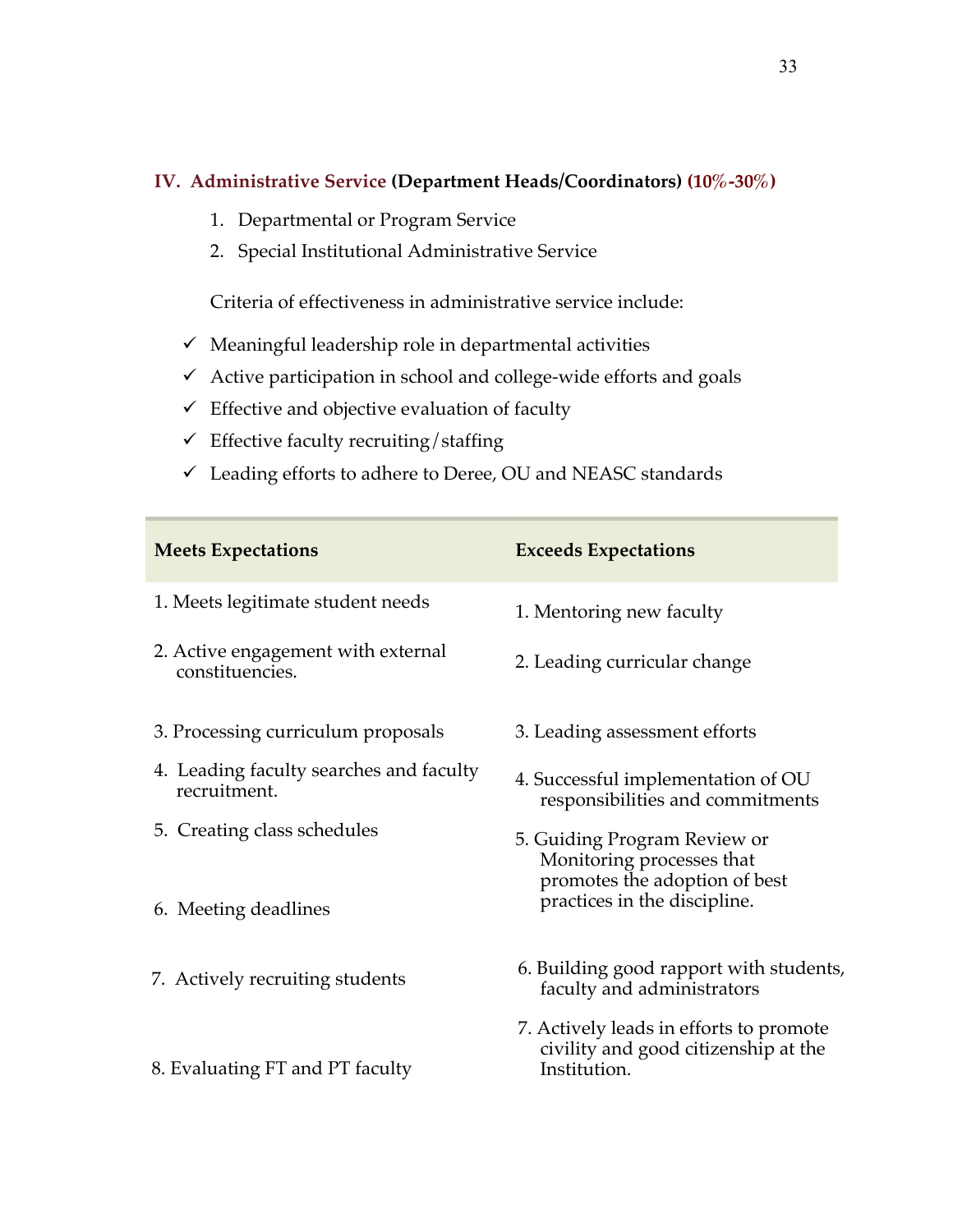## IV. Administrative Service (Department Heads/Coordinators) (10%-30%)

1. Departmental or Program Service
2. Special Institutional Administrative Service

Criteria of effectiveness in administrative service include:

- ✓ Meaningful leadership role in departmental activities
- ✓ Active participation in school and college-wide efforts and goals
- ✓ Effective and objective evaluation of faculty
- ✓ Effective faculty recruiting/staffing
- ✓ Leading efforts to adhere to Deree, OU and NEASC standards

| Meets Expectations | Exceeds Expectations |
|---|---|
| 1. Meets legitimate student needs | 1. Mentoring new faculty |
| 2. Active engagement with external constituencies. | 2. Leading curricular change |
| 3. Processing curriculum proposals | 3. Leading assessment efforts |
| 4. Leading faculty searches and faculty recruitment. | 4. Successful implementation of OU responsibilities and commitments |
| 5. Creating class schedules | 5. Guiding Program Review or Monitoring processes that promotes the adoption of best practices in the discipline. |
| 6. Meeting deadlines | 6. Building good rapport with students, faculty and administrators |
| 7. Actively recruiting students | 7. Actively leads in efforts to promote civility and good citizenship at the Institution. |
| 8. Evaluating FT and PT faculty | |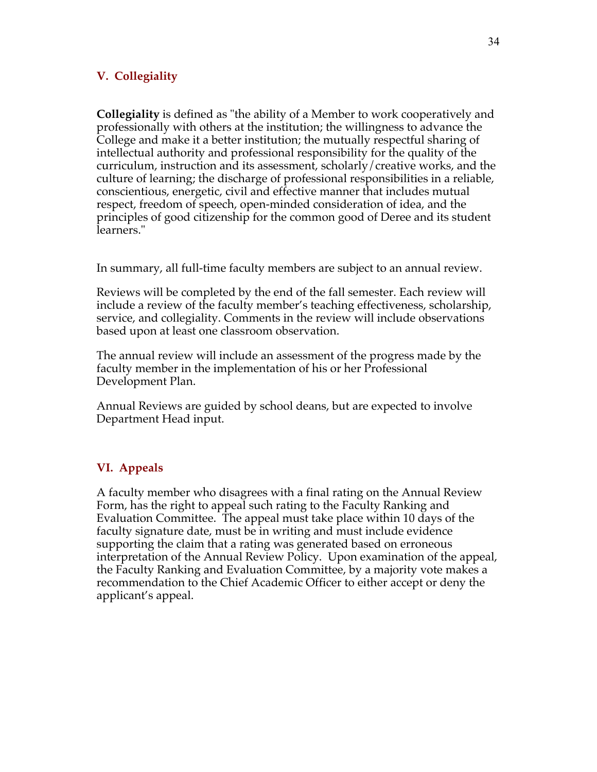## V. Collegiality

**Collegiality** is defined as "the ability of a Member to work cooperatively and professionally with others at the institution; the willingness to advance the College and make it a better institution; the mutually respectful sharing of intellectual authority and professional responsibility for the quality of the curriculum, instruction and its assessment, scholarly/creative works, and the culture of learning; the discharge of professional responsibilities in a reliable, conscientious, energetic, civil and effective manner that includes mutual respect, freedom of speech, open-minded consideration of idea, and the principles of good citizenship for the common good of Deree and its student learners."

In summary, all full-time faculty members are subject to an annual review.

Reviews will be completed by the end of the fall semester. Each review will include a review of the faculty member's teaching effectiveness, scholarship, service, and collegiality. Comments in the review will include observations based upon at least one classroom observation.

The annual review will include an assessment of the progress made by the faculty member in the implementation of his or her Professional Development Plan.

Annual Reviews are guided by school deans, but are expected to involve Department Head input.

## VI. Appeals

A faculty member who disagrees with a final rating on the Annual Review Form, has the right to appeal such rating to the Faculty Ranking and Evaluation Committee. The appeal must take place within 10 days of the faculty signature date, must be in writing and must include evidence supporting the claim that a rating was generated based on erroneous interpretation of the Annual Review Policy. Upon examination of the appeal, the Faculty Ranking and Evaluation Committee, by a majority vote makes a recommendation to the Chief Academic Officer to either accept or deny the applicant's appeal.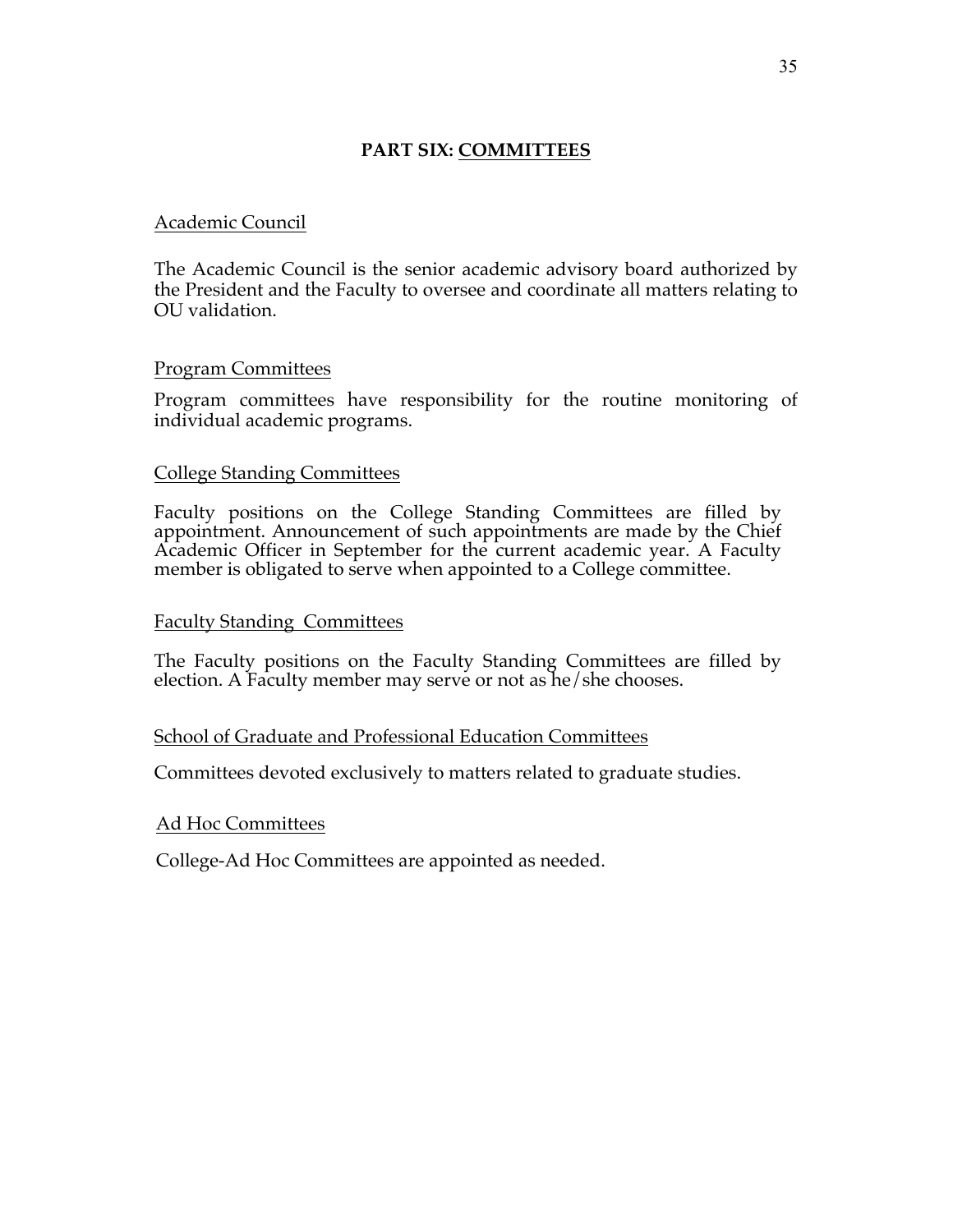# PART SIX: COMMITTEES

## Academic Council

The Academic Council is the senior academic advisory board authorized by the President and the Faculty to oversee and coordinate all matters relating to OU validation.

## Program Committees

Program committees have responsibility for the routine monitoring of individual academic programs.

## College Standing Committees

Faculty positions on the College Standing Committees are filled by appointment. Announcement of such appointments are made by the Chief Academic Officer in September for the current academic year. A Faculty member is obligated to serve when appointed to a College committee.

## Faculty Standing Committees

The Faculty positions on the Faculty Standing Committees are filled by election. A Faculty member may serve or not as he/she chooses.

## School of Graduate and Professional Education Committees

Committees devoted exclusively to matters related to graduate studies.

## Ad Hoc Committees

College-Ad Hoc Committees are appointed as needed.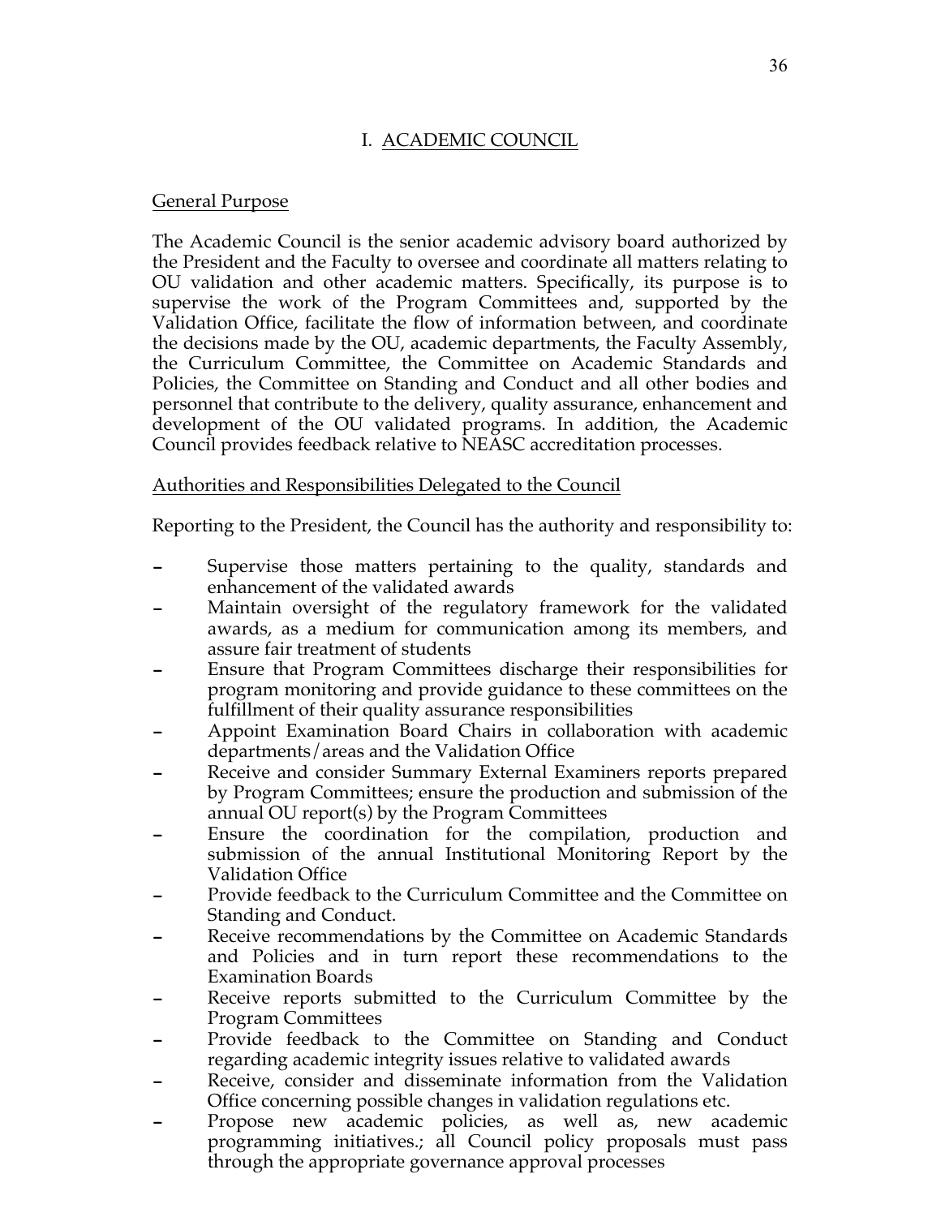# I. ACADEMIC COUNCIL

## General Purpose

The Academic Council is the senior academic advisory board authorized by the President and the Faculty to oversee and coordinate all matters relating to OU validation and other academic matters. Specifically, its purpose is to supervise the work of the Program Committees and, supported by the Validation Office, facilitate the flow of information between, and coordinate the decisions made by the OU, academic departments, the Faculty Assembly, the Curriculum Committee, the Committee on Academic Standards and Policies, the Committee on Standing and Conduct and all other bodies and personnel that contribute to the delivery, quality assurance, enhancement and development of the OU validated programs. In addition, the Academic Council provides feedback relative to NEASC accreditation processes.

## Authorities and Responsibilities Delegated to the Council

Reporting to the President, the Council has the authority and responsibility to:

- Supervise those matters pertaining to the quality, standards and enhancement of the validated awards
- Maintain oversight of the regulatory framework for the validated awards, as a medium for communication among its members, and assure fair treatment of students
- Ensure that Program Committees discharge their responsibilities for program monitoring and provide guidance to these committees on the fulfillment of their quality assurance responsibilities
- Appoint Examination Board Chairs in collaboration with academic departments/areas and the Validation Office
- Receive and consider Summary External Examiners reports prepared by Program Committees; ensure the production and submission of the annual OU report(s) by the Program Committees
- Ensure the coordination for the compilation, production and submission of the annual Institutional Monitoring Report by the Validation Office
- Provide feedback to the Curriculum Committee and the Committee on Standing and Conduct.
- Receive recommendations by the Committee on Academic Standards and Policies and in turn report these recommendations to the Examination Boards
- Receive reports submitted to the Curriculum Committee by the Program Committees
- Provide feedback to the Committee on Standing and Conduct regarding academic integrity issues relative to validated awards
- Receive, consider and disseminate information from the Validation Office concerning possible changes in validation regulations etc.
- Propose new academic policies, as well as, new academic programming initiatives.; all Council policy proposals must pass through the appropriate governance approval processes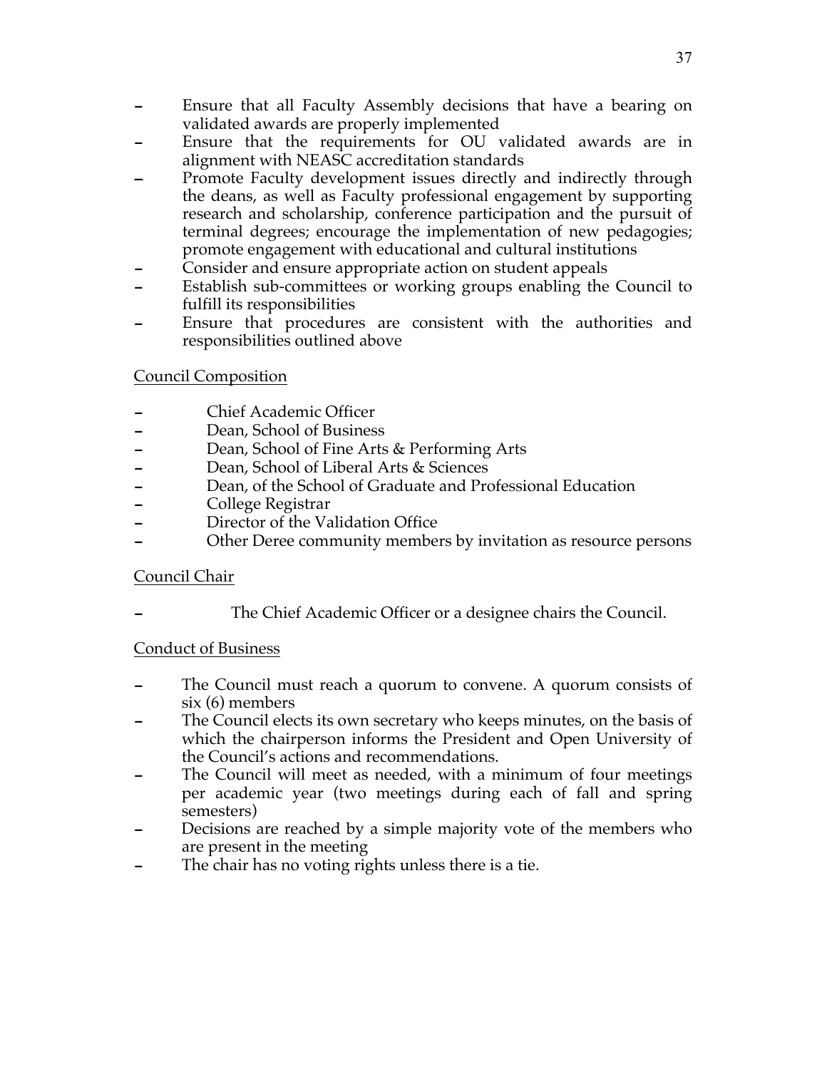- Ensure that all Faculty Assembly decisions that have a bearing on validated awards are properly implemented
- Ensure that the requirements for OU validated awards are in alignment with NEASC accreditation standards
- Promote Faculty development issues directly and indirectly through the deans, as well as Faculty professional engagement by supporting research and scholarship, conference participation and the pursuit of terminal degrees; encourage the implementation of new pedagogies; promote engagement with educational and cultural institutions
- Consider and ensure appropriate action on student appeals
- Establish sub-committees or working groups enabling the Council to fulfill its responsibilities
- Ensure that procedures are consistent with the authorities and responsibilities outlined above

<u>Council Composition</u>

- Chief Academic Officer
- Dean, School of Business
- Dean, School of Fine Arts & Performing Arts
- Dean, School of Liberal Arts & Sciences
- Dean, of the School of Graduate and Professional Education
- College Registrar
- Director of the Validation Office
- Other Deree community members by invitation as resource persons

<u>Council Chair</u>

- The Chief Academic Officer or a designee chairs the Council.

<u>Conduct of Business</u>

- The Council must reach a quorum to convene. A quorum consists of six (6) members
- The Council elects its own secretary who keeps minutes, on the basis of which the chairperson informs the President and Open University of the Council's actions and recommendations.
- The Council will meet as needed, with a minimum of four meetings per academic year (two meetings during each of fall and spring semesters)
- Decisions are reached by a simple majority vote of the members who are present in the meeting
- The chair has no voting rights unless there is a tie.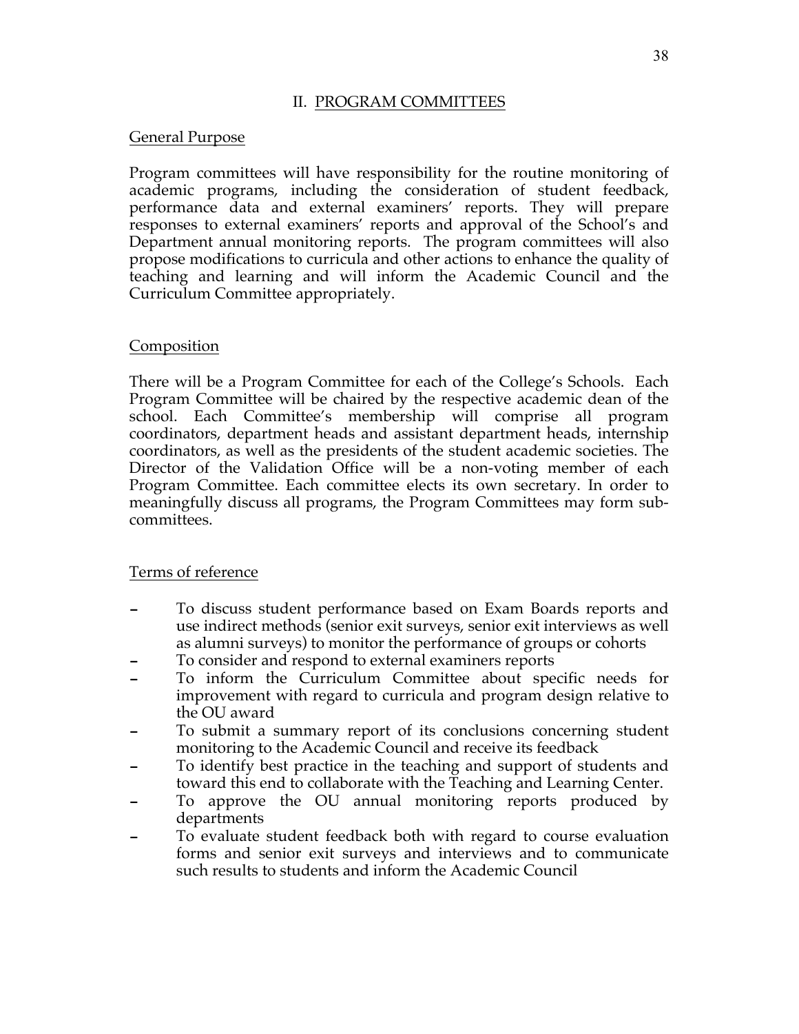## II. PROGRAM COMMITTEES

### General Purpose

Program committees will have responsibility for the routine monitoring of academic programs, including the consideration of student feedback, performance data and external examiners' reports. They will prepare responses to external examiners' reports and approval of the School's and Department annual monitoring reports. The program committees will also propose modifications to curricula and other actions to enhance the quality of teaching and learning and will inform the Academic Council and the Curriculum Committee appropriately.

### Composition

There will be a Program Committee for each of the College's Schools. Each Program Committee will be chaired by the respective academic dean of the school. Each Committee's membership will comprise all program coordinators, department heads and assistant department heads, internship coordinators, as well as the presidents of the student academic societies. The Director of the Validation Office will be a non-voting member of each Program Committee. Each committee elects its own secretary. In order to meaningfully discuss all programs, the Program Committees may form sub-committees.

### Terms of reference

- To discuss student performance based on Exam Boards reports and use indirect methods (senior exit surveys, senior exit interviews as well as alumni surveys) to monitor the performance of groups or cohorts
- To consider and respond to external examiners reports
- To inform the Curriculum Committee about specific needs for improvement with regard to curricula and program design relative to the OU award
- To submit a summary report of its conclusions concerning student monitoring to the Academic Council and receive its feedback
- To identify best practice in the teaching and support of students and toward this end to collaborate with the Teaching and Learning Center.
- To approve the OU annual monitoring reports produced by departments
- To evaluate student feedback both with regard to course evaluation forms and senior exit surveys and interviews and to communicate such results to students and inform the Academic Council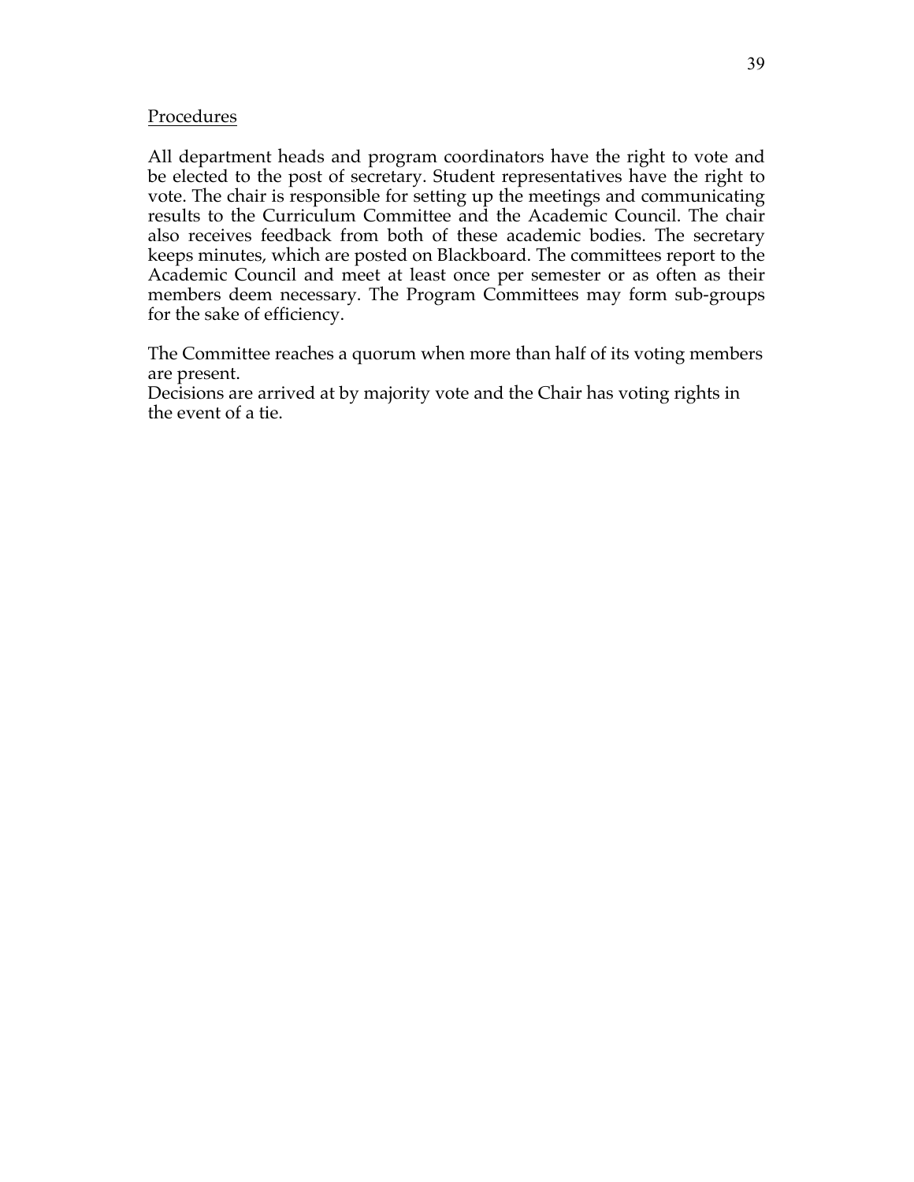Procedures

All department heads and program coordinators have the right to vote and be elected to the post of secretary. Student representatives have the right to vote. The chair is responsible for setting up the meetings and communicating results to the Curriculum Committee and the Academic Council. The chair also receives feedback from both of these academic bodies. The secretary keeps minutes, which are posted on Blackboard. The committees report to the Academic Council and meet at least once per semester or as often as their members deem necessary. The Program Committees may form sub-groups for the sake of efficiency.

The Committee reaches a quorum when more than half of its voting members are present.
Decisions are arrived at by majority vote and the Chair has voting rights in the event of a tie.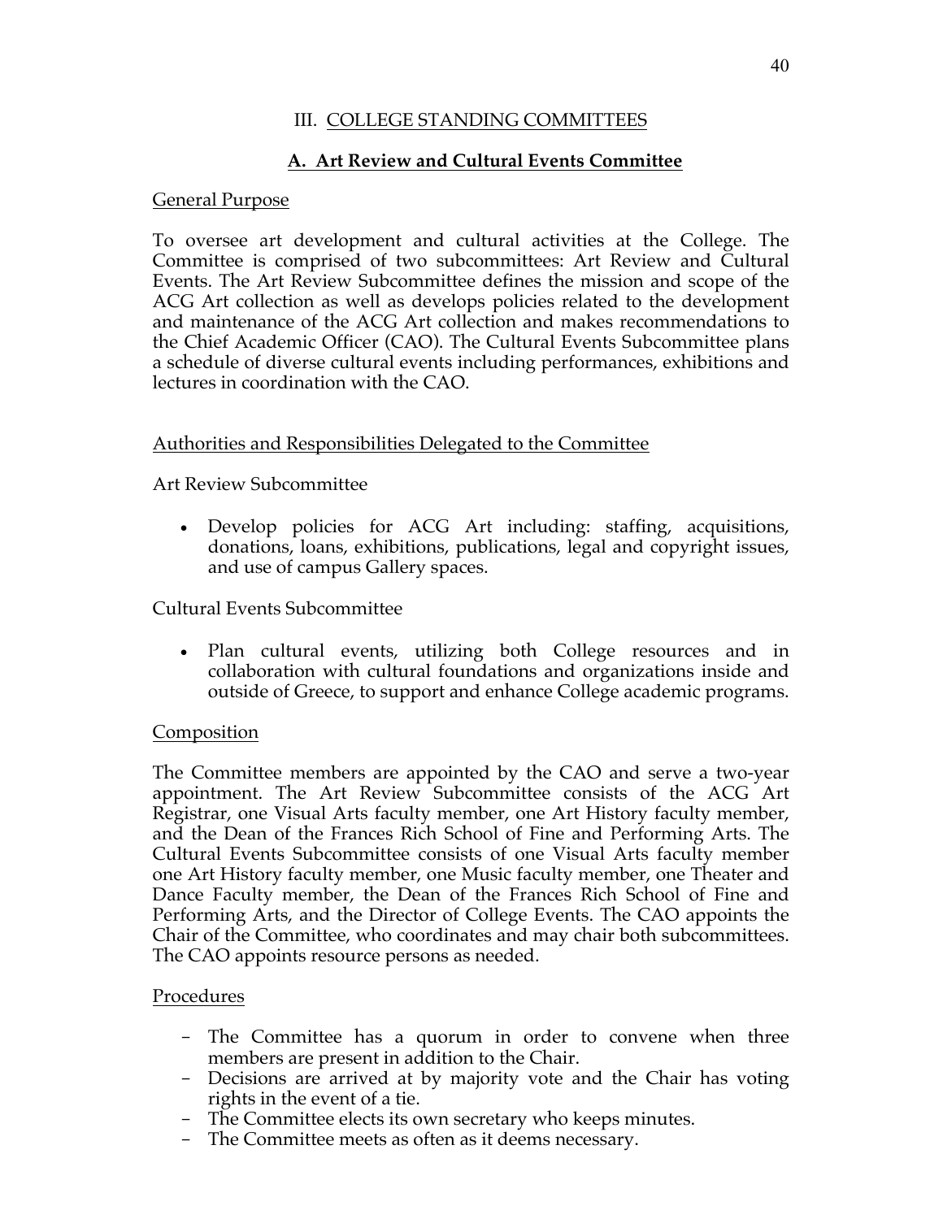# III. COLLEGE STANDING COMMITTEES

## A. Art Review and Cultural Events Committee

General Purpose

To oversee art development and cultural activities at the College. The Committee is comprised of two subcommittees: Art Review and Cultural Events. The Art Review Subcommittee defines the mission and scope of the ACG Art collection as well as develops policies related to the development and maintenance of the ACG Art collection and makes recommendations to the Chief Academic Officer (CAO). The Cultural Events Subcommittee plans a schedule of diverse cultural events including performances, exhibitions and lectures in coordination with the CAO.

Authorities and Responsibilities Delegated to the Committee

Art Review Subcommittee

- Develop policies for ACG Art including: staffing, acquisitions, donations, loans, exhibitions, publications, legal and copyright issues, and use of campus Gallery spaces.

Cultural Events Subcommittee

- Plan cultural events, utilizing both College resources and in collaboration with cultural foundations and organizations inside and outside of Greece, to support and enhance College academic programs.

Composition

The Committee members are appointed by the CAO and serve a two-year appointment. The Art Review Subcommittee consists of the ACG Art Registrar, one Visual Arts faculty member, one Art History faculty member, and the Dean of the Frances Rich School of Fine and Performing Arts. The Cultural Events Subcommittee consists of one Visual Arts faculty member one Art History faculty member, one Music faculty member, one Theater and Dance Faculty member, the Dean of the Frances Rich School of Fine and Performing Arts, and the Director of College Events. The CAO appoints the Chair of the Committee, who coordinates and may chair both subcommittees. The CAO appoints resource persons as needed.

Procedures

- The Committee has a quorum in order to convene when three members are present in addition to the Chair.
- Decisions are arrived at by majority vote and the Chair has voting rights in the event of a tie.
- The Committee elects its own secretary who keeps minutes.
- The Committee meets as often as it deems necessary.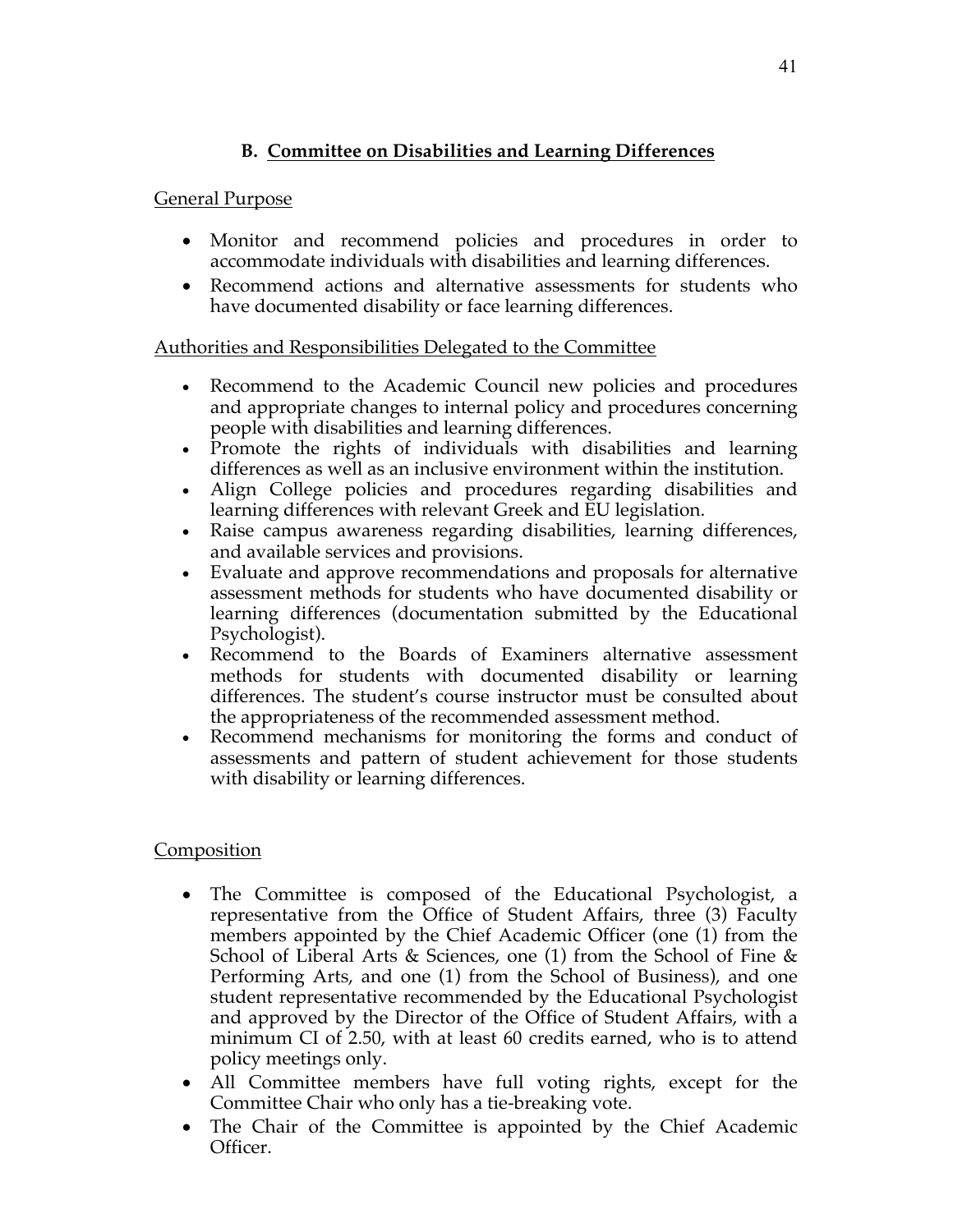## B. Committee on Disabilities and Learning Differences

General Purpose

- Monitor and recommend policies and procedures in order to accommodate individuals with disabilities and learning differences.
- Recommend actions and alternative assessments for students who have documented disability or face learning differences.

Authorities and Responsibilities Delegated to the Committee

- Recommend to the Academic Council new policies and procedures and appropriate changes to internal policy and procedures concerning people with disabilities and learning differences.
- Promote the rights of individuals with disabilities and learning differences as well as an inclusive environment within the institution.
- Align College policies and procedures regarding disabilities and learning differences with relevant Greek and EU legislation.
- Raise campus awareness regarding disabilities, learning differences, and available services and provisions.
- Evaluate and approve recommendations and proposals for alternative assessment methods for students who have documented disability or learning differences (documentation submitted by the Educational Psychologist).
- Recommend to the Boards of Examiners alternative assessment methods for students with documented disability or learning differences. The student's course instructor must be consulted about the appropriateness of the recommended assessment method.
- Recommend mechanisms for monitoring the forms and conduct of assessments and pattern of student achievement for those students with disability or learning differences.

Composition

- The Committee is composed of the Educational Psychologist, a representative from the Office of Student Affairs, three (3) Faculty members appointed by the Chief Academic Officer (one (1) from the School of Liberal Arts & Sciences, one (1) from the School of Fine & Performing Arts, and one (1) from the School of Business), and one student representative recommended by the Educational Psychologist and approved by the Director of the Office of Student Affairs, with a minimum CI of 2.50, with at least 60 credits earned, who is to attend policy meetings only.
- All Committee members have full voting rights, except for the Committee Chair who only has a tie-breaking vote.
- The Chair of the Committee is appointed by the Chief Academic Officer.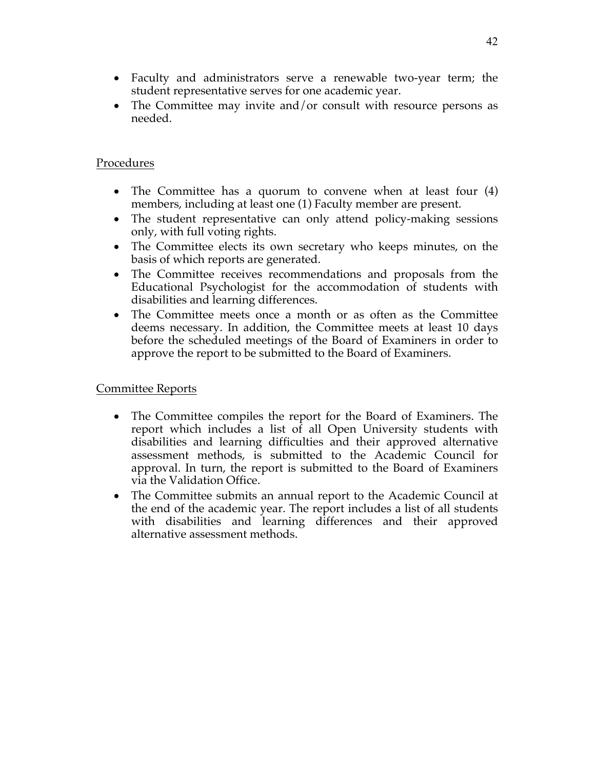- Faculty and administrators serve a renewable two-year term; the student representative serves for one academic year.
- The Committee may invite and/or consult with resource persons as needed.

Procedures

- The Committee has a quorum to convene when at least four (4) members, including at least one (1) Faculty member are present.
- The student representative can only attend policy-making sessions only, with full voting rights.
- The Committee elects its own secretary who keeps minutes, on the basis of which reports are generated.
- The Committee receives recommendations and proposals from the Educational Psychologist for the accommodation of students with disabilities and learning differences.
- The Committee meets once a month or as often as the Committee deems necessary. In addition, the Committee meets at least 10 days before the scheduled meetings of the Board of Examiners in order to approve the report to be submitted to the Board of Examiners.

Committee Reports

- The Committee compiles the report for the Board of Examiners. The report which includes a list of all Open University students with disabilities and learning difficulties and their approved alternative assessment methods, is submitted to the Academic Council for approval. In turn, the report is submitted to the Board of Examiners via the Validation Office.
- The Committee submits an annual report to the Academic Council at the end of the academic year. The report includes a list of all students with disabilities and learning differences and their approved alternative assessment methods.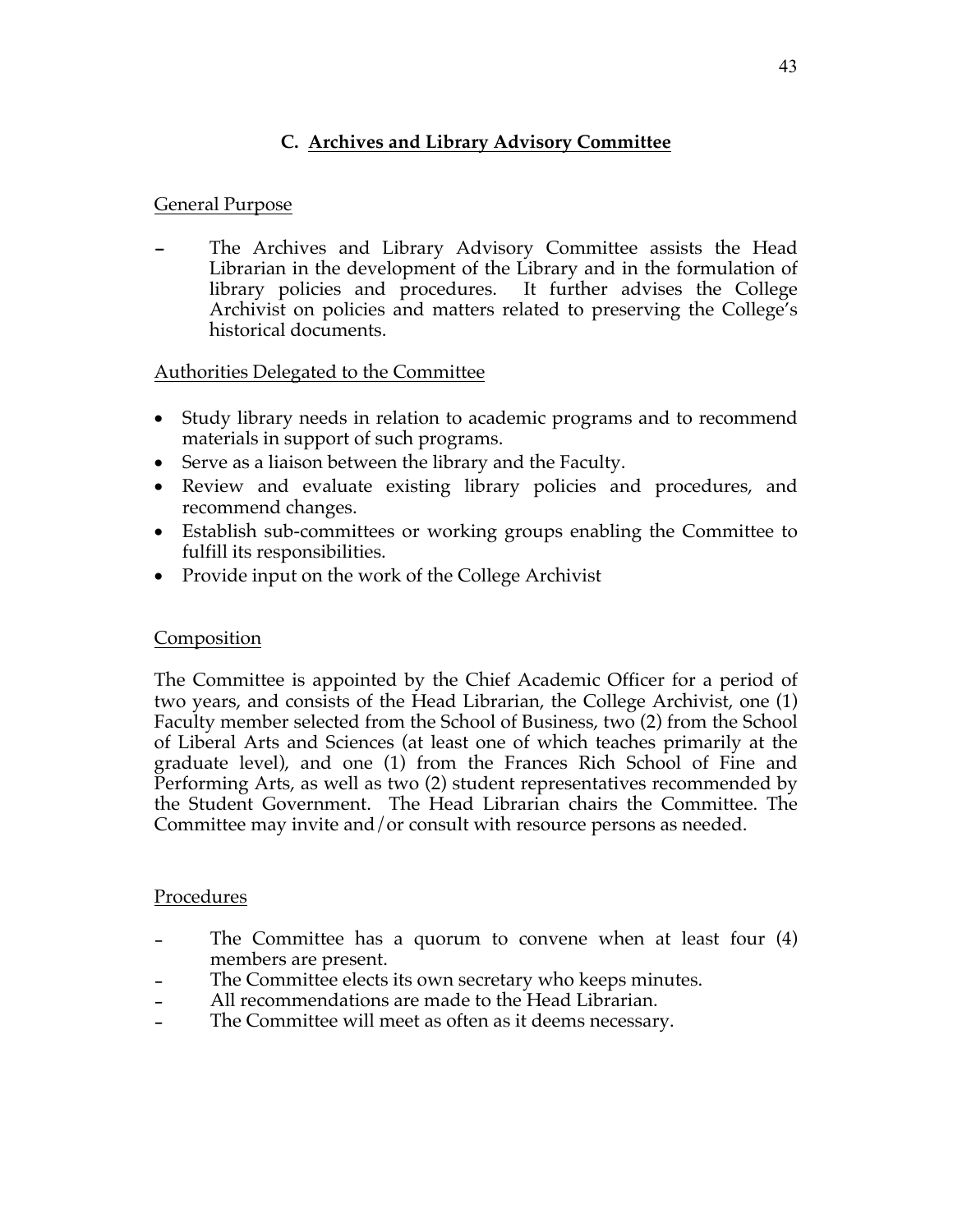## C. Archives and Library Advisory Committee

### General Purpose

- The Archives and Library Advisory Committee assists the Head Librarian in the development of the Library and in the formulation of library policies and procedures. It further advises the College Archivist on policies and matters related to preserving the College's historical documents.

### Authorities Delegated to the Committee

- Study library needs in relation to academic programs and to recommend materials in support of such programs.
- Serve as a liaison between the library and the Faculty.
- Review and evaluate existing library policies and procedures, and recommend changes.
- Establish sub-committees or working groups enabling the Committee to fulfill its responsibilities.
- Provide input on the work of the College Archivist

### Composition

The Committee is appointed by the Chief Academic Officer for a period of two years, and consists of the Head Librarian, the College Archivist, one (1) Faculty member selected from the School of Business, two (2) from the School of Liberal Arts and Sciences (at least one of which teaches primarily at the graduate level), and one (1) from the Frances Rich School of Fine and Performing Arts, as well as two (2) student representatives recommended by the Student Government. The Head Librarian chairs the Committee. The Committee may invite and/or consult with resource persons as needed.

### Procedures

- The Committee has a quorum to convene when at least four (4) members are present.
- The Committee elects its own secretary who keeps minutes.
- All recommendations are made to the Head Librarian.
- The Committee will meet as often as it deems necessary.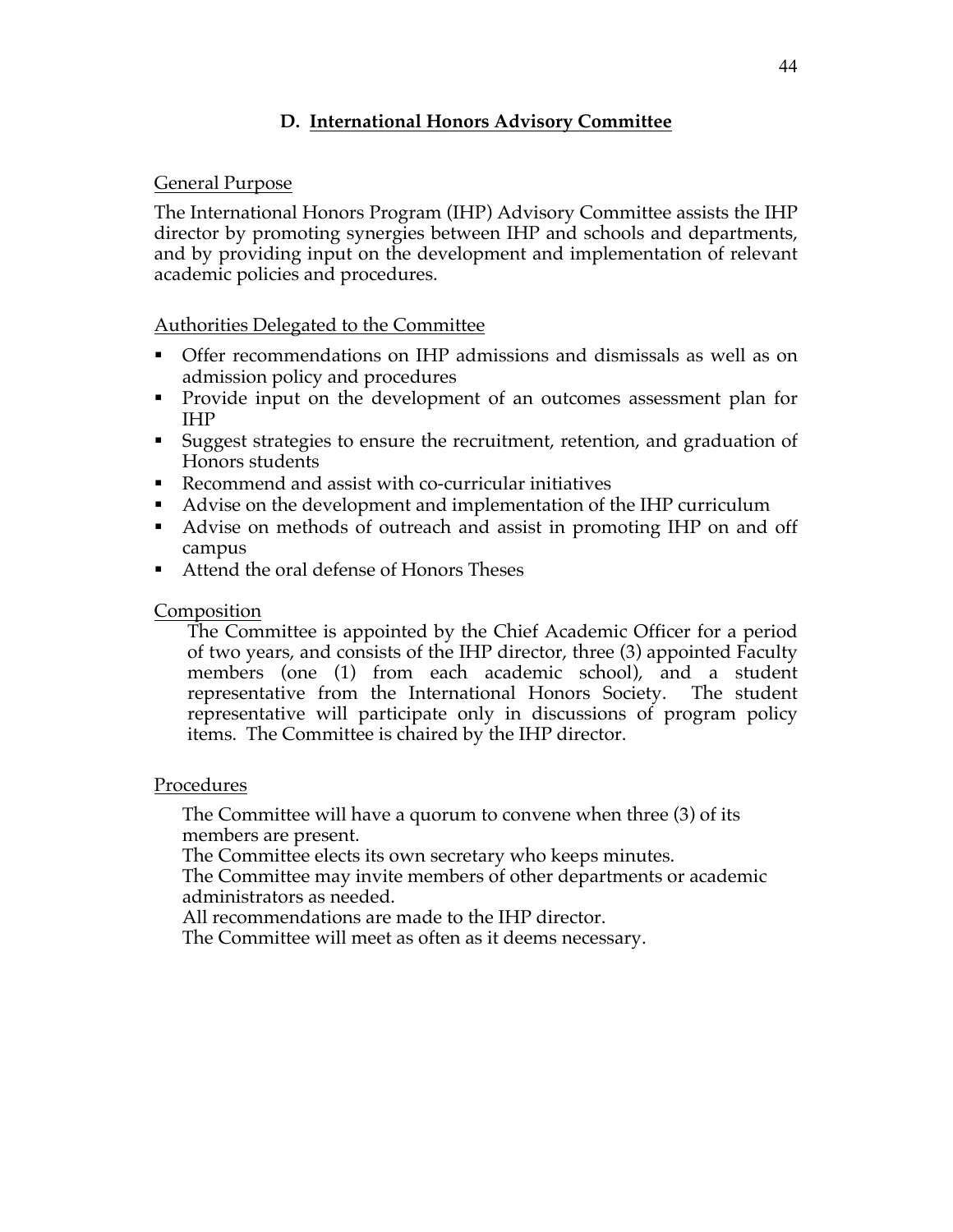## D. International Honors Advisory Committee

General Purpose

The International Honors Program (IHP) Advisory Committee assists the IHP director by promoting synergies between IHP and schools and departments, and by providing input on the development and implementation of relevant academic policies and procedures.

Authorities Delegated to the Committee

- Offer recommendations on IHP admissions and dismissals as well as on admission policy and procedures
- Provide input on the development of an outcomes assessment plan for IHP
- Suggest strategies to ensure the recruitment, retention, and graduation of Honors students
- Recommend and assist with co-curricular initiatives
- Advise on the development and implementation of the IHP curriculum
- Advise on methods of outreach and assist in promoting IHP on and off campus
- Attend the oral defense of Honors Theses

Composition

The Committee is appointed by the Chief Academic Officer for a period of two years, and consists of the IHP director, three (3) appointed Faculty members (one (1) from each academic school), and a student representative from the International Honors Society. The student representative will participate only in discussions of program policy items. The Committee is chaired by the IHP director.

Procedures

The Committee will have a quorum to convene when three (3) of its members are present.
The Committee elects its own secretary who keeps minutes.
The Committee may invite members of other departments or academic administrators as needed.
All recommendations are made to the IHP director.
The Committee will meet as often as it deems necessary.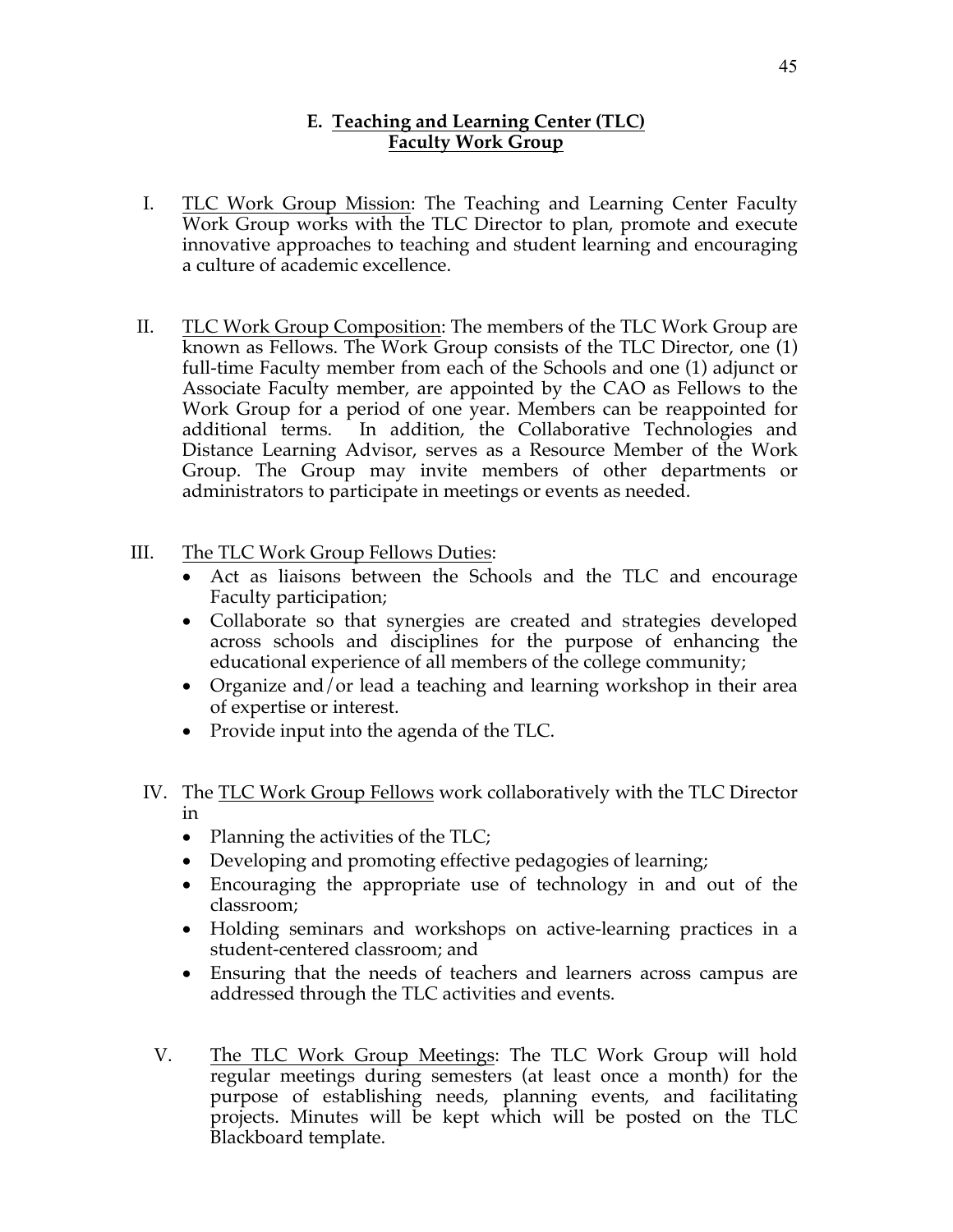## E. Teaching and Learning Center (TLC) Faculty Work Group

I. TLC Work Group Mission: The Teaching and Learning Center Faculty Work Group works with the TLC Director to plan, promote and execute innovative approaches to teaching and student learning and encouraging a culture of academic excellence.

II. TLC Work Group Composition: The members of the TLC Work Group are known as Fellows. The Work Group consists of the TLC Director, one (1) full-time Faculty member from each of the Schools and one (1) adjunct or Associate Faculty member, are appointed by the CAO as Fellows to the Work Group for a period of one year. Members can be reappointed for additional terms. In addition, the Collaborative Technologies and Distance Learning Advisor, serves as a Resource Member of the Work Group. The Group may invite members of other departments or administrators to participate in meetings or events as needed.

III. The TLC Work Group Fellows Duties:
- Act as liaisons between the Schools and the TLC and encourage Faculty participation;
- Collaborate so that synergies are created and strategies developed across schools and disciplines for the purpose of enhancing the educational experience of all members of the college community;
- Organize and/or lead a teaching and learning workshop in their area of expertise or interest.
- Provide input into the agenda of the TLC.

IV. The TLC Work Group Fellows work collaboratively with the TLC Director in
- Planning the activities of the TLC;
- Developing and promoting effective pedagogies of learning;
- Encouraging the appropriate use of technology in and out of the classroom;
- Holding seminars and workshops on active-learning practices in a student-centered classroom; and
- Ensuring that the needs of teachers and learners across campus are addressed through the TLC activities and events.

V. The TLC Work Group Meetings: The TLC Work Group will hold regular meetings during semesters (at least once a month) for the purpose of establishing needs, planning events, and facilitating projects. Minutes will be kept which will be posted on the TLC Blackboard template.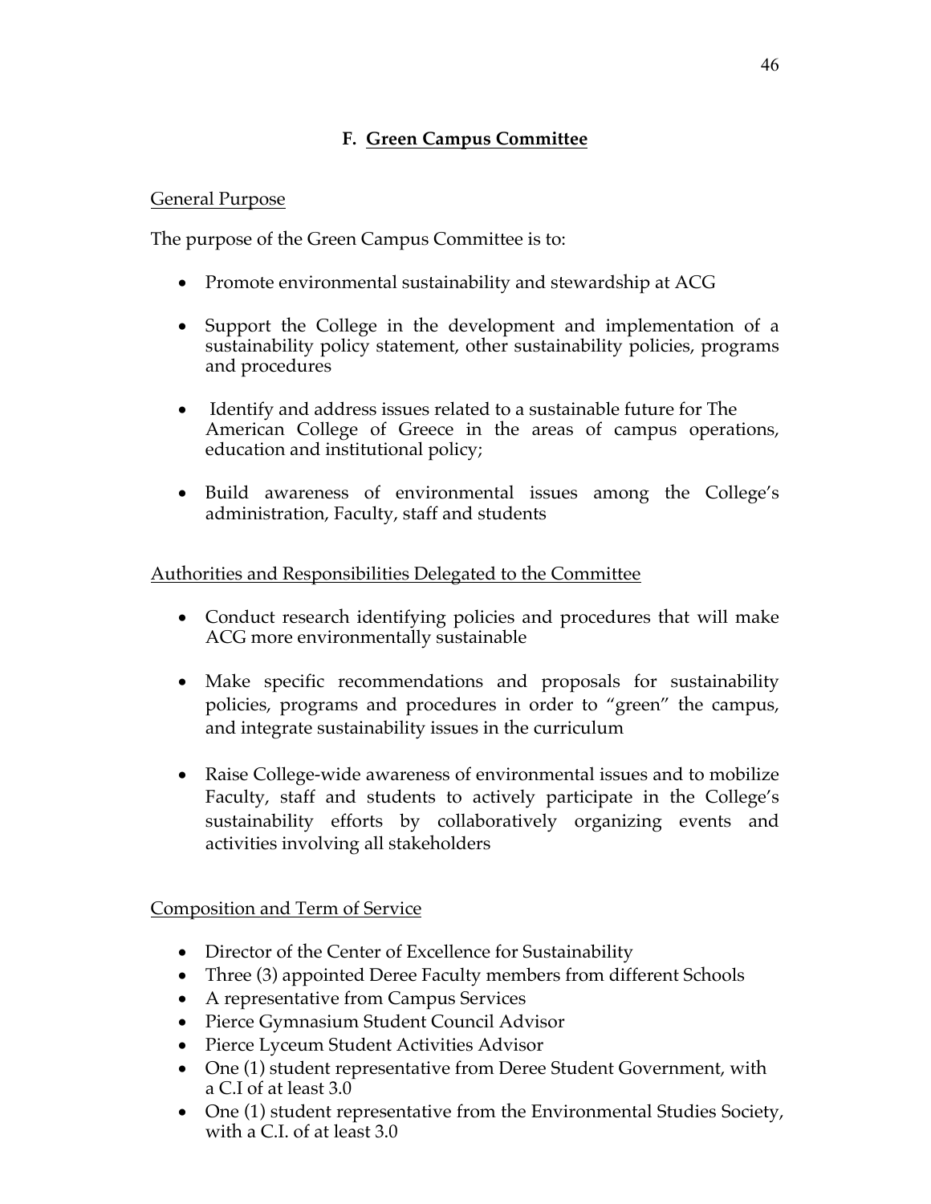## F. Green Campus Committee

General Purpose

The purpose of the Green Campus Committee is to:

- Promote environmental sustainability and stewardship at ACG
- Support the College in the development and implementation of a sustainability policy statement, other sustainability policies, programs and procedures
- Identify and address issues related to a sustainable future for The American College of Greece in the areas of campus operations, education and institutional policy;
- Build awareness of environmental issues among the College's administration, Faculty, staff and students

Authorities and Responsibilities Delegated to the Committee

- Conduct research identifying policies and procedures that will make ACG more environmentally sustainable
- Make specific recommendations and proposals for sustainability policies, programs and procedures in order to "green" the campus, and integrate sustainability issues in the curriculum
- Raise College-wide awareness of environmental issues and to mobilize Faculty, staff and students to actively participate in the College's sustainability efforts by collaboratively organizing events and activities involving all stakeholders

Composition and Term of Service

- Director of the Center of Excellence for Sustainability
- Three (3) appointed Deree Faculty members from different Schools
- A representative from Campus Services
- Pierce Gymnasium Student Council Advisor
- Pierce Lyceum Student Activities Advisor
- One (1) student representative from Deree Student Government, with a C.I of at least 3.0
- One (1) student representative from the Environmental Studies Society, with a C.I. of at least 3.0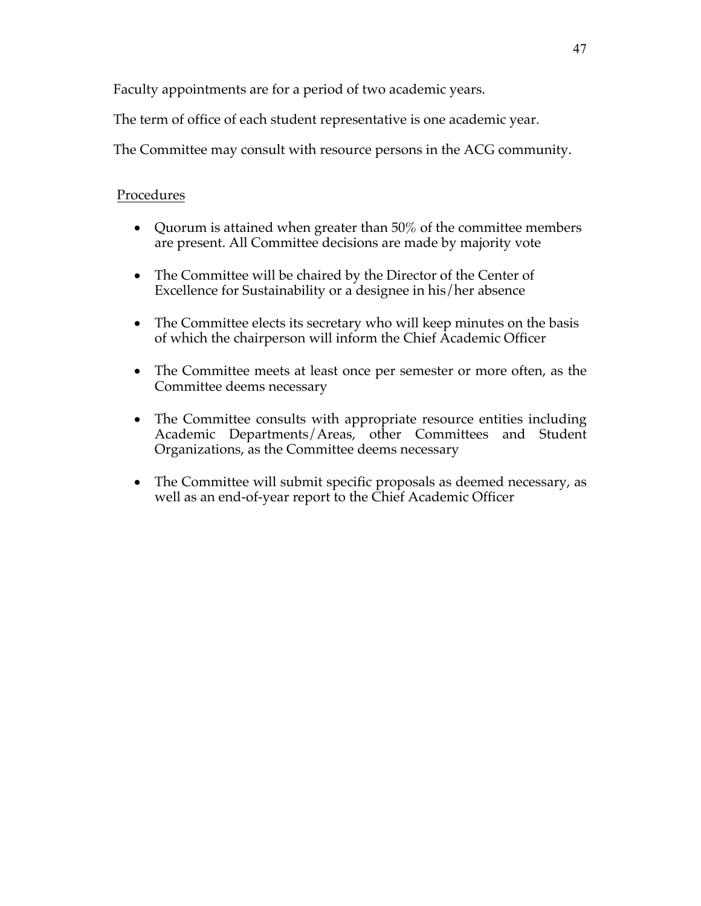Faculty appointments are for a period of two academic years.

The term of office of each student representative is one academic year.

The Committee may consult with resource persons in the ACG community.

Procedures

- Quorum is attained when greater than 50% of the committee members are present. All Committee decisions are made by majority vote
- The Committee will be chaired by the Director of the Center of Excellence for Sustainability or a designee in his/her absence
- The Committee elects its secretary who will keep minutes on the basis of which the chairperson will inform the Chief Academic Officer
- The Committee meets at least once per semester or more often, as the Committee deems necessary
- The Committee consults with appropriate resource entities including Academic Departments/Areas, other Committees and Student Organizations, as the Committee deems necessary
- The Committee will submit specific proposals as deemed necessary, as well as an end-of-year report to the Chief Academic Officer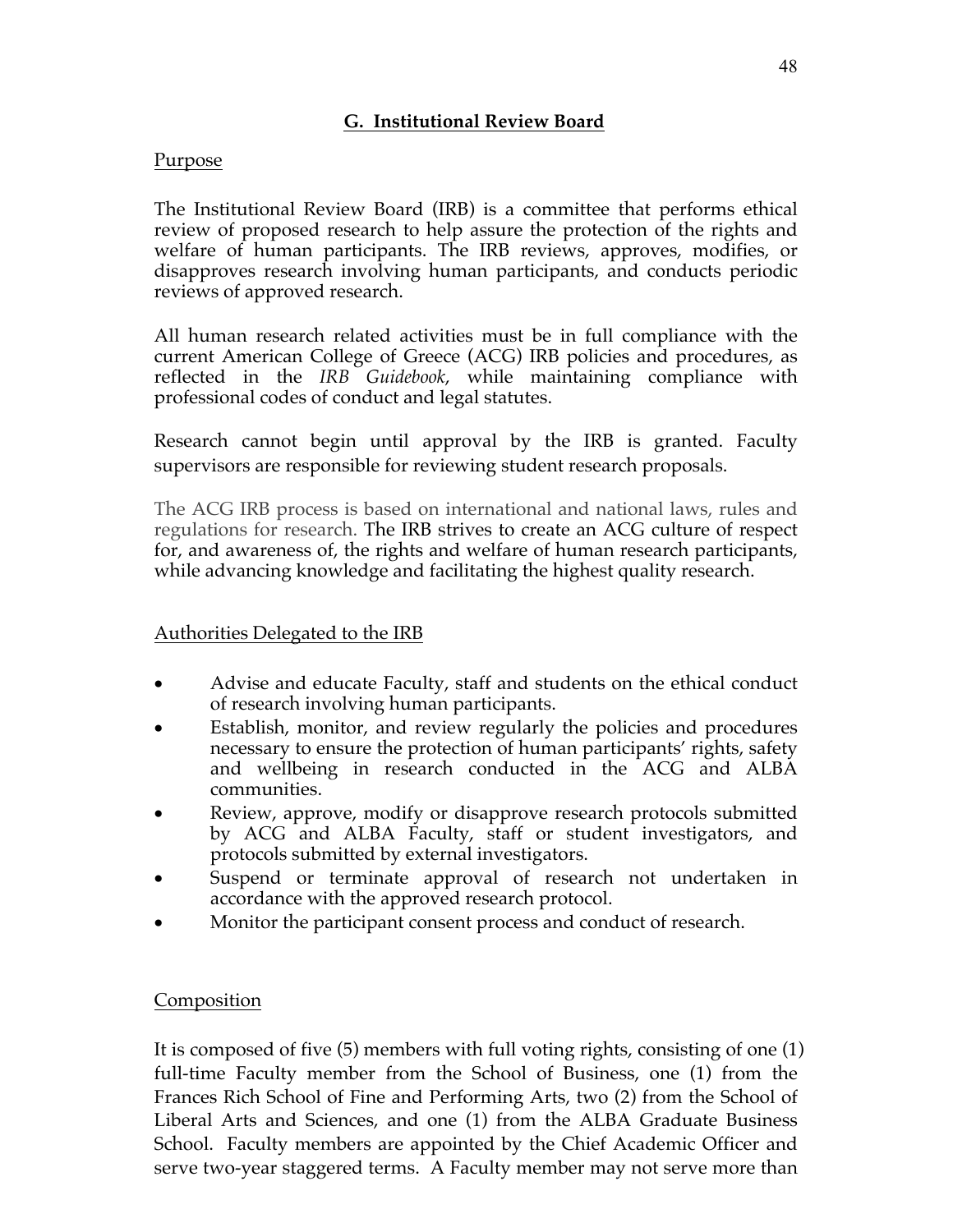## G. Institutional Review Board

### Purpose

The Institutional Review Board (IRB) is a committee that performs ethical review of proposed research to help assure the protection of the rights and welfare of human participants. The IRB reviews, approves, modifies, or disapproves research involving human participants, and conducts periodic reviews of approved research.

All human research related activities must be in full compliance with the current American College of Greece (ACG) IRB policies and procedures, as reflected in the *IRB Guidebook*, while maintaining compliance with professional codes of conduct and legal statutes.

Research cannot begin until approval by the IRB is granted. Faculty supervisors are responsible for reviewing student research proposals.

The ACG IRB process is based on international and national laws, rules and regulations for research. The IRB strives to create an ACG culture of respect for, and awareness of, the rights and welfare of human research participants, while advancing knowledge and facilitating the highest quality research.

### Authorities Delegated to the IRB

- Advise and educate Faculty, staff and students on the ethical conduct of research involving human participants.
- Establish, monitor, and review regularly the policies and procedures necessary to ensure the protection of human participants' rights, safety and wellbeing in research conducted in the ACG and ALBA communities.
- Review, approve, modify or disapprove research protocols submitted by ACG and ALBA Faculty, staff or student investigators, and protocols submitted by external investigators.
- Suspend or terminate approval of research not undertaken in accordance with the approved research protocol.
- Monitor the participant consent process and conduct of research.

### Composition

It is composed of five (5) members with full voting rights, consisting of one (1) full-time Faculty member from the School of Business, one (1) from the Frances Rich School of Fine and Performing Arts, two (2) from the School of Liberal Arts and Sciences, and one (1) from the ALBA Graduate Business School. Faculty members are appointed by the Chief Academic Officer and serve two-year staggered terms. A Faculty member may not serve more than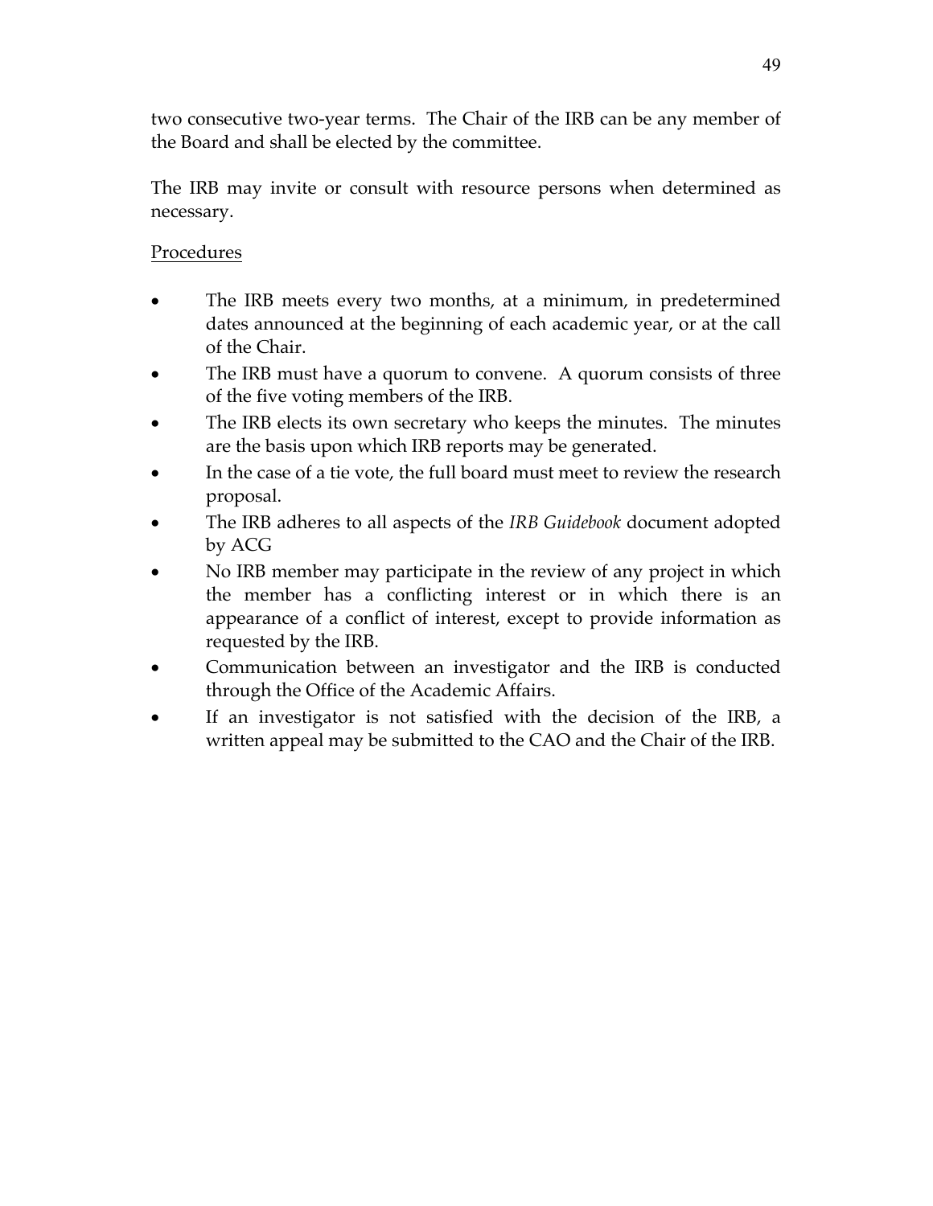two consecutive two-year terms. The Chair of the IRB can be any member of the Board and shall be elected by the committee.

The IRB may invite or consult with resource persons when determined as necessary.

Procedures

- The IRB meets every two months, at a minimum, in predetermined dates announced at the beginning of each academic year, or at the call of the Chair.
- The IRB must have a quorum to convene. A quorum consists of three of the five voting members of the IRB.
- The IRB elects its own secretary who keeps the minutes. The minutes are the basis upon which IRB reports may be generated.
- In the case of a tie vote, the full board must meet to review the research proposal.
- The IRB adheres to all aspects of the *IRB Guidebook* document adopted by ACG
- No IRB member may participate in the review of any project in which the member has a conflicting interest or in which there is an appearance of a conflict of interest, except to provide information as requested by the IRB.
- Communication between an investigator and the IRB is conducted through the Office of the Academic Affairs.
- If an investigator is not satisfied with the decision of the IRB, a written appeal may be submitted to the CAO and the Chair of the IRB.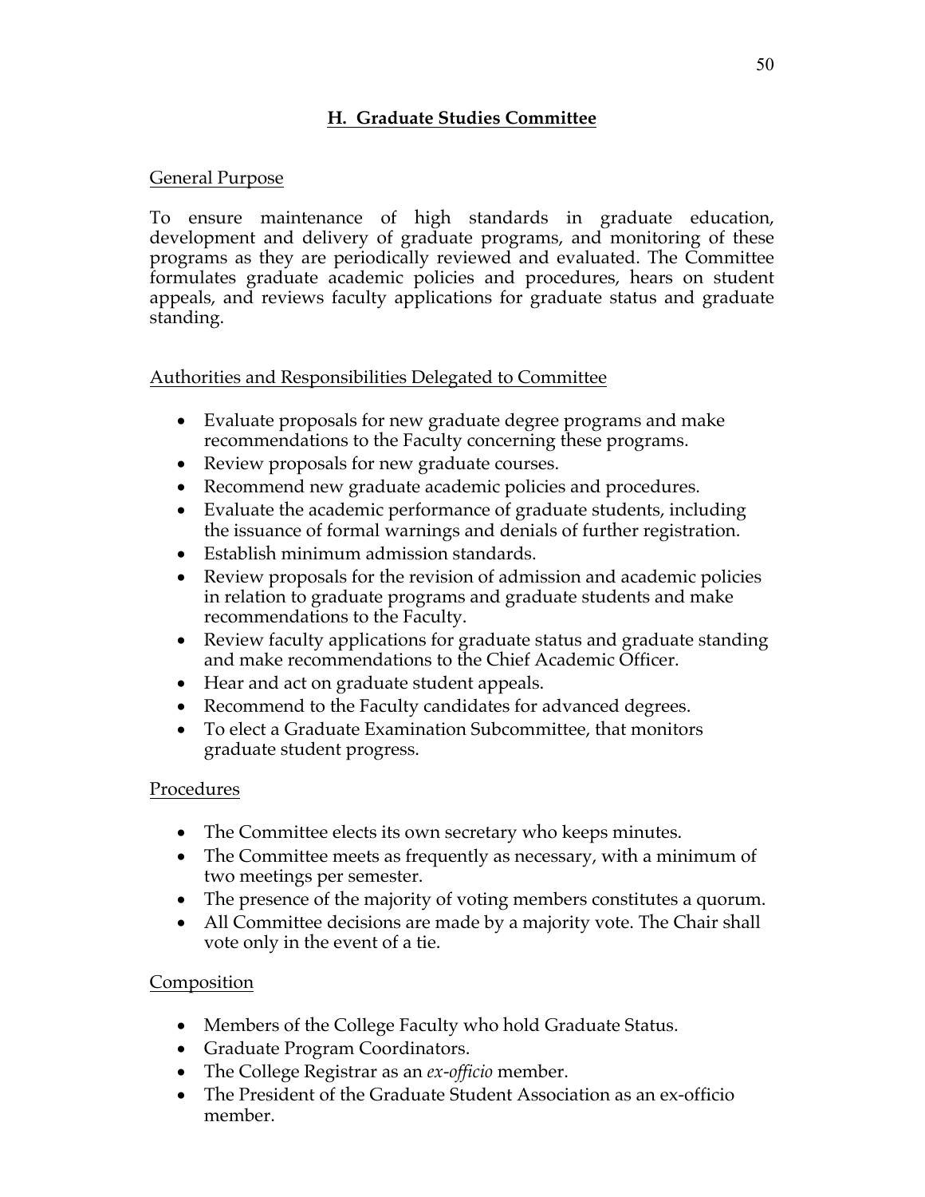## H. Graduate Studies Committee

General Purpose

To ensure maintenance of high standards in graduate education, development and delivery of graduate programs, and monitoring of these programs as they are periodically reviewed and evaluated. The Committee formulates graduate academic policies and procedures, hears on student appeals, and reviews faculty applications for graduate status and graduate standing.

Authorities and Responsibilities Delegated to Committee

- Evaluate proposals for new graduate degree programs and make recommendations to the Faculty concerning these programs.
- Review proposals for new graduate courses.
- Recommend new graduate academic policies and procedures.
- Evaluate the academic performance of graduate students, including the issuance of formal warnings and denials of further registration.
- Establish minimum admission standards.
- Review proposals for the revision of admission and academic policies in relation to graduate programs and graduate students and make recommendations to the Faculty.
- Review faculty applications for graduate status and graduate standing and make recommendations to the Chief Academic Officer.
- Hear and act on graduate student appeals.
- Recommend to the Faculty candidates for advanced degrees.
- To elect a Graduate Examination Subcommittee, that monitors graduate student progress.

Procedures

- The Committee elects its own secretary who keeps minutes.
- The Committee meets as frequently as necessary, with a minimum of two meetings per semester.
- The presence of the majority of voting members constitutes a quorum.
- All Committee decisions are made by a majority vote. The Chair shall vote only in the event of a tie.

Composition

- Members of the College Faculty who hold Graduate Status.
- Graduate Program Coordinators.
- The College Registrar as an *ex-officio* member.
- The President of the Graduate Student Association as an ex-officio member.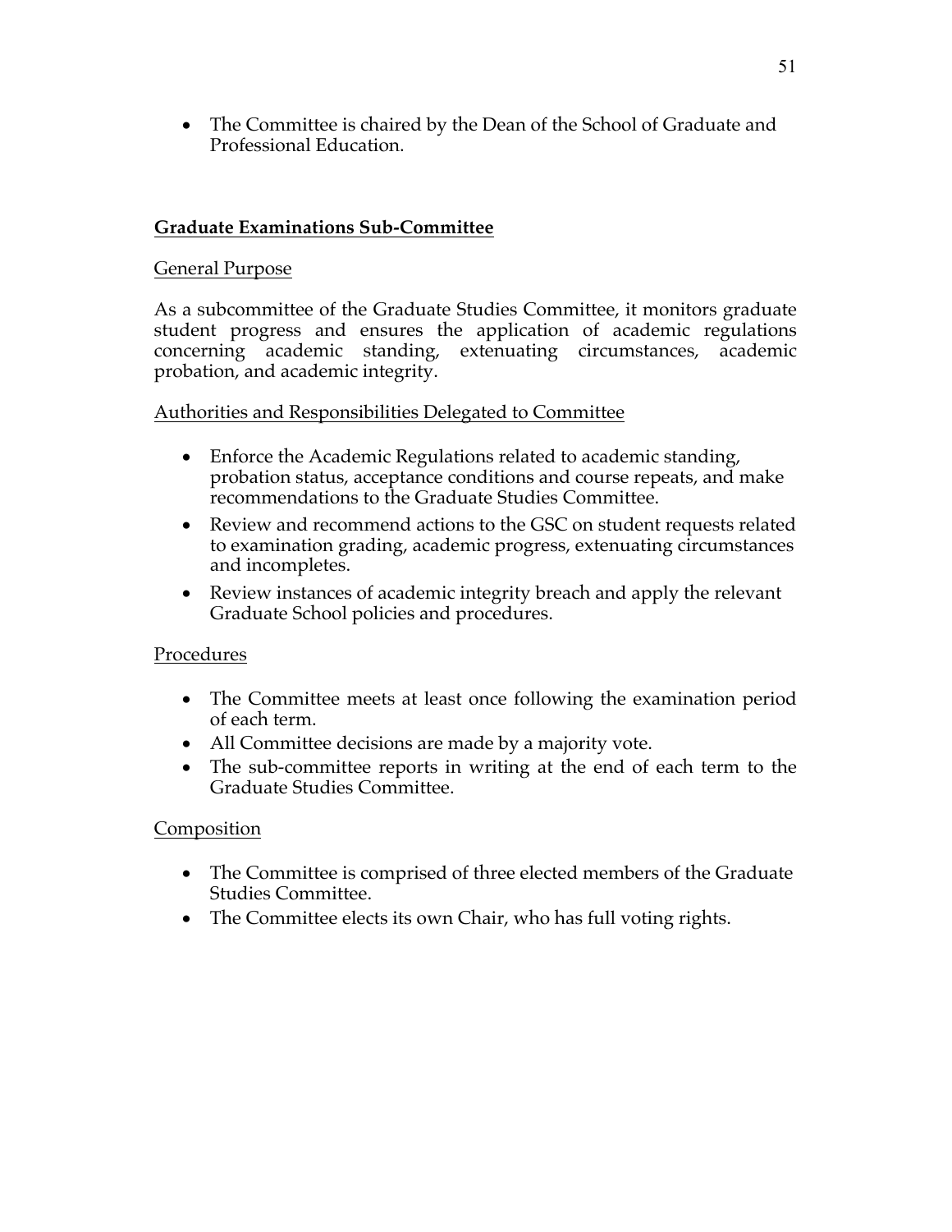- The Committee is chaired by the Dean of the School of Graduate and Professional Education.

## Graduate Examinations Sub-Committee

### General Purpose

As a subcommittee of the Graduate Studies Committee, it monitors graduate student progress and ensures the application of academic regulations concerning academic standing, extenuating circumstances, academic probation, and academic integrity.

### Authorities and Responsibilities Delegated to Committee

- Enforce the Academic Regulations related to academic standing, probation status, acceptance conditions and course repeats, and make recommendations to the Graduate Studies Committee.
- Review and recommend actions to the GSC on student requests related to examination grading, academic progress, extenuating circumstances and incompletes.
- Review instances of academic integrity breach and apply the relevant Graduate School policies and procedures.

### Procedures

- The Committee meets at least once following the examination period of each term.
- All Committee decisions are made by a majority vote.
- The sub-committee reports in writing at the end of each term to the Graduate Studies Committee.

### Composition

- The Committee is comprised of three elected members of the Graduate Studies Committee.
- The Committee elects its own Chair, who has full voting rights.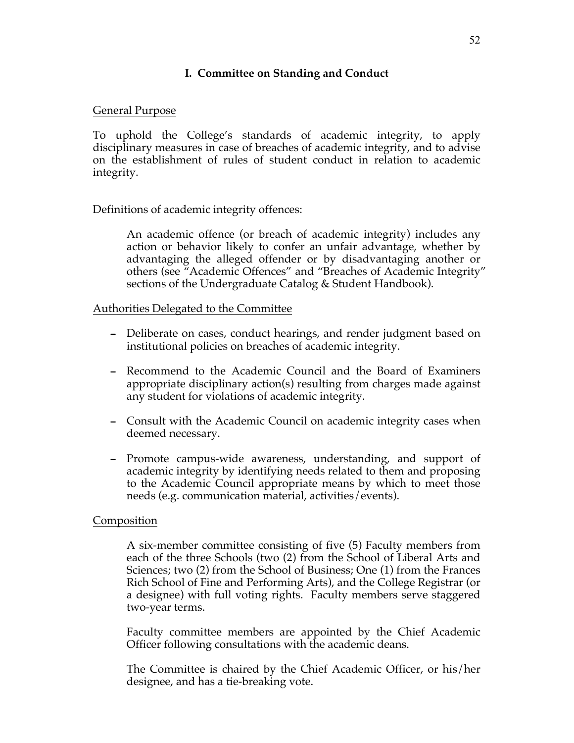## I. Committee on Standing and Conduct

General Purpose

To uphold the College's standards of academic integrity, to apply disciplinary measures in case of breaches of academic integrity, and to advise on the establishment of rules of student conduct in relation to academic integrity.

Definitions of academic integrity offences:

> An academic offence (or breach of academic integrity) includes any action or behavior likely to confer an unfair advantage, whether by advantaging the alleged offender or by disadvantaging another or others (see "Academic Offences" and "Breaches of Academic Integrity" sections of the Undergraduate Catalog & Student Handbook).

Authorities Delegated to the Committee

- Deliberate on cases, conduct hearings, and render judgment based on institutional policies on breaches of academic integrity.
- Recommend to the Academic Council and the Board of Examiners appropriate disciplinary action(s) resulting from charges made against any student for violations of academic integrity.
- Consult with the Academic Council on academic integrity cases when deemed necessary.
- Promote campus-wide awareness, understanding, and support of academic integrity by identifying needs related to them and proposing to the Academic Council appropriate means by which to meet those needs (e.g. communication material, activities/events).

Composition

> A six-member committee consisting of five (5) Faculty members from each of the three Schools (two (2) from the School of Liberal Arts and Sciences; two (2) from the School of Business; One (1) from the Frances Rich School of Fine and Performing Arts), and the College Registrar (or a designee) with full voting rights. Faculty members serve staggered two-year terms.
>
> Faculty committee members are appointed by the Chief Academic Officer following consultations with the academic deans.
>
> The Committee is chaired by the Chief Academic Officer, or his/her designee, and has a tie-breaking vote.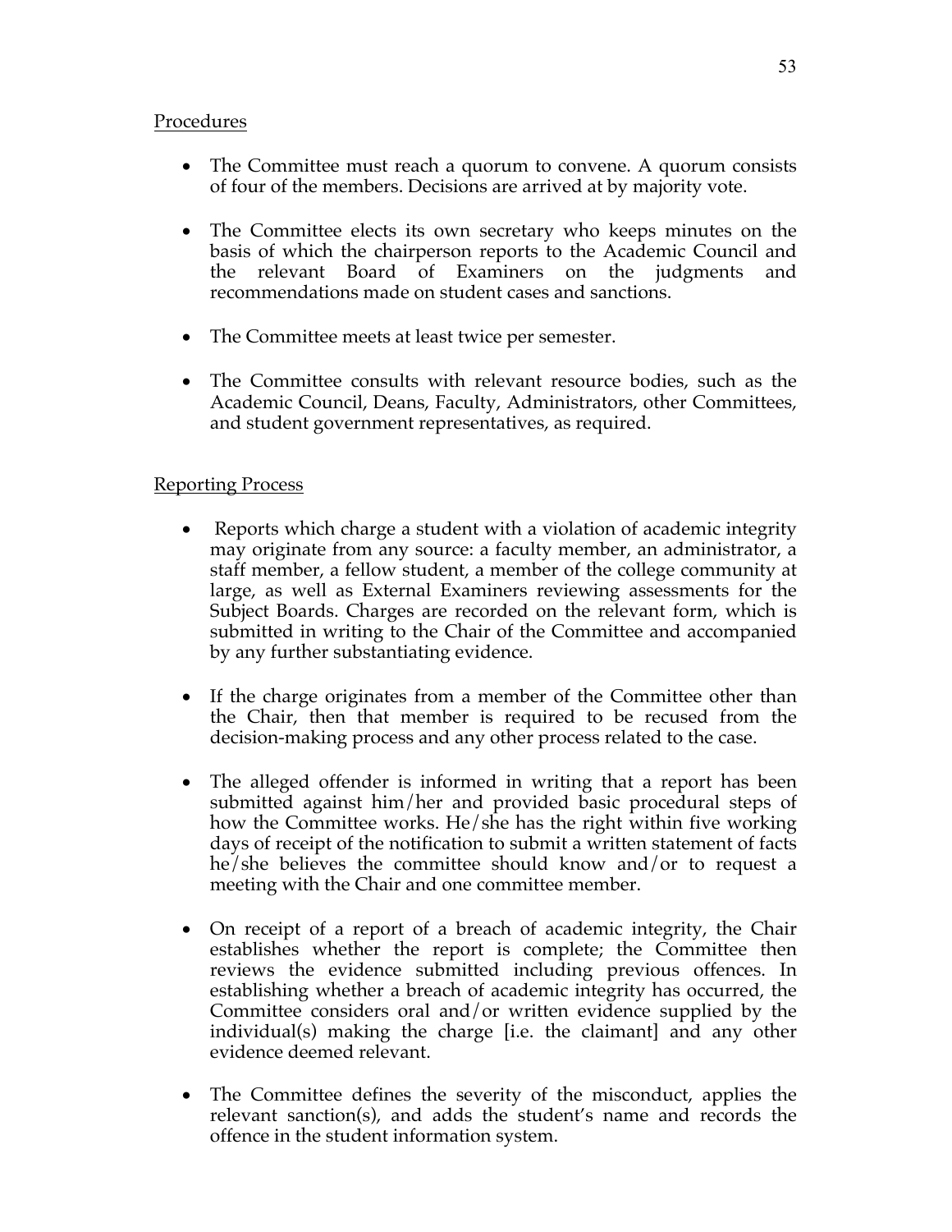Procedures

- The Committee must reach a quorum to convene. A quorum consists of four of the members. Decisions are arrived at by majority vote.

- The Committee elects its own secretary who keeps minutes on the basis of which the chairperson reports to the Academic Council and the relevant Board of Examiners on the judgments and recommendations made on student cases and sanctions.

- The Committee meets at least twice per semester.

- The Committee consults with relevant resource bodies, such as the Academic Council, Deans, Faculty, Administrators, other Committees, and student government representatives, as required.

Reporting Process

- Reports which charge a student with a violation of academic integrity may originate from any source: a faculty member, an administrator, a staff member, a fellow student, a member of the college community at large, as well as External Examiners reviewing assessments for the Subject Boards. Charges are recorded on the relevant form, which is submitted in writing to the Chair of the Committee and accompanied by any further substantiating evidence.

- If the charge originates from a member of the Committee other than the Chair, then that member is required to be recused from the decision-making process and any other process related to the case.

- The alleged offender is informed in writing that a report has been submitted against him/her and provided basic procedural steps of how the Committee works. He/she has the right within five working days of receipt of the notification to submit a written statement of facts he/she believes the committee should know and/or to request a meeting with the Chair and one committee member.

- On receipt of a report of a breach of academic integrity, the Chair establishes whether the report is complete; the Committee then reviews the evidence submitted including previous offences. In establishing whether a breach of academic integrity has occurred, the Committee considers oral and/or written evidence supplied by the individual(s) making the charge [i.e. the claimant] and any other evidence deemed relevant.

- The Committee defines the severity of the misconduct, applies the relevant sanction(s), and adds the student's name and records the offence in the student information system.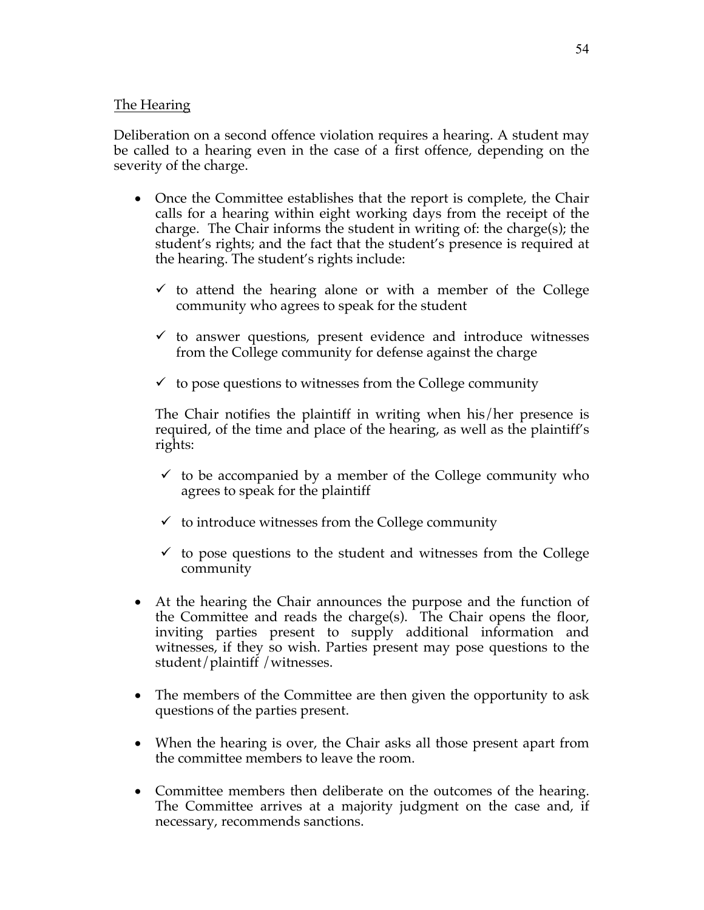The Hearing

Deliberation on a second offence violation requires a hearing. A student may be called to a hearing even in the case of a first offence, depending on the severity of the charge.

- Once the Committee establishes that the report is complete, the Chair calls for a hearing within eight working days from the receipt of the charge. The Chair informs the student in writing of: the charge(s); the student's rights; and the fact that the student's presence is required at the hearing. The student's rights include:

  - ✓ to attend the hearing alone or with a member of the College community who agrees to speak for the student
  - ✓ to answer questions, present evidence and introduce witnesses from the College community for defense against the charge
  - ✓ to pose questions to witnesses from the College community

  The Chair notifies the plaintiff in writing when his/her presence is required, of the time and place of the hearing, as well as the plaintiff's rights:

  - ✓ to be accompanied by a member of the College community who agrees to speak for the plaintiff
  - ✓ to introduce witnesses from the College community
  - ✓ to pose questions to the student and witnesses from the College community

- At the hearing the Chair announces the purpose and the function of the Committee and reads the charge(s). The Chair opens the floor, inviting parties present to supply additional information and witnesses, if they so wish. Parties present may pose questions to the student/plaintiff /witnesses.

- The members of the Committee are then given the opportunity to ask questions of the parties present.

- When the hearing is over, the Chair asks all those present apart from the committee members to leave the room.

- Committee members then deliberate on the outcomes of the hearing. The Committee arrives at a majority judgment on the case and, if necessary, recommends sanctions.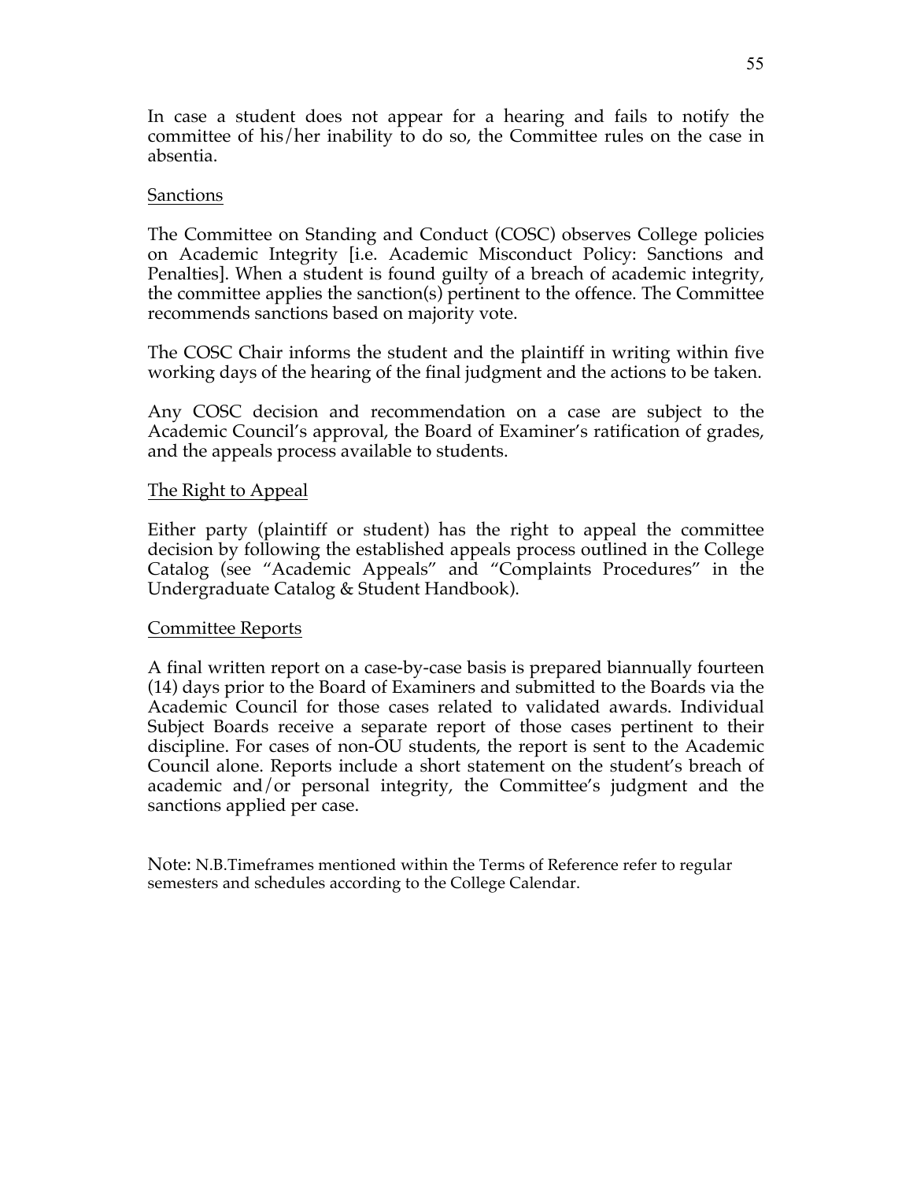In case a student does not appear for a hearing and fails to notify the committee of his/her inability to do so, the Committee rules on the case in absentia.

<u>Sanctions</u>

The Committee on Standing and Conduct (COSC) observes College policies on Academic Integrity [i.e. Academic Misconduct Policy: Sanctions and Penalties]. When a student is found guilty of a breach of academic integrity, the committee applies the sanction(s) pertinent to the offence. The Committee recommends sanctions based on majority vote.

The COSC Chair informs the student and the plaintiff in writing within five working days of the hearing of the final judgment and the actions to be taken.

Any COSC decision and recommendation on a case are subject to the Academic Council's approval, the Board of Examiner's ratification of grades, and the appeals process available to students.

<u>The Right to Appeal</u>

Either party (plaintiff or student) has the right to appeal the committee decision by following the established appeals process outlined in the College Catalog (see "Academic Appeals" and "Complaints Procedures" in the Undergraduate Catalog & Student Handbook).

<u>Committee Reports</u>

A final written report on a case-by-case basis is prepared biannually fourteen (14) days prior to the Board of Examiners and submitted to the Boards via the Academic Council for those cases related to validated awards. Individual Subject Boards receive a separate report of those cases pertinent to their discipline. For cases of non-OU students, the report is sent to the Academic Council alone. Reports include a short statement on the student's breach of academic and/or personal integrity, the Committee's judgment and the sanctions applied per case.

Note: N.B.Timeframes mentioned within the Terms of Reference refer to regular semesters and schedules according to the College Calendar.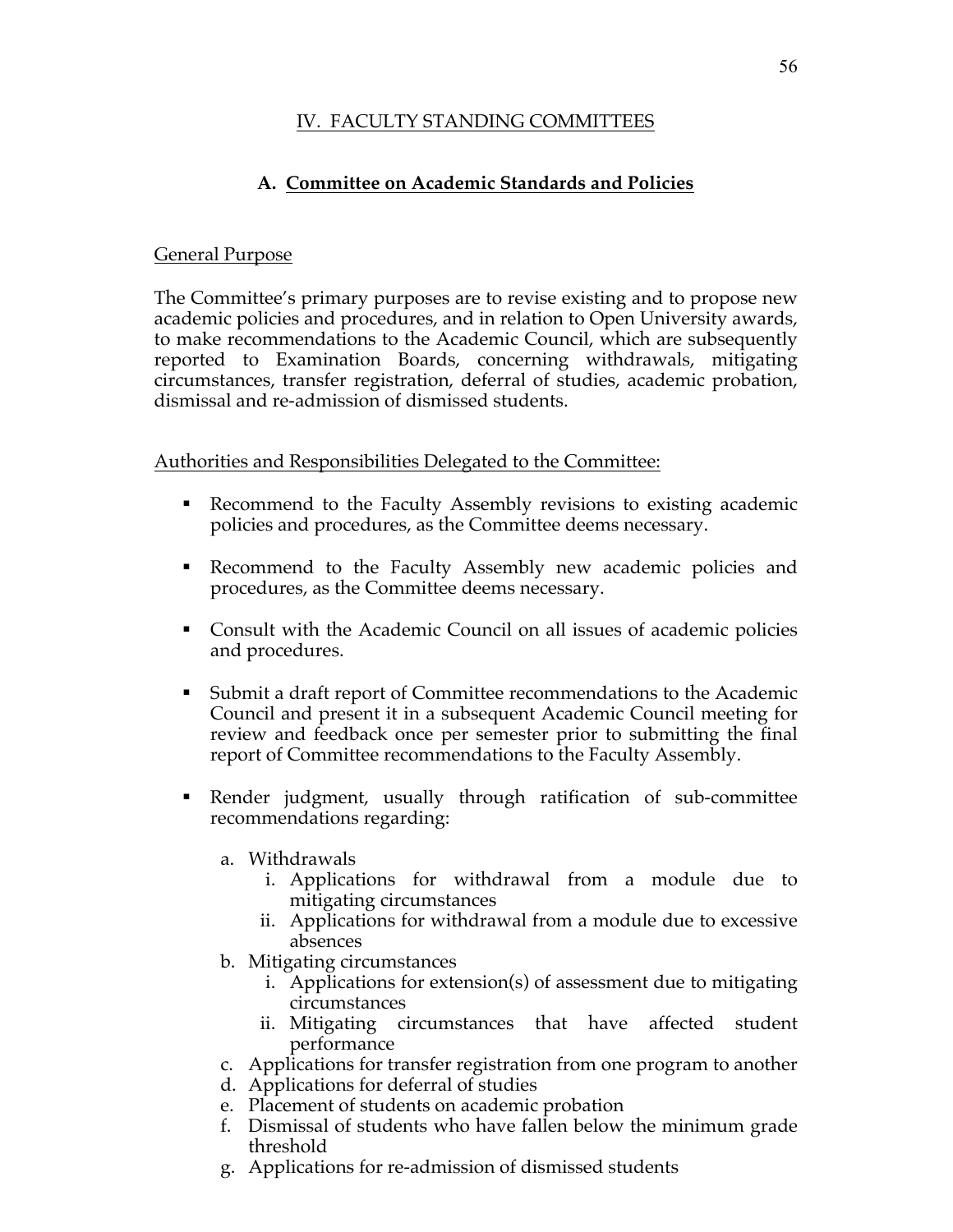## IV. FACULTY STANDING COMMITTEES

### A. Committee on Academic Standards and Policies

General Purpose

The Committee's primary purposes are to revise existing and to propose new academic policies and procedures, and in relation to Open University awards, to make recommendations to the Academic Council, which are subsequently reported to Examination Boards, concerning withdrawals, mitigating circumstances, transfer registration, deferral of studies, academic probation, dismissal and re-admission of dismissed students.

Authorities and Responsibilities Delegated to the Committee:

- Recommend to the Faculty Assembly revisions to existing academic policies and procedures, as the Committee deems necessary.
- Recommend to the Faculty Assembly new academic policies and procedures, as the Committee deems necessary.
- Consult with the Academic Council on all issues of academic policies and procedures.
- Submit a draft report of Committee recommendations to the Academic Council and present it in a subsequent Academic Council meeting for review and feedback once per semester prior to submitting the final report of Committee recommendations to the Faculty Assembly.
- Render judgment, usually through ratification of sub-committee recommendations regarding:
    a. Withdrawals
        i. Applications for withdrawal from a module due to mitigating circumstances
        ii. Applications for withdrawal from a module due to excessive absences
    b. Mitigating circumstances
        i. Applications for extension(s) of assessment due to mitigating circumstances
        ii. Mitigating circumstances that have affected student performance
    c. Applications for transfer registration from one program to another
    d. Applications for deferral of studies
    e. Placement of students on academic probation
    f. Dismissal of students who have fallen below the minimum grade threshold
    g. Applications for re-admission of dismissed students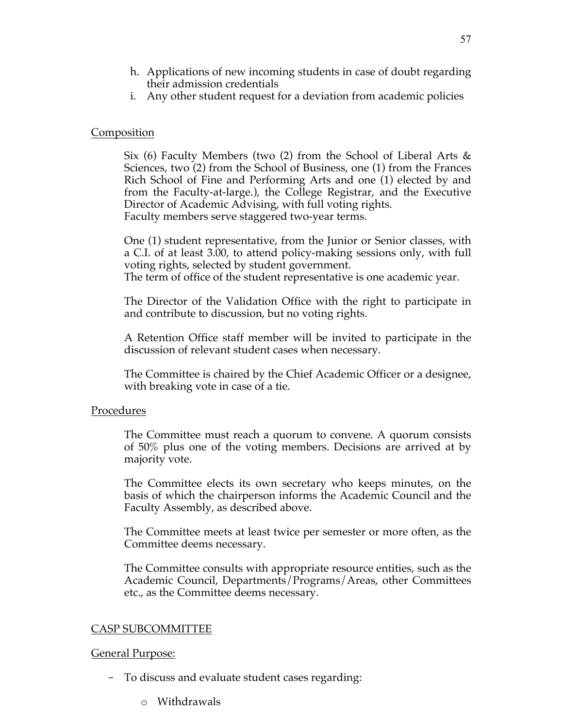h. Applications of new incoming students in case of doubt regarding their admission credentials
i. Any other student request for a deviation from academic policies

Composition

Six (6) Faculty Members (two (2) from the School of Liberal Arts & Sciences, two (2) from the School of Business, one (1) from the Frances Rich School of Fine and Performing Arts and one (1) elected by and from the Faculty-at-large.), the College Registrar, and the Executive Director of Academic Advising, with full voting rights.
Faculty members serve staggered two-year terms.

One (1) student representative, from the Junior or Senior classes, with a C.I. of at least 3.00, to attend policy-making sessions only, with full voting rights, selected by student government.
The term of office of the student representative is one academic year.

The Director of the Validation Office with the right to participate in and contribute to discussion, but no voting rights.

A Retention Office staff member will be invited to participate in the discussion of relevant student cases when necessary.

The Committee is chaired by the Chief Academic Officer or a designee, with breaking vote in case of a tie.

Procedures

The Committee must reach a quorum to convene. A quorum consists of 50% plus one of the voting members. Decisions are arrived at by majority vote.

The Committee elects its own secretary who keeps minutes, on the basis of which the chairperson informs the Academic Council and the Faculty Assembly, as described above.

The Committee meets at least twice per semester or more often, as the Committee deems necessary.

The Committee consults with appropriate resource entities, such as the Academic Council, Departments/Programs/Areas, other Committees etc., as the Committee deems necessary.

CASP SUBCOMMITTEE

General Purpose:

- To discuss and evaluate student cases regarding:
  - Withdrawals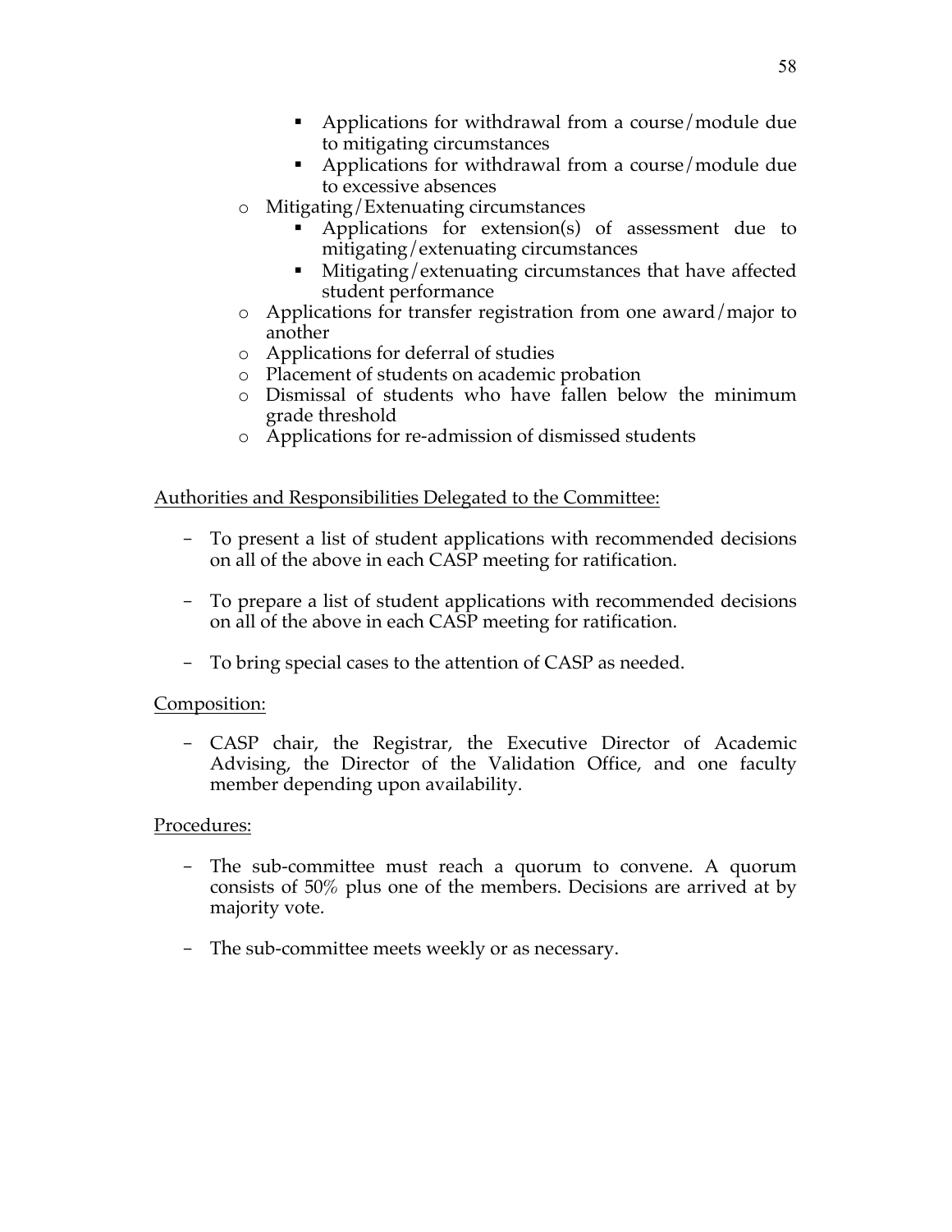- Applications for withdrawal from a course/module due to mitigating circumstances
        - Applications for withdrawal from a course/module due to excessive absences
    - Mitigating/Extenuating circumstances
        - Applications for extension(s) of assessment due to mitigating/extenuating circumstances
        - Mitigating/extenuating circumstances that have affected student performance
    - Applications for transfer registration from one award/major to another
    - Applications for deferral of studies
    - Placement of students on academic probation
    - Dismissal of students who have fallen below the minimum grade threshold
    - Applications for re-admission of dismissed students

<u>Authorities and Responsibilities Delegated to the Committee:</u>

- To present a list of student applications with recommended decisions on all of the above in each CASP meeting for ratification.

- To prepare a list of student applications with recommended decisions on all of the above in each CASP meeting for ratification.

- To bring special cases to the attention of CASP as needed.

<u>Composition:</u>

- CASP chair, the Registrar, the Executive Director of Academic Advising, the Director of the Validation Office, and one faculty member depending upon availability.

<u>Procedures:</u>

- The sub-committee must reach a quorum to convene. A quorum consists of 50% plus one of the members. Decisions are arrived at by majority vote.

- The sub-committee meets weekly or as necessary.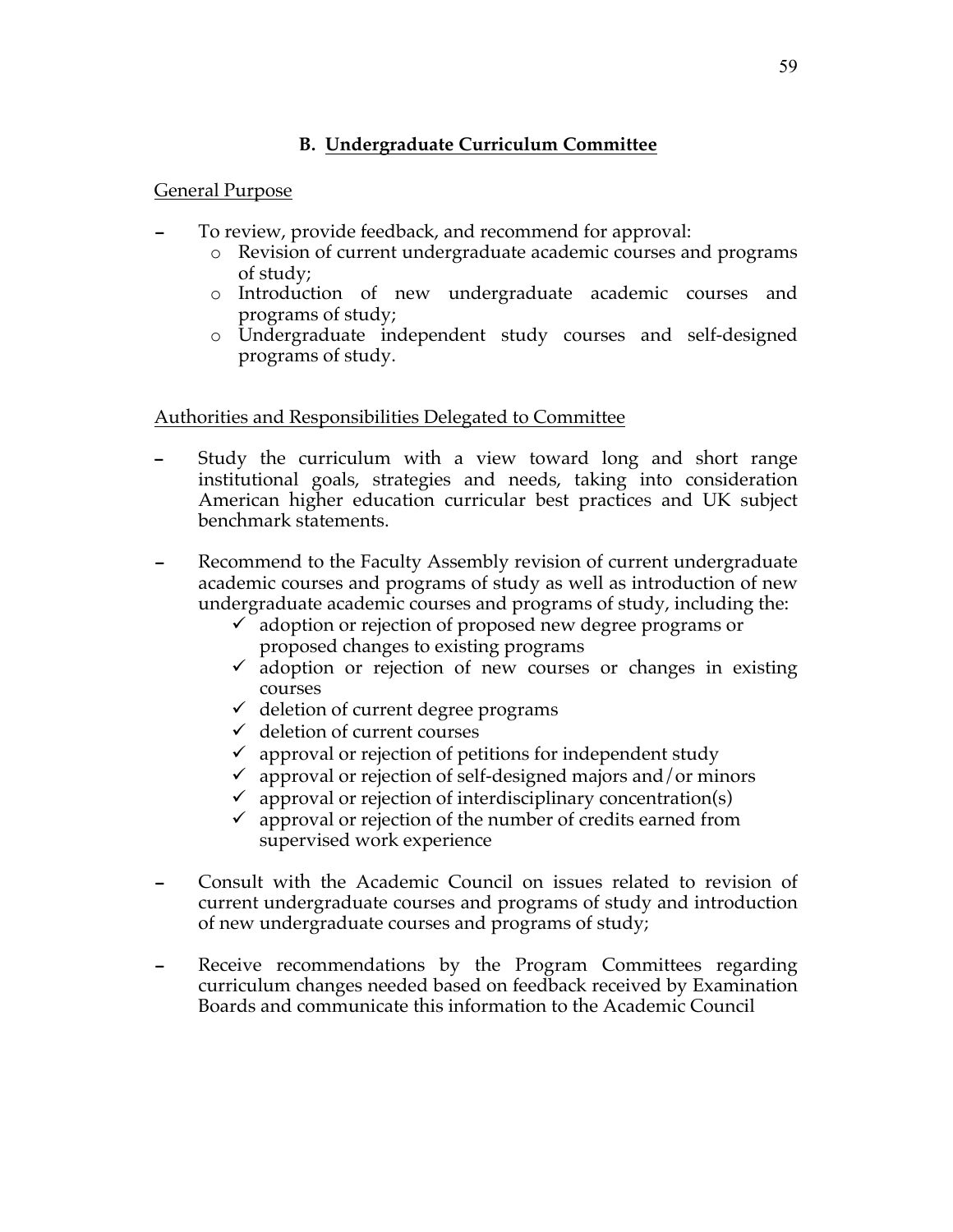## B. Undergraduate Curriculum Committee

General Purpose

- To review, provide feedback, and recommend for approval:
  - Revision of current undergraduate academic courses and programs of study;
  - Introduction of new undergraduate academic courses and programs of study;
  - Undergraduate independent study courses and self-designed programs of study.

Authorities and Responsibilities Delegated to Committee

- Study the curriculum with a view toward long and short range institutional goals, strategies and needs, taking into consideration American higher education curricular best practices and UK subject benchmark statements.

- Recommend to the Faculty Assembly revision of current undergraduate academic courses and programs of study as well as introduction of new undergraduate academic courses and programs of study, including the:
  - ✓ adoption or rejection of proposed new degree programs or proposed changes to existing programs
  - ✓ adoption or rejection of new courses or changes in existing courses
  - ✓ deletion of current degree programs
  - ✓ deletion of current courses
  - ✓ approval or rejection of petitions for independent study
  - ✓ approval or rejection of self-designed majors and/or minors
  - ✓ approval or rejection of interdisciplinary concentration(s)
  - ✓ approval or rejection of the number of credits earned from supervised work experience

- Consult with the Academic Council on issues related to revision of current undergraduate courses and programs of study and introduction of new undergraduate courses and programs of study;

- Receive recommendations by the Program Committees regarding curriculum changes needed based on feedback received by Examination Boards and communicate this information to the Academic Council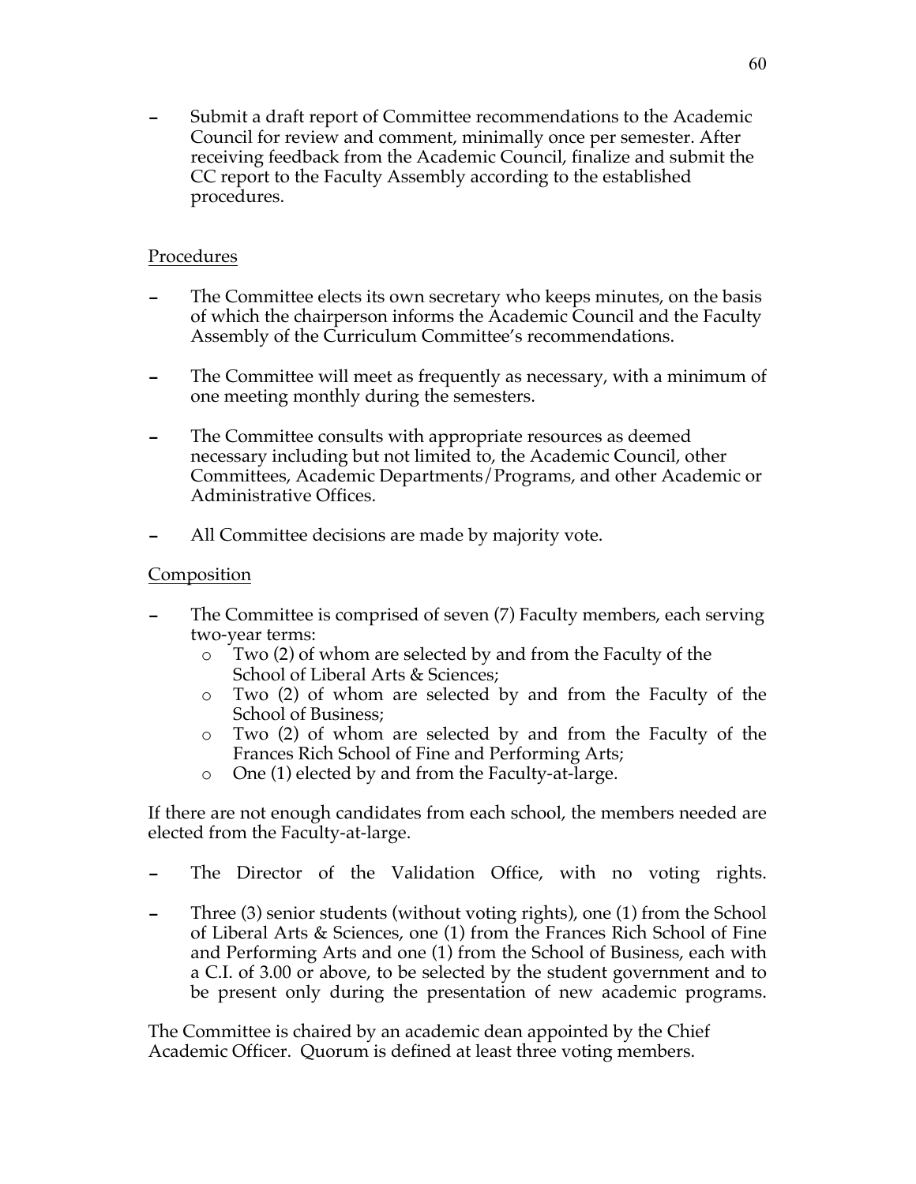- Submit a draft report of Committee recommendations to the Academic Council for review and comment, minimally once per semester. After receiving feedback from the Academic Council, finalize and submit the CC report to the Faculty Assembly according to the established procedures.

<u>Procedures</u>

- The Committee elects its own secretary who keeps minutes, on the basis of which the chairperson informs the Academic Council and the Faculty Assembly of the Curriculum Committee's recommendations.
- The Committee will meet as frequently as necessary, with a minimum of one meeting monthly during the semesters.
- The Committee consults with appropriate resources as deemed necessary including but not limited to, the Academic Council, other Committees, Academic Departments/Programs, and other Academic or Administrative Offices.
- All Committee decisions are made by majority vote.

<u>Composition</u>

- The Committee is comprised of seven (7) Faculty members, each serving two-year terms:
  - Two (2) of whom are selected by and from the Faculty of the School of Liberal Arts & Sciences;
  - Two (2) of whom are selected by and from the Faculty of the School of Business;
  - Two (2) of whom are selected by and from the Faculty of the Frances Rich School of Fine and Performing Arts;
  - One (1) elected by and from the Faculty-at-large.

If there are not enough candidates from each school, the members needed are elected from the Faculty-at-large.

- The Director of the Validation Office, with no voting rights.
- Three (3) senior students (without voting rights), one (1) from the School of Liberal Arts & Sciences, one (1) from the Frances Rich School of Fine and Performing Arts and one (1) from the School of Business, each with a C.I. of 3.00 or above, to be selected by the student government and to be present only during the presentation of new academic programs.

The Committee is chaired by an academic dean appointed by the Chief Academic Officer. Quorum is defined at least three voting members.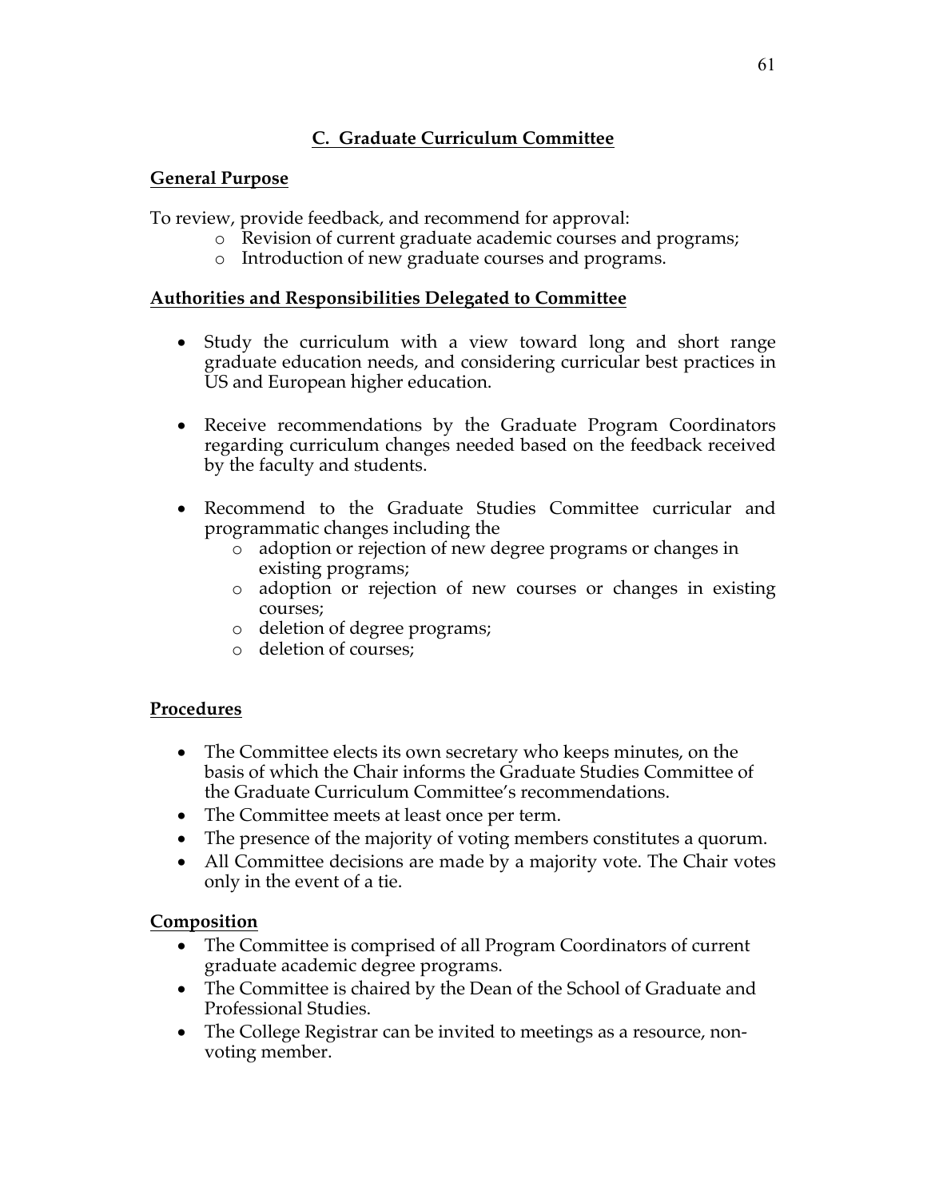## C. Graduate Curriculum Committee

### General Purpose

To review, provide feedback, and recommend for approval:

- Revision of current graduate academic courses and programs;
- Introduction of new graduate courses and programs.

### Authorities and Responsibilities Delegated to Committee

- Study the curriculum with a view toward long and short range graduate education needs, and considering curricular best practices in US and European higher education.
- Receive recommendations by the Graduate Program Coordinators regarding curriculum changes needed based on the feedback received by the faculty and students.
- Recommend to the Graduate Studies Committee curricular and programmatic changes including the
  - adoption or rejection of new degree programs or changes in existing programs;
  - adoption or rejection of new courses or changes in existing courses;
  - deletion of degree programs;
  - deletion of courses;

### Procedures

- The Committee elects its own secretary who keeps minutes, on the basis of which the Chair informs the Graduate Studies Committee of the Graduate Curriculum Committee's recommendations.
- The Committee meets at least once per term.
- The presence of the majority of voting members constitutes a quorum.
- All Committee decisions are made by a majority vote. The Chair votes only in the event of a tie.

### Composition

- The Committee is comprised of all Program Coordinators of current graduate academic degree programs.
- The Committee is chaired by the Dean of the School of Graduate and Professional Studies.
- The College Registrar can be invited to meetings as a resource, non-voting member.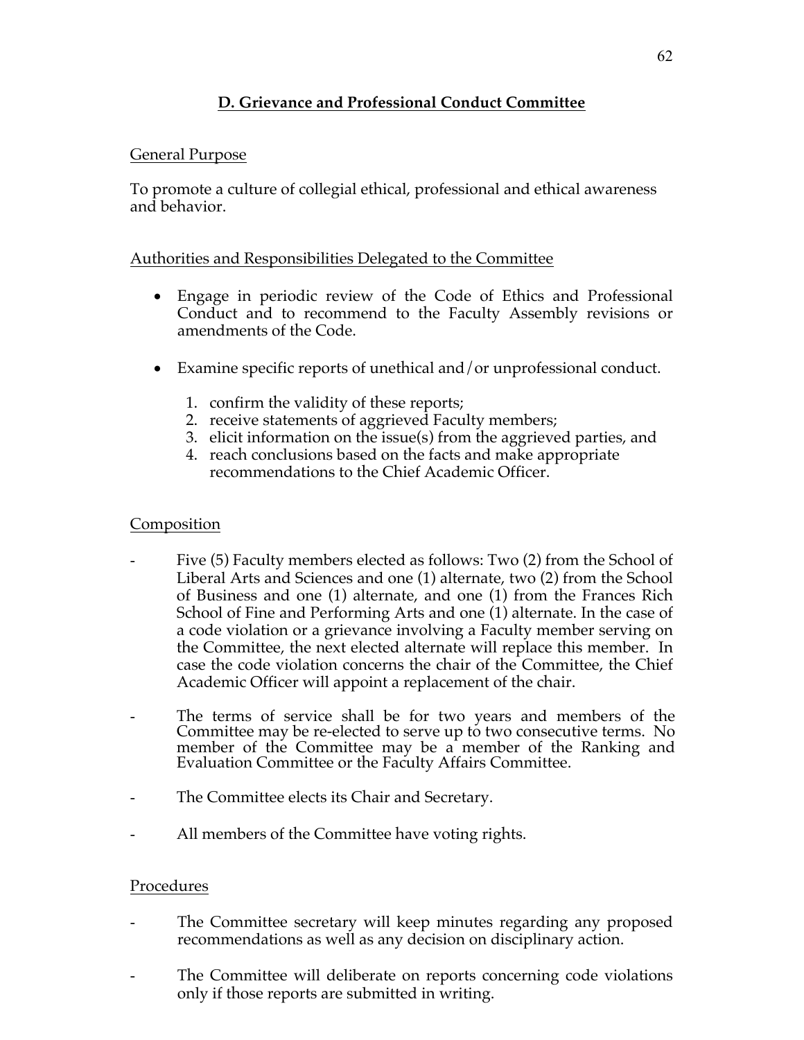## D. Grievance and Professional Conduct Committee

General Purpose

To promote a culture of collegial ethical, professional and ethical awareness and behavior.

Authorities and Responsibilities Delegated to the Committee

- Engage in periodic review of the Code of Ethics and Professional Conduct and to recommend to the Faculty Assembly revisions or amendments of the Code.

- Examine specific reports of unethical and/or unprofessional conduct.
  1. confirm the validity of these reports;
  2. receive statements of aggrieved Faculty members;
  3. elicit information on the issue(s) from the aggrieved parties, and
  4. reach conclusions based on the facts and make appropriate recommendations to the Chief Academic Officer.

Composition

- Five (5) Faculty members elected as follows: Two (2) from the School of Liberal Arts and Sciences and one (1) alternate, two (2) from the School of Business and one (1) alternate, and one (1) from the Frances Rich School of Fine and Performing Arts and one (1) alternate. In the case of a code violation or a grievance involving a Faculty member serving on the Committee, the next elected alternate will replace this member. In case the code violation concerns the chair of the Committee, the Chief Academic Officer will appoint a replacement of the chair.

- The terms of service shall be for two years and members of the Committee may be re-elected to serve up to two consecutive terms. No member of the Committee may be a member of the Ranking and Evaluation Committee or the Faculty Affairs Committee.

- The Committee elects its Chair and Secretary.

- All members of the Committee have voting rights.

Procedures

- The Committee secretary will keep minutes regarding any proposed recommendations as well as any decision on disciplinary action.

- The Committee will deliberate on reports concerning code violations only if those reports are submitted in writing.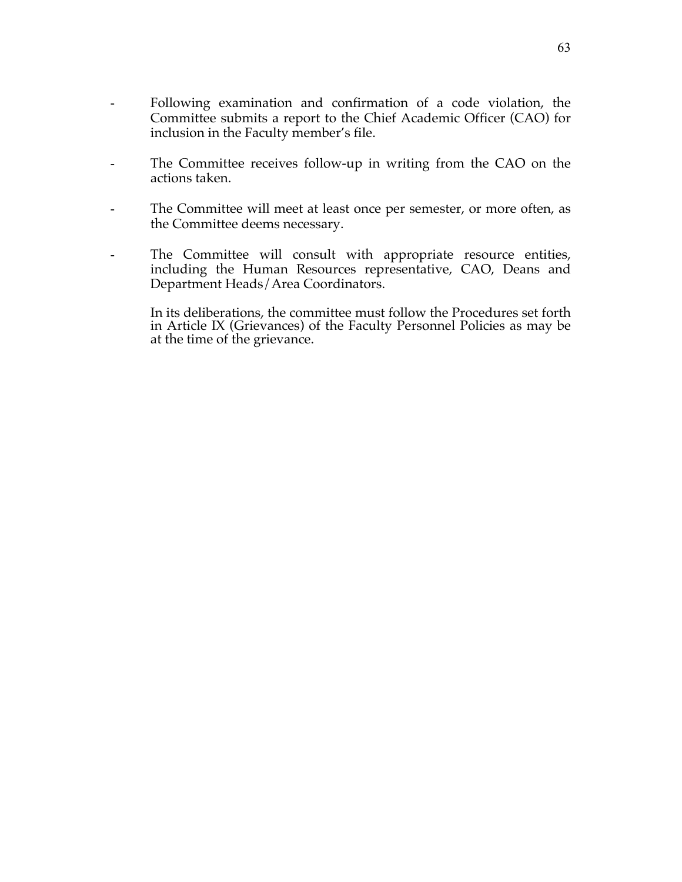- Following examination and confirmation of a code violation, the Committee submits a report to the Chief Academic Officer (CAO) for inclusion in the Faculty member's file.

- The Committee receives follow-up in writing from the CAO on the actions taken.

- The Committee will meet at least once per semester, or more often, as the Committee deems necessary.

- The Committee will consult with appropriate resource entities, including the Human Resources representative, CAO, Deans and Department Heads/Area Coordinators.

  In its deliberations, the committee must follow the Procedures set forth in Article IX (Grievances) of the Faculty Personnel Policies as may be at the time of the grievance.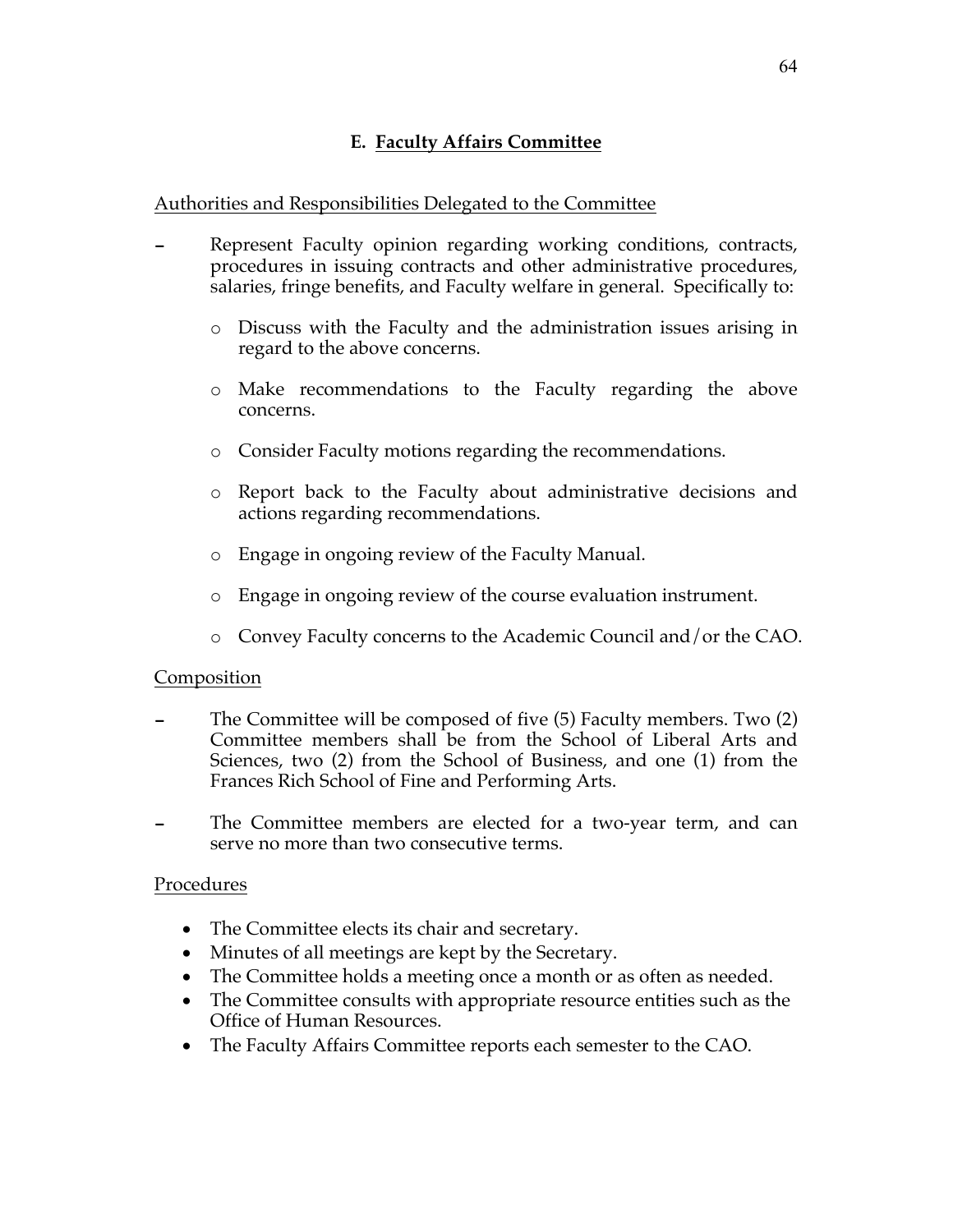## E. Faculty Affairs Committee

Authorities and Responsibilities Delegated to the Committee

- Represent Faculty opinion regarding working conditions, contracts, procedures in issuing contracts and other administrative procedures, salaries, fringe benefits, and Faculty welfare in general. Specifically to:
  - Discuss with the Faculty and the administration issues arising in regard to the above concerns.
  - Make recommendations to the Faculty regarding the above concerns.
  - Consider Faculty motions regarding the recommendations.
  - Report back to the Faculty about administrative decisions and actions regarding recommendations.
  - Engage in ongoing review of the Faculty Manual.
  - Engage in ongoing review of the course evaluation instrument.
  - Convey Faculty concerns to the Academic Council and/or the CAO.

Composition

- The Committee will be composed of five (5) Faculty members. Two (2) Committee members shall be from the School of Liberal Arts and Sciences, two (2) from the School of Business, and one (1) from the Frances Rich School of Fine and Performing Arts.
- The Committee members are elected for a two-year term, and can serve no more than two consecutive terms.

Procedures

- The Committee elects its chair and secretary.
- Minutes of all meetings are kept by the Secretary.
- The Committee holds a meeting once a month or as often as needed.
- The Committee consults with appropriate resource entities such as the Office of Human Resources.
- The Faculty Affairs Committee reports each semester to the CAO.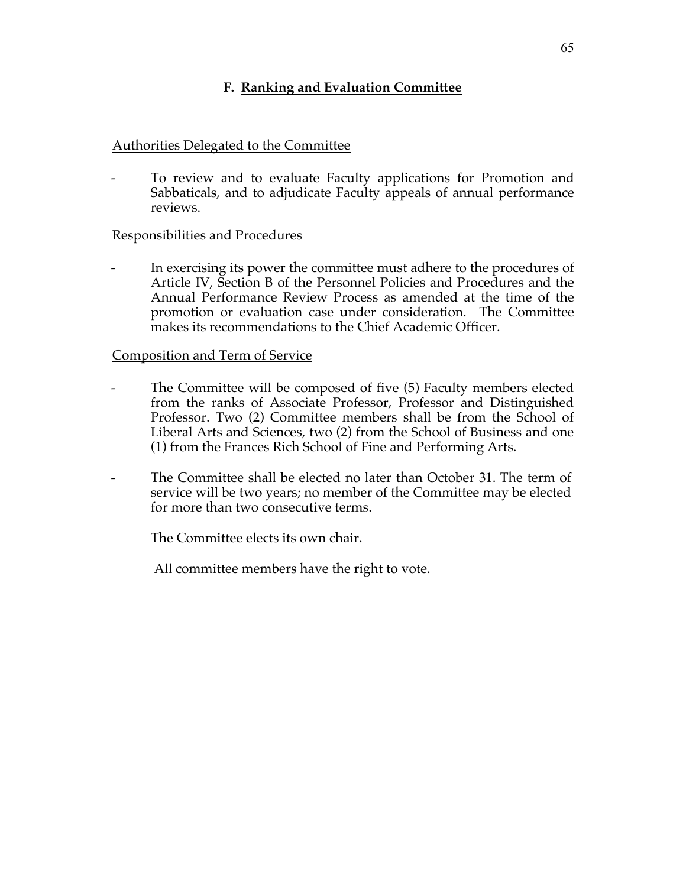## F. Ranking and Evaluation Committee

Authorities Delegated to the Committee

- To review and to evaluate Faculty applications for Promotion and Sabbaticals, and to adjudicate Faculty appeals of annual performance reviews.

Responsibilities and Procedures

- In exercising its power the committee must adhere to the procedures of Article IV, Section B of the Personnel Policies and Procedures and the Annual Performance Review Process as amended at the time of the promotion or evaluation case under consideration. The Committee makes its recommendations to the Chief Academic Officer.

Composition and Term of Service

- The Committee will be composed of five (5) Faculty members elected from the ranks of Associate Professor, Professor and Distinguished Professor. Two (2) Committee members shall be from the School of Liberal Arts and Sciences, two (2) from the School of Business and one (1) from the Frances Rich School of Fine and Performing Arts.

- The Committee shall be elected no later than October 31. The term of service will be two years; no member of the Committee may be elected for more than two consecutive terms.

  The Committee elects its own chair.

  All committee members have the right to vote.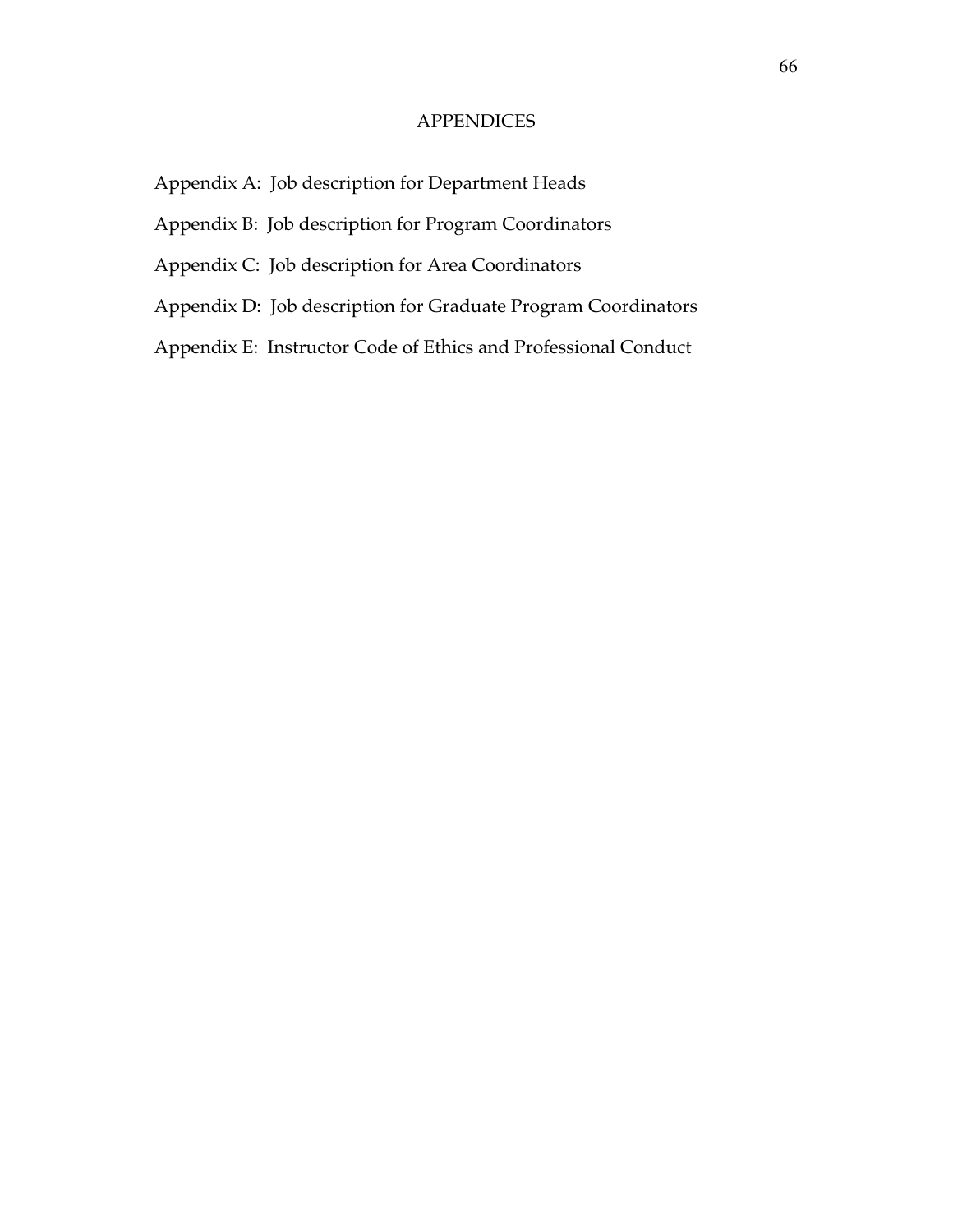# APPENDICES

Appendix A: Job description for Department Heads

Appendix B: Job description for Program Coordinators

Appendix C: Job description for Area Coordinators

Appendix D: Job description for Graduate Program Coordinators

Appendix E: Instructor Code of Ethics and Professional Conduct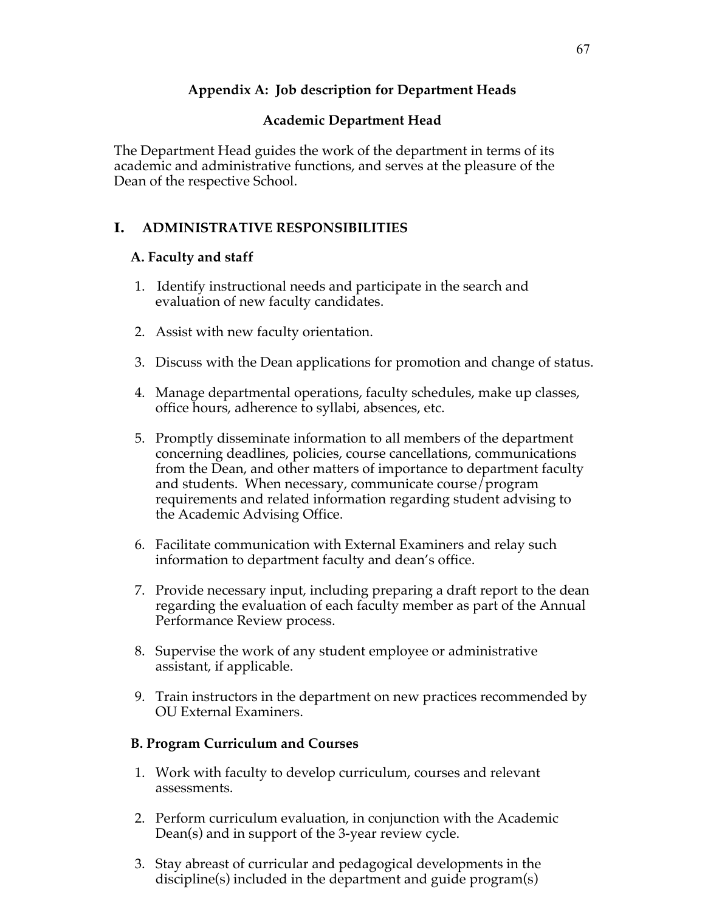## Appendix A: Job description for Department Heads

### Academic Department Head

The Department Head guides the work of the department in terms of its academic and administrative functions, and serves at the pleasure of the Dean of the respective School.

### I. ADMINISTRATIVE RESPONSIBILITIES

#### A. Faculty and staff

1. Identify instructional needs and participate in the search and evaluation of new faculty candidates.

2. Assist with new faculty orientation.

3. Discuss with the Dean applications for promotion and change of status.

4. Manage departmental operations, faculty schedules, make up classes, office hours, adherence to syllabi, absences, etc.

5. Promptly disseminate information to all members of the department concerning deadlines, policies, course cancellations, communications from the Dean, and other matters of importance to department faculty and students. When necessary, communicate course/program requirements and related information regarding student advising to the Academic Advising Office.

6. Facilitate communication with External Examiners and relay such information to department faculty and dean's office.

7. Provide necessary input, including preparing a draft report to the dean regarding the evaluation of each faculty member as part of the Annual Performance Review process.

8. Supervise the work of any student employee or administrative assistant, if applicable.

9. Train instructors in the department on new practices recommended by OU External Examiners.

#### B. Program Curriculum and Courses

1. Work with faculty to develop curriculum, courses and relevant assessments.

2. Perform curriculum evaluation, in conjunction with the Academic Dean(s) and in support of the 3-year review cycle.

3. Stay abreast of curricular and pedagogical developments in the discipline(s) included in the department and guide program(s)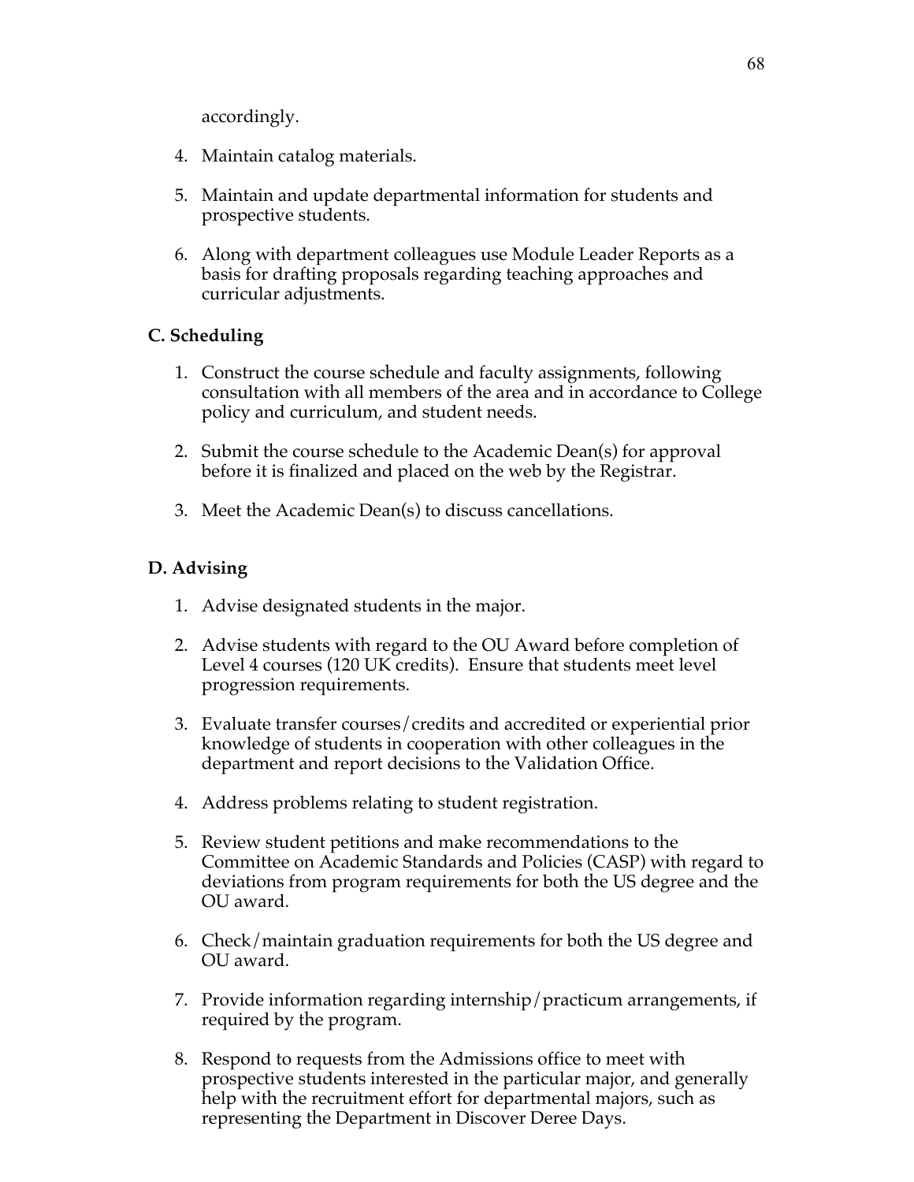accordingly.

4. Maintain catalog materials.

5. Maintain and update departmental information for students and prospective students.

6. Along with department colleagues use Module Leader Reports as a basis for drafting proposals regarding teaching approaches and curricular adjustments.

**C. Scheduling**

1. Construct the course schedule and faculty assignments, following consultation with all members of the area and in accordance to College policy and curriculum, and student needs.

2. Submit the course schedule to the Academic Dean(s) for approval before it is finalized and placed on the web by the Registrar.

3. Meet the Academic Dean(s) to discuss cancellations.

**D. Advising**

1. Advise designated students in the major.

2. Advise students with regard to the OU Award before completion of Level 4 courses (120 UK credits). Ensure that students meet level progression requirements.

3. Evaluate transfer courses/credits and accredited or experiential prior knowledge of students in cooperation with other colleagues in the department and report decisions to the Validation Office.

4. Address problems relating to student registration.

5. Review student petitions and make recommendations to the Committee on Academic Standards and Policies (CASP) with regard to deviations from program requirements for both the US degree and the OU award.

6. Check/maintain graduation requirements for both the US degree and OU award.

7. Provide information regarding internship/practicum arrangements, if required by the program.

8. Respond to requests from the Admissions office to meet with prospective students interested in the particular major, and generally help with the recruitment effort for departmental majors, such as representing the Department in Discover Deree Days.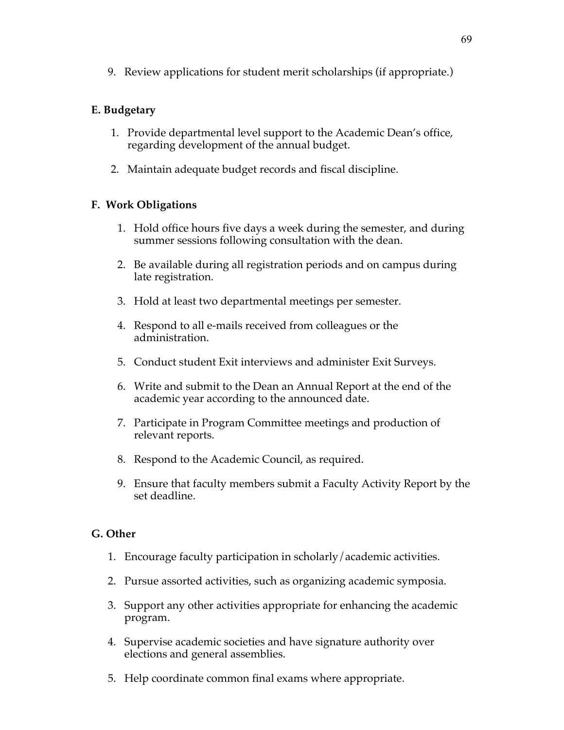9. Review applications for student merit scholarships (if appropriate.)

**E. Budgetary**

1. Provide departmental level support to the Academic Dean's office, regarding development of the annual budget.

2. Maintain adequate budget records and fiscal discipline.

**F. Work Obligations**

1. Hold office hours five days a week during the semester, and during summer sessions following consultation with the dean.

2. Be available during all registration periods and on campus during late registration.

3. Hold at least two departmental meetings per semester.

4. Respond to all e-mails received from colleagues or the administration.

5. Conduct student Exit interviews and administer Exit Surveys.

6. Write and submit to the Dean an Annual Report at the end of the academic year according to the announced date.

7. Participate in Program Committee meetings and production of relevant reports.

8. Respond to the Academic Council, as required.

9. Ensure that faculty members submit a Faculty Activity Report by the set deadline.

**G. Other**

1. Encourage faculty participation in scholarly/academic activities.

2. Pursue assorted activities, such as organizing academic symposia.

3. Support any other activities appropriate for enhancing the academic program.

4. Supervise academic societies and have signature authority over elections and general assemblies.

5. Help coordinate common final exams where appropriate.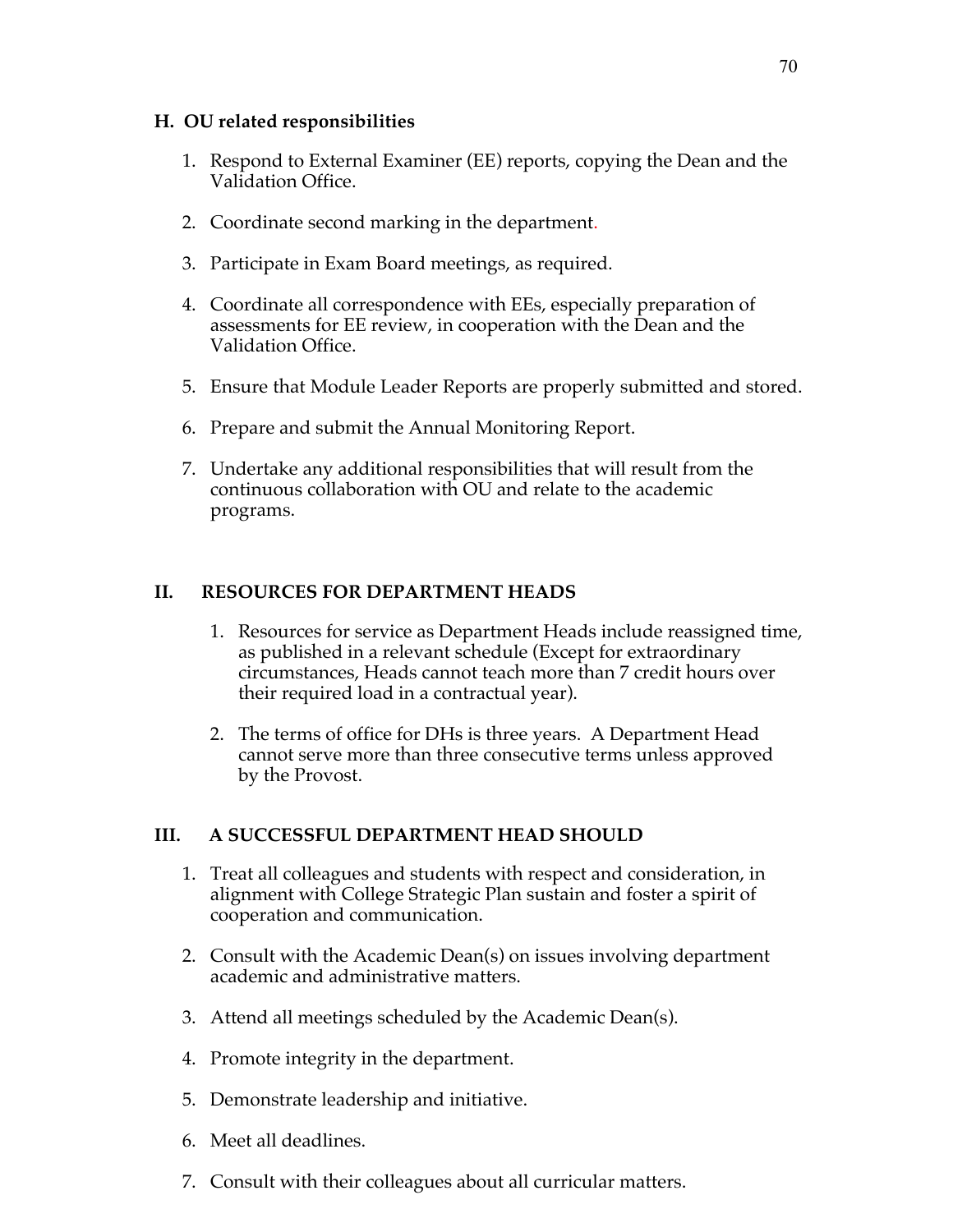### H. OU related responsibilities

1. Respond to External Examiner (EE) reports, copying the Dean and the Validation Office.

2. Coordinate second marking in the department.

3. Participate in Exam Board meetings, as required.

4. Coordinate all correspondence with EEs, especially preparation of assessments for EE review, in cooperation with the Dean and the Validation Office.

5. Ensure that Module Leader Reports are properly submitted and stored.

6. Prepare and submit the Annual Monitoring Report.

7. Undertake any additional responsibilities that will result from the continuous collaboration with OU and relate to the academic programs.

## II. RESOURCES FOR DEPARTMENT HEADS

1. Resources for service as Department Heads include reassigned time, as published in a relevant schedule (Except for extraordinary circumstances, Heads cannot teach more than 7 credit hours over their required load in a contractual year).

2. The terms of office for DHs is three years. A Department Head cannot serve more than three consecutive terms unless approved by the Provost.

## III. A SUCCESSFUL DEPARTMENT HEAD SHOULD

1. Treat all colleagues and students with respect and consideration, in alignment with College Strategic Plan sustain and foster a spirit of cooperation and communication.

2. Consult with the Academic Dean(s) on issues involving department academic and administrative matters.

3. Attend all meetings scheduled by the Academic Dean(s).

4. Promote integrity in the department.

5. Demonstrate leadership and initiative.

6. Meet all deadlines.

7. Consult with their colleagues about all curricular matters.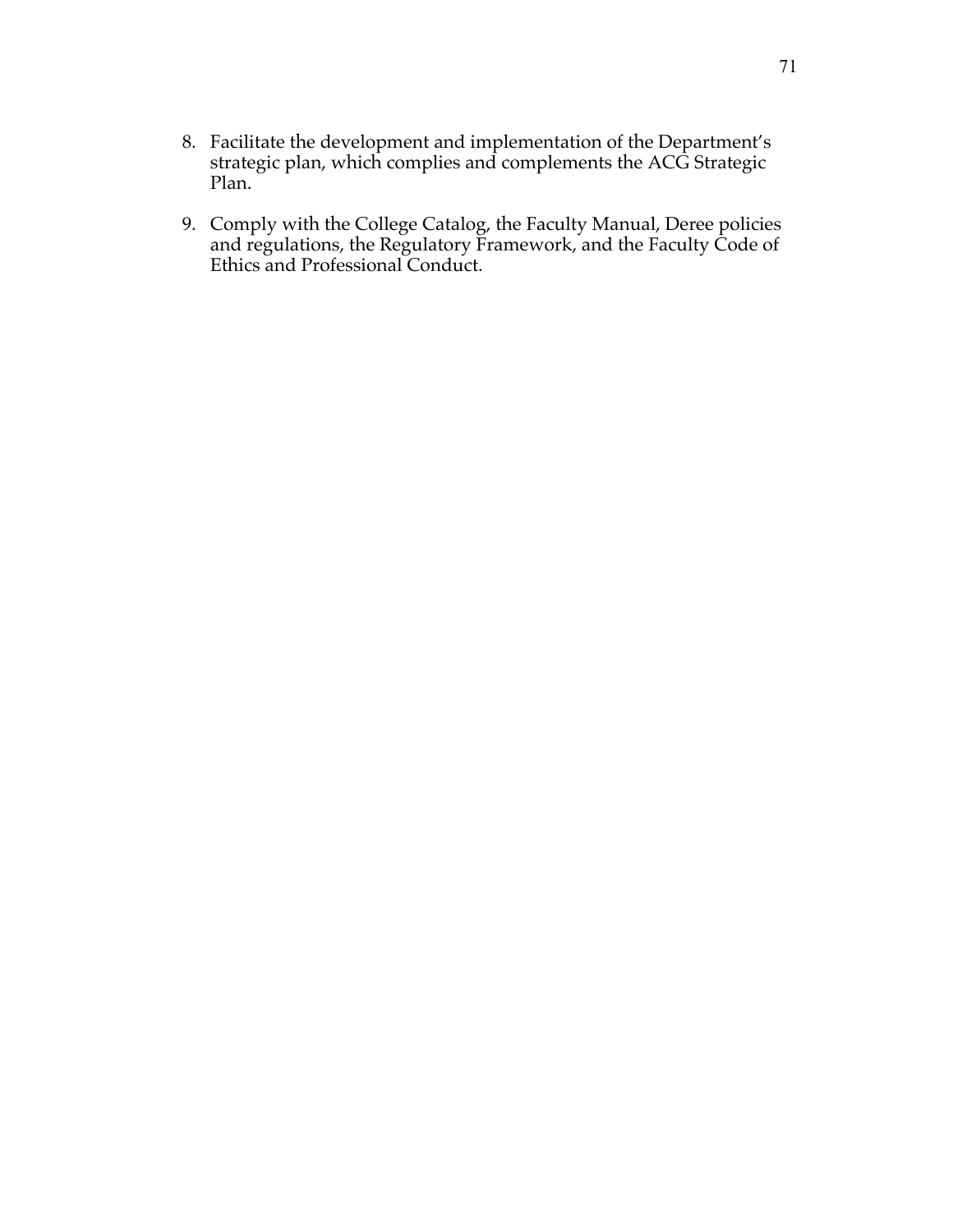8. Facilitate the development and implementation of the Department's strategic plan, which complies and complements the ACG Strategic Plan.

9. Comply with the College Catalog, the Faculty Manual, Deree policies and regulations, the Regulatory Framework, and the Faculty Code of Ethics and Professional Conduct.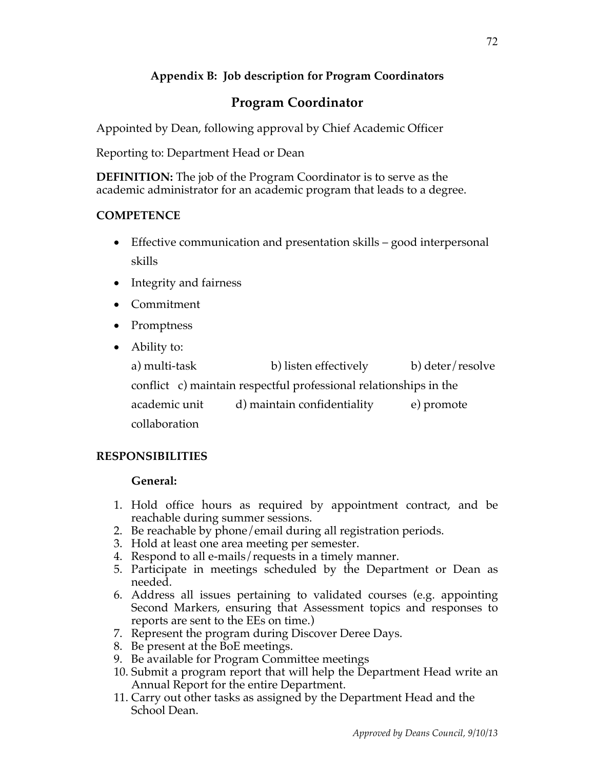### Appendix B: Job description for Program Coordinators

## Program Coordinator

Appointed by Dean, following approval by Chief Academic Officer

Reporting to: Department Head or Dean

**DEFINITION:** The job of the Program Coordinator is to serve as the academic administrator for an academic program that leads to a degree.

**COMPETENCE**

- Effective communication and presentation skills – good interpersonal skills
- Integrity and fairness
- Commitment
- Promptness
- Ability to:
  a) multi-task b) listen effectively b) deter/resolve conflict c) maintain respectful professional relationships in the academic unit d) maintain confidentiality e) promote collaboration

**RESPONSIBILITIES**

**General:**

1. Hold office hours as required by appointment contract, and be reachable during summer sessions.
2. Be reachable by phone/email during all registration periods.
3. Hold at least one area meeting per semester.
4. Respond to all e-mails/requests in a timely manner.
5. Participate in meetings scheduled by the Department or Dean as needed.
6. Address all issues pertaining to validated courses (e.g. appointing Second Markers, ensuring that Assessment topics and responses to reports are sent to the EEs on time.)
7. Represent the program during Discover Deree Days.
8. Be present at the BoE meetings.
9. Be available for Program Committee meetings
10. Submit a program report that will help the Department Head write an Annual Report for the entire Department.
11. Carry out other tasks as assigned by the Department Head and the School Dean.

*Approved by Deans Council, 9/10/13*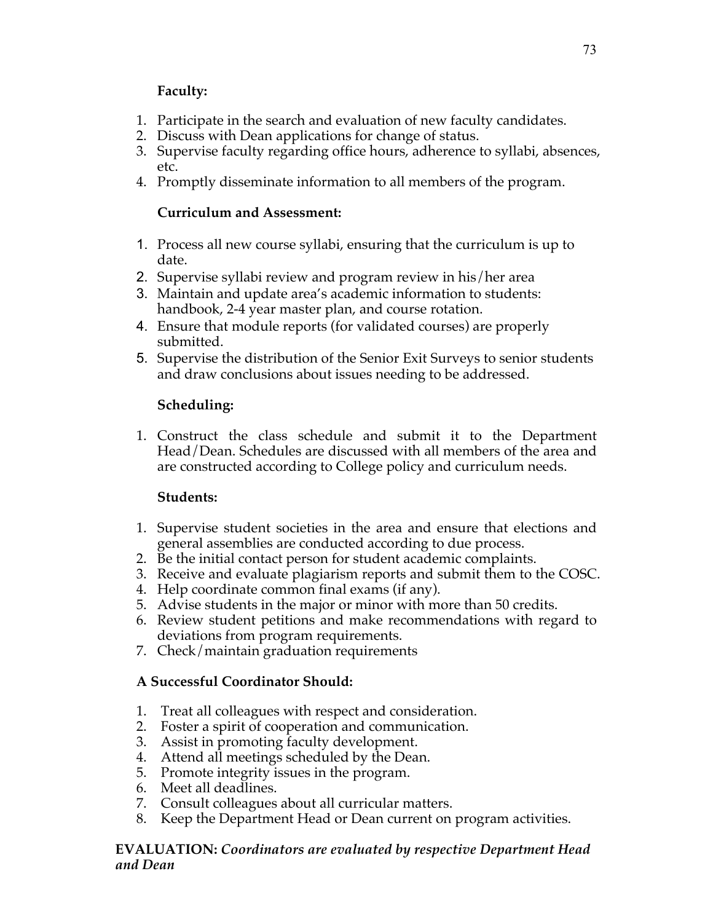**Faculty:**

1. Participate in the search and evaluation of new faculty candidates.
2. Discuss with Dean applications for change of status.
3. Supervise faculty regarding office hours, adherence to syllabi, absences, etc.
4. Promptly disseminate information to all members of the program.

**Curriculum and Assessment:**

1. Process all new course syllabi, ensuring that the curriculum is up to date.
2. Supervise syllabi review and program review in his/her area
3. Maintain and update area's academic information to students: handbook, 2-4 year master plan, and course rotation.
4. Ensure that module reports (for validated courses) are properly submitted.
5. Supervise the distribution of the Senior Exit Surveys to senior students and draw conclusions about issues needing to be addressed.

**Scheduling:**

1. Construct the class schedule and submit it to the Department Head/Dean. Schedules are discussed with all members of the area and are constructed according to College policy and curriculum needs.

**Students:**

1. Supervise student societies in the area and ensure that elections and general assemblies are conducted according to due process.
2. Be the initial contact person for student academic complaints.
3. Receive and evaluate plagiarism reports and submit them to the COSC.
4. Help coordinate common final exams (if any).
5. Advise students in the major or minor with more than 50 credits.
6. Review student petitions and make recommendations with regard to deviations from program requirements.
7. Check/maintain graduation requirements

**A Successful Coordinator Should:**

1. Treat all colleagues with respect and consideration.
2. Foster a spirit of cooperation and communication.
3. Assist in promoting faculty development.
4. Attend all meetings scheduled by the Dean.
5. Promote integrity issues in the program.
6. Meet all deadlines.
7. Consult colleagues about all curricular matters.
8. Keep the Department Head or Dean current on program activities.

**EVALUATION:** ***Coordinators are evaluated by respective Department Head and Dean***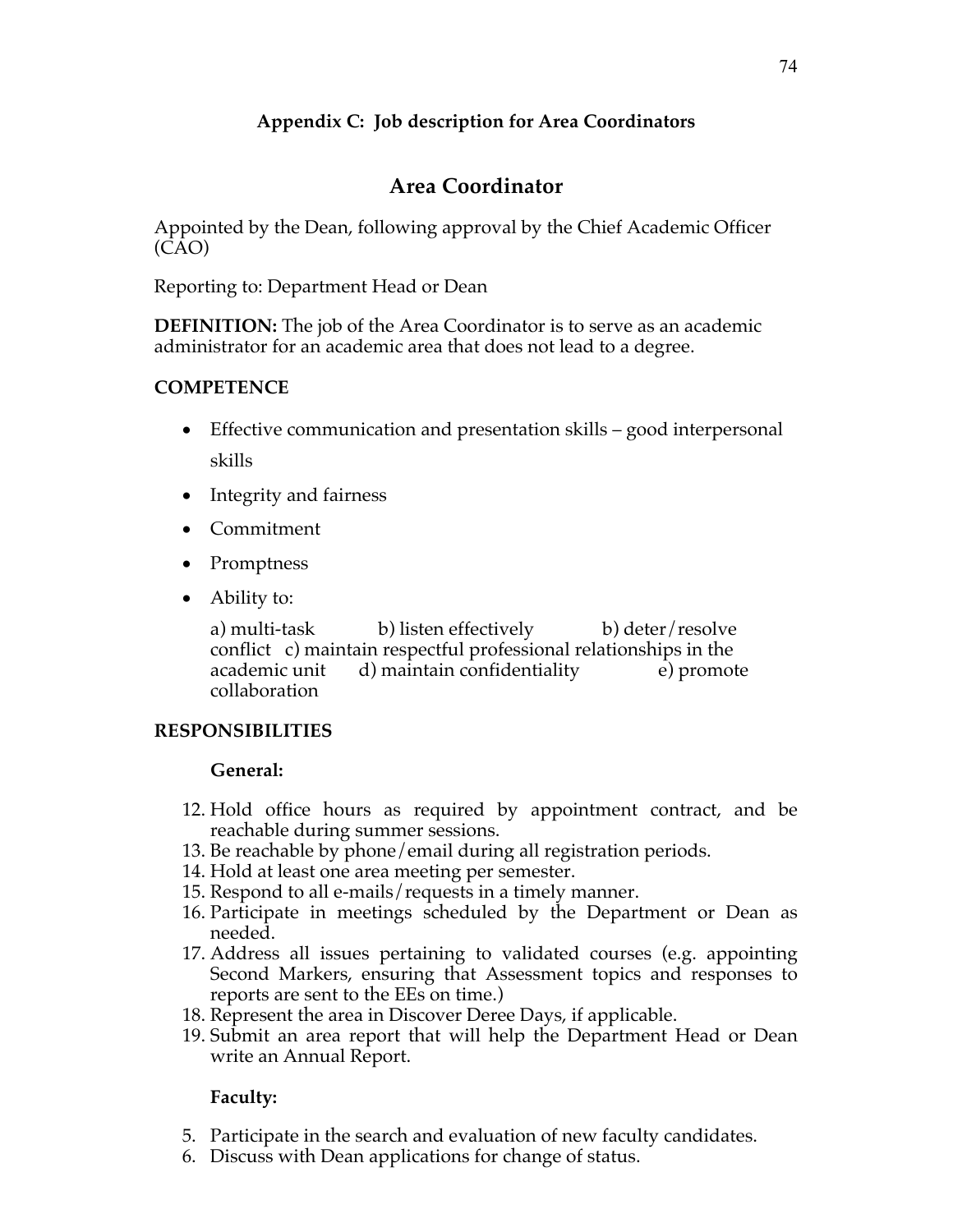### Appendix C: Job description for Area Coordinators

## Area Coordinator

Appointed by the Dean, following approval by the Chief Academic Officer (CAO)

Reporting to: Department Head or Dean

**DEFINITION:** The job of the Area Coordinator is to serve as an academic administrator for an academic area that does not lead to a degree.

**COMPETENCE**

- Effective communication and presentation skills – good interpersonal skills
- Integrity and fairness
- Commitment
- Promptness
- Ability to:

  a) multi-task b) listen effectively b) deter/resolve conflict c) maintain respectful professional relationships in the academic unit d) maintain confidentiality e) promote collaboration

**RESPONSIBILITIES**

**General:**

12. Hold office hours as required by appointment contract, and be reachable during summer sessions.
13. Be reachable by phone/email during all registration periods.
14. Hold at least one area meeting per semester.
15. Respond to all e-mails/requests in a timely manner.
16. Participate in meetings scheduled by the Department or Dean as needed.
17. Address all issues pertaining to validated courses (e.g. appointing Second Markers, ensuring that Assessment topics and responses to reports are sent to the EEs on time.)
18. Represent the area in Discover Deree Days, if applicable.
19. Submit an area report that will help the Department Head or Dean write an Annual Report.

**Faculty:**

5. Participate in the search and evaluation of new faculty candidates.
6. Discuss with Dean applications for change of status.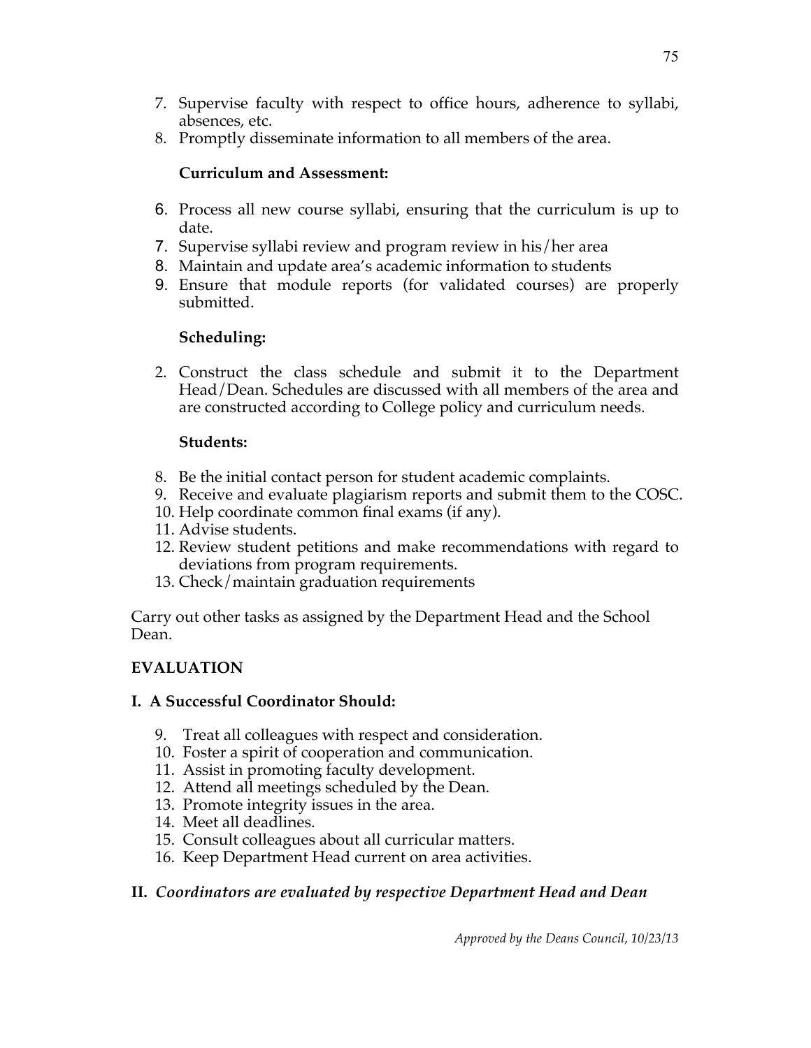7. Supervise faculty with respect to office hours, adherence to syllabi, absences, etc.
8. Promptly disseminate information to all members of the area.

**Curriculum and Assessment:**

6. Process all new course syllabi, ensuring that the curriculum is up to date.
7. Supervise syllabi review and program review in his/her area
8. Maintain and update area's academic information to students
9. Ensure that module reports (for validated courses) are properly submitted.

**Scheduling:**

2. Construct the class schedule and submit it to the Department Head/Dean. Schedules are discussed with all members of the area and are constructed according to College policy and curriculum needs.

**Students:**

8. Be the initial contact person for student academic complaints.
9. Receive and evaluate plagiarism reports and submit them to the COSC.
10. Help coordinate common final exams (if any).
11. Advise students.
12. Review student petitions and make recommendations with regard to deviations from program requirements.
13. Check/maintain graduation requirements

Carry out other tasks as assigned by the Department Head and the School Dean.

**EVALUATION**

**I. A Successful Coordinator Should:**

9. Treat all colleagues with respect and consideration.
10. Foster a spirit of cooperation and communication.
11. Assist in promoting faculty development.
12. Attend all meetings scheduled by the Dean.
13. Promote integrity issues in the area.
14. Meet all deadlines.
15. Consult colleagues about all curricular matters.
16. Keep Department Head current on area activities.

**II. *Coordinators are evaluated by respective Department Head and Dean***

*Approved by the Deans Council, 10/23/13*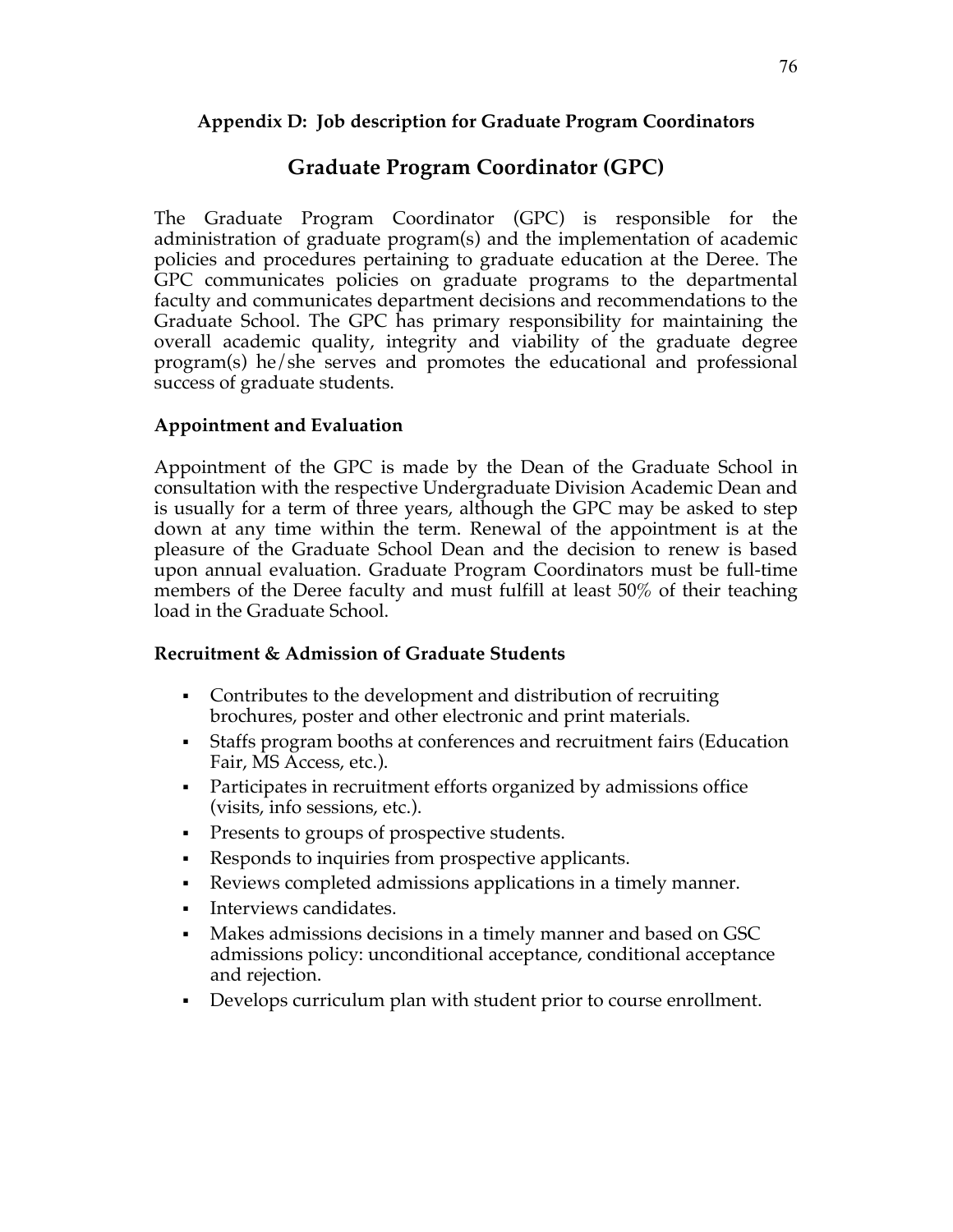**Appendix D: Job description for Graduate Program Coordinators**

## Graduate Program Coordinator (GPC)

The Graduate Program Coordinator (GPC) is responsible for the administration of graduate program(s) and the implementation of academic policies and procedures pertaining to graduate education at the Deree. The GPC communicates policies on graduate programs to the departmental faculty and communicates department decisions and recommendations to the Graduate School. The GPC has primary responsibility for maintaining the overall academic quality, integrity and viability of the graduate degree program(s) he/she serves and promotes the educational and professional success of graduate students.

### Appointment and Evaluation

Appointment of the GPC is made by the Dean of the Graduate School in consultation with the respective Undergraduate Division Academic Dean and is usually for a term of three years, although the GPC may be asked to step down at any time within the term. Renewal of the appointment is at the pleasure of the Graduate School Dean and the decision to renew is based upon annual evaluation. Graduate Program Coordinators must be full-time members of the Deree faculty and must fulfill at least 50% of their teaching load in the Graduate School.

### Recruitment & Admission of Graduate Students

- Contributes to the development and distribution of recruiting brochures, poster and other electronic and print materials.
- Staffs program booths at conferences and recruitment fairs (Education Fair, MS Access, etc.).
- Participates in recruitment efforts organized by admissions office (visits, info sessions, etc.).
- Presents to groups of prospective students.
- Responds to inquiries from prospective applicants.
- Reviews completed admissions applications in a timely manner.
- Interviews candidates.
- Makes admissions decisions in a timely manner and based on GSC admissions policy: unconditional acceptance, conditional acceptance and rejection.
- Develops curriculum plan with student prior to course enrollment.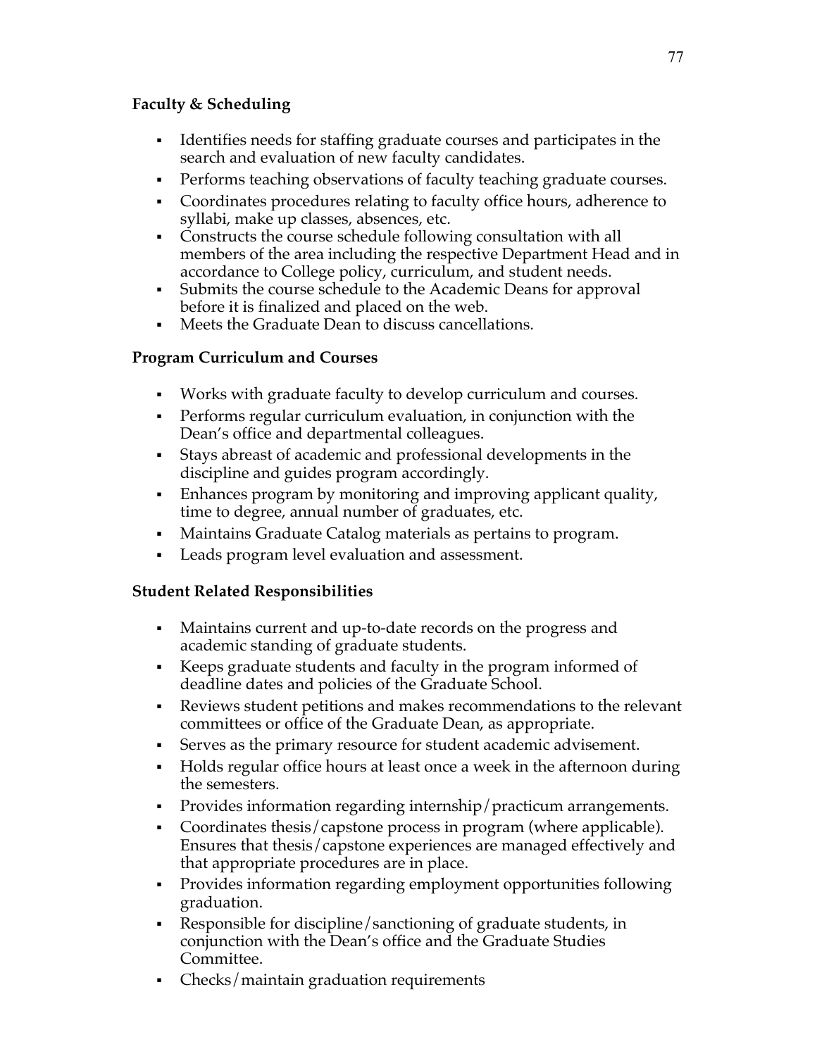**Faculty & Scheduling**

- Identifies needs for staffing graduate courses and participates in the search and evaluation of new faculty candidates.
- Performs teaching observations of faculty teaching graduate courses.
- Coordinates procedures relating to faculty office hours, adherence to syllabi, make up classes, absences, etc.
- Constructs the course schedule following consultation with all members of the area including the respective Department Head and in accordance to College policy, curriculum, and student needs.
- Submits the course schedule to the Academic Deans for approval before it is finalized and placed on the web.
- Meets the Graduate Dean to discuss cancellations.

**Program Curriculum and Courses**

- Works with graduate faculty to develop curriculum and courses.
- Performs regular curriculum evaluation, in conjunction with the Dean's office and departmental colleagues.
- Stays abreast of academic and professional developments in the discipline and guides program accordingly.
- Enhances program by monitoring and improving applicant quality, time to degree, annual number of graduates, etc.
- Maintains Graduate Catalog materials as pertains to program.
- Leads program level evaluation and assessment.

**Student Related Responsibilities**

- Maintains current and up-to-date records on the progress and academic standing of graduate students.
- Keeps graduate students and faculty in the program informed of deadline dates and policies of the Graduate School.
- Reviews student petitions and makes recommendations to the relevant committees or office of the Graduate Dean, as appropriate.
- Serves as the primary resource for student academic advisement.
- Holds regular office hours at least once a week in the afternoon during the semesters.
- Provides information regarding internship/practicum arrangements.
- Coordinates thesis/capstone process in program (where applicable). Ensures that thesis/capstone experiences are managed effectively and that appropriate procedures are in place.
- Provides information regarding employment opportunities following graduation.
- Responsible for discipline/sanctioning of graduate students, in conjunction with the Dean's office and the Graduate Studies Committee.
- Checks/maintain graduation requirements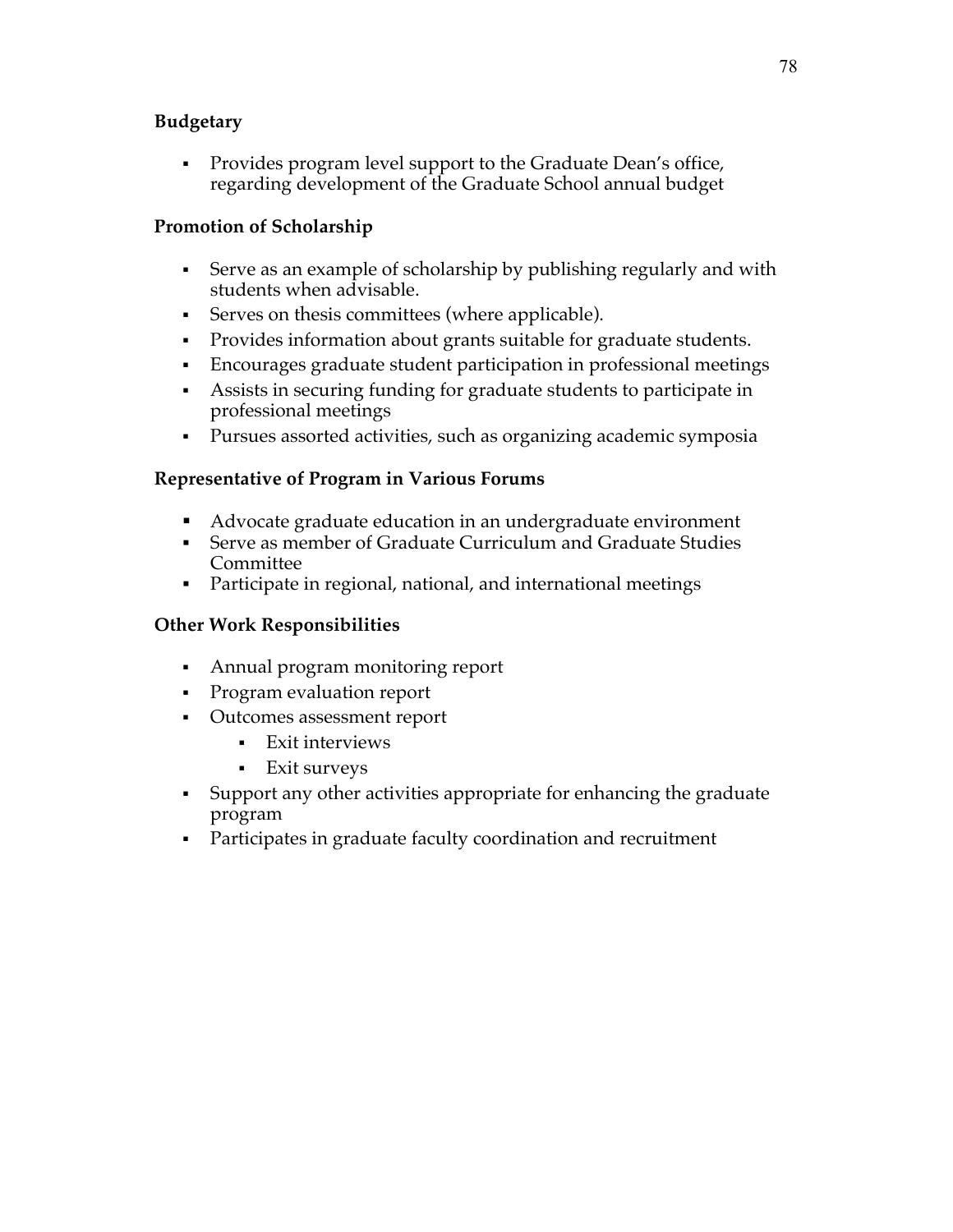**Budgetary**

- Provides program level support to the Graduate Dean's office, regarding development of the Graduate School annual budget

**Promotion of Scholarship**

- Serve as an example of scholarship by publishing regularly and with students when advisable.
- Serves on thesis committees (where applicable).
- Provides information about grants suitable for graduate students.
- Encourages graduate student participation in professional meetings
- Assists in securing funding for graduate students to participate in professional meetings
- Pursues assorted activities, such as organizing academic symposia

**Representative of Program in Various Forums**

- Advocate graduate education in an undergraduate environment
- Serve as member of Graduate Curriculum and Graduate Studies Committee
- Participate in regional, national, and international meetings

**Other Work Responsibilities**

- Annual program monitoring report
- Program evaluation report
- Outcomes assessment report
  - Exit interviews
  - Exit surveys
- Support any other activities appropriate for enhancing the graduate program
- Participates in graduate faculty coordination and recruitment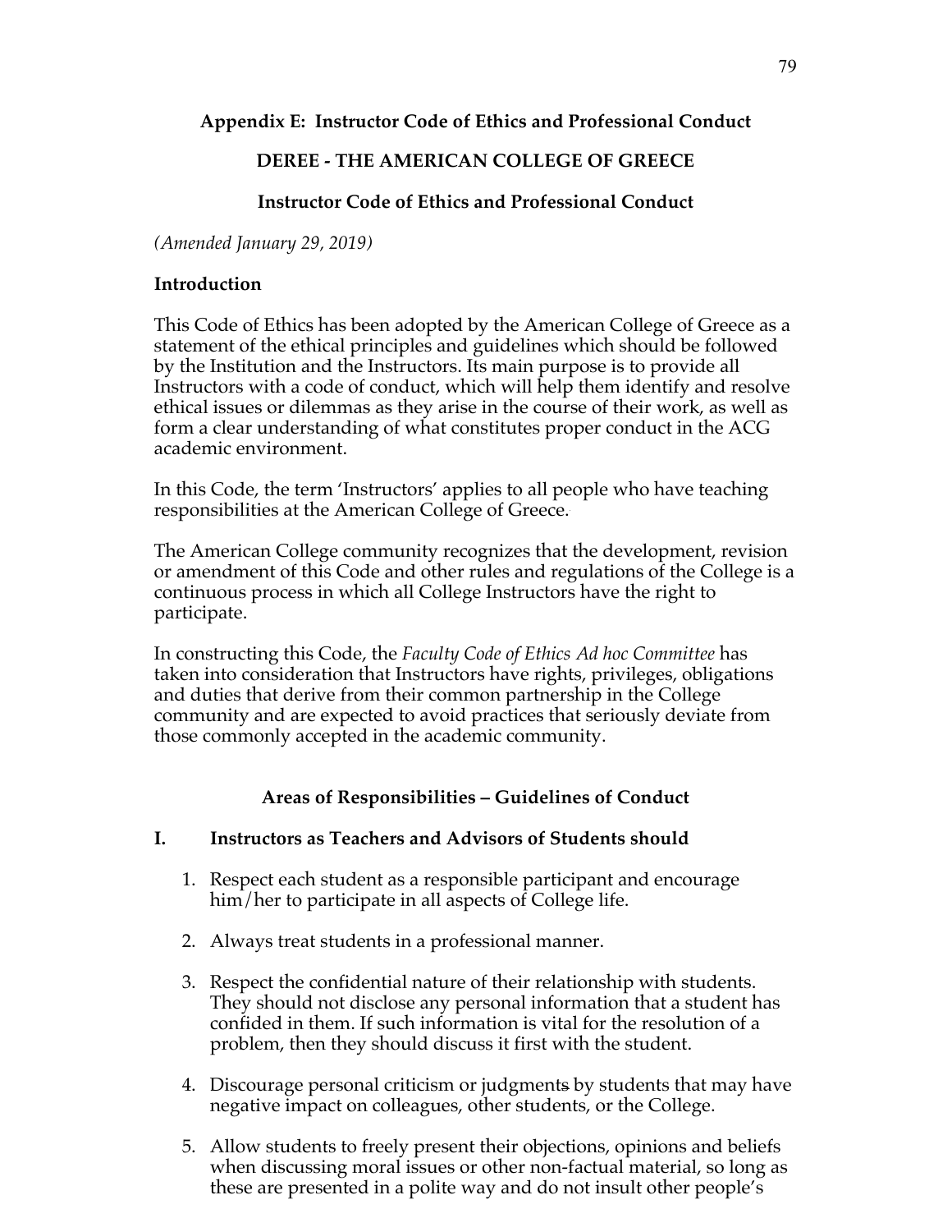**Appendix E: Instructor Code of Ethics and Professional Conduct**

**DEREE - THE AMERICAN COLLEGE OF GREECE**

**Instructor Code of Ethics and Professional Conduct**

*(Amended January 29, 2019)*

**Introduction**

This Code of Ethics has been adopted by the American College of Greece as a statement of the ethical principles and guidelines which should be followed by the Institution and the Instructors. Its main purpose is to provide all Instructors with a code of conduct, which will help them identify and resolve ethical issues or dilemmas as they arise in the course of their work, as well as form a clear understanding of what constitutes proper conduct in the ACG academic environment.

In this Code, the term 'Instructors' applies to all people who have teaching responsibilities at the American College of Greece.

The American College community recognizes that the development, revision or amendment of this Code and other rules and regulations of the College is a continuous process in which all College Instructors have the right to participate.

In constructing this Code, the *Faculty Code of Ethics Ad hoc Committee* has taken into consideration that Instructors have rights, privileges, obligations and duties that derive from their common partnership in the College community and are expected to avoid practices that seriously deviate from those commonly accepted in the academic community.

**Areas of Responsibilities – Guidelines of Conduct**

**I. Instructors as Teachers and Advisors of Students should**

1. Respect each student as a responsible participant and encourage him/her to participate in all aspects of College life.

2. Always treat students in a professional manner.

3. Respect the confidential nature of their relationship with students. They should not disclose any personal information that a student has confided in them. If such information is vital for the resolution of a problem, then they should discuss it first with the student.

4. Discourage personal criticism or judgments by students that may have negative impact on colleagues, other students, or the College.

5. Allow students to freely present their objections, opinions and beliefs when discussing moral issues or other non-factual material, so long as these are presented in a polite way and do not insult other people's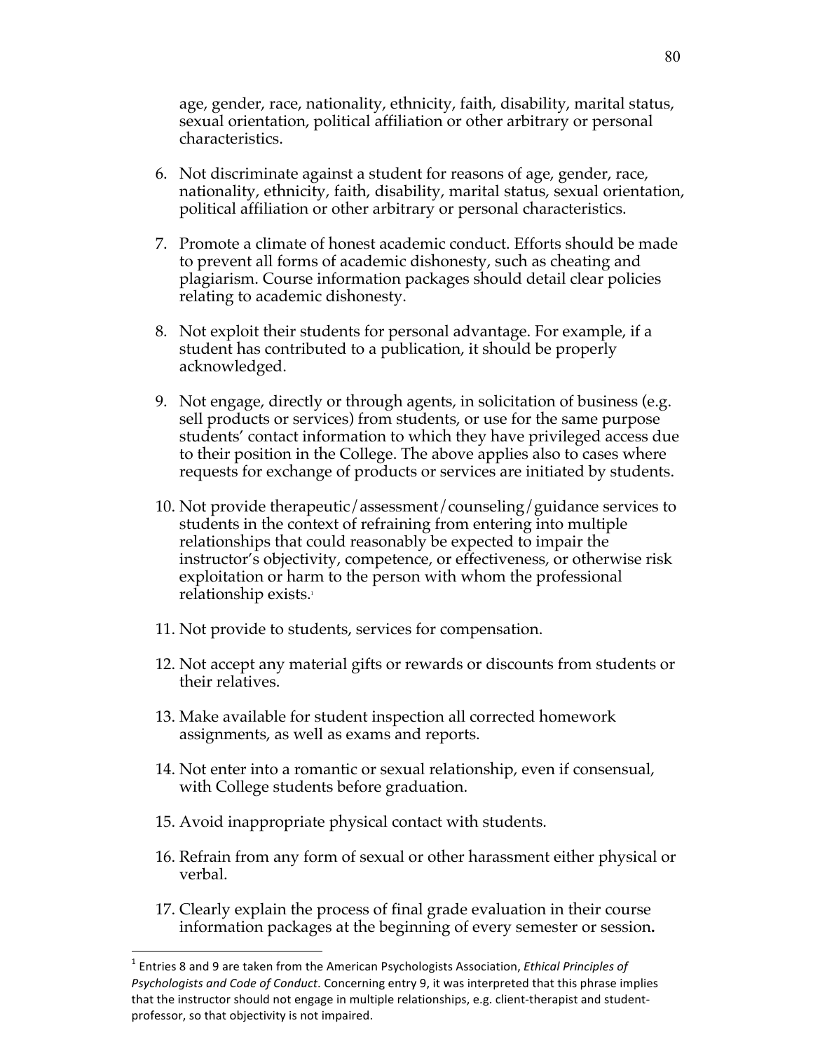age, gender, race, nationality, ethnicity, faith, disability, marital status, sexual orientation, political affiliation or other arbitrary or personal characteristics.

6. Not discriminate against a student for reasons of age, gender, race, nationality, ethnicity, faith, disability, marital status, sexual orientation, political affiliation or other arbitrary or personal characteristics.

7. Promote a climate of honest academic conduct. Efforts should be made to prevent all forms of academic dishonesty, such as cheating and plagiarism. Course information packages should detail clear policies relating to academic dishonesty.

8. Not exploit their students for personal advantage. For example, if a student has contributed to a publication, it should be properly acknowledged.

9. Not engage, directly or through agents, in solicitation of business (e.g. sell products or services) from students, or use for the same purpose students' contact information to which they have privileged access due to their position in the College. The above applies also to cases where requests for exchange of products or services are initiated by students.

10. Not provide therapeutic/assessment/counseling/guidance services to students in the context of refraining from entering into multiple relationships that could reasonably be expected to impair the instructor's objectivity, competence, or effectiveness, or otherwise risk exploitation or harm to the person with whom the professional relationship exists.[1]

11. Not provide to students, services for compensation.

12. Not accept any material gifts or rewards or discounts from students or their relatives.

13. Make available for student inspection all corrected homework assignments, as well as exams and reports.

14. Not enter into a romantic or sexual relationship, even if consensual, with College students before graduation.

15. Avoid inappropriate physical contact with students.

16. Refrain from any form of sexual or other harassment either physical or verbal.

17. Clearly explain the process of final grade evaluation in their course information packages at the beginning of every semester or session.

---

[1] Entries 8 and 9 are taken from the American Psychologists Association, *Ethical Principles of Psychologists and Code of Conduct*. Concerning entry 9, it was interpreted that this phrase implies that the instructor should not engage in multiple relationships, e.g. client-therapist and student-professor, so that objectivity is not impaired.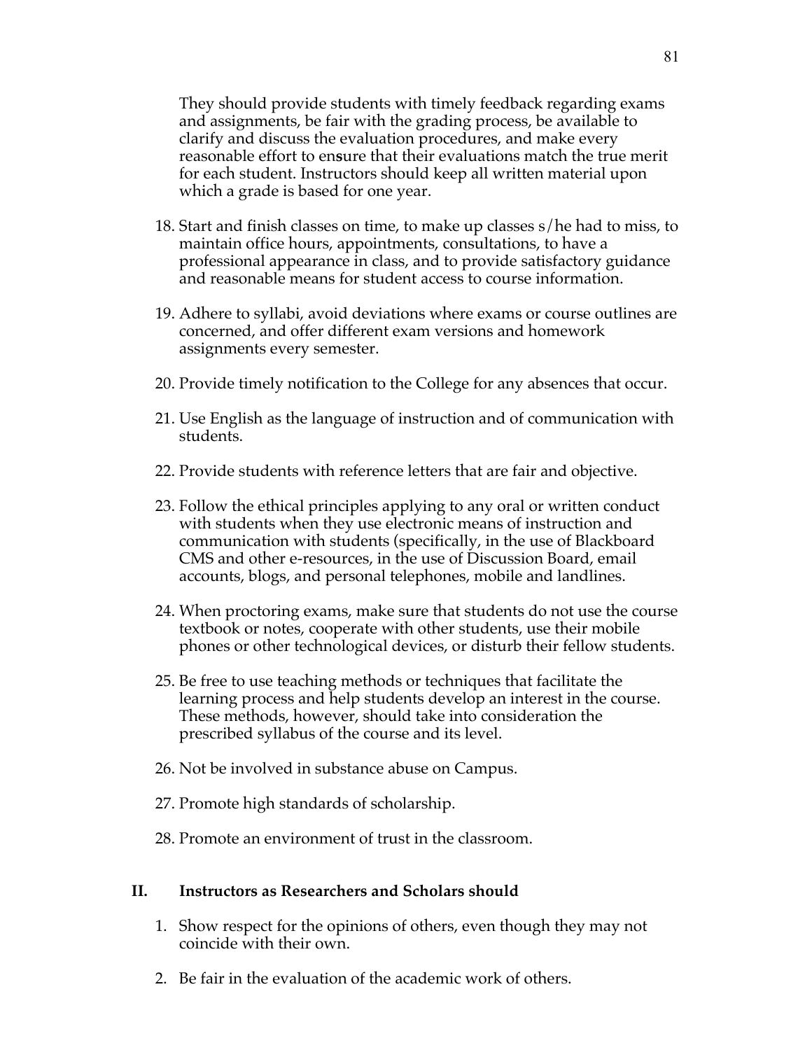They should provide students with timely feedback regarding exams and assignments, be fair with the grading process, be available to clarify and discuss the evaluation procedures, and make every reasonable effort to ensure that their evaluations match the true merit for each student. Instructors should keep all written material upon which a grade is based for one year.

18. Start and finish classes on time, to make up classes s/he had to miss, to maintain office hours, appointments, consultations, to have a professional appearance in class, and to provide satisfactory guidance and reasonable means for student access to course information.

19. Adhere to syllabi, avoid deviations where exams or course outlines are concerned, and offer different exam versions and homework assignments every semester.

20. Provide timely notification to the College for any absences that occur.

21. Use English as the language of instruction and of communication with students.

22. Provide students with reference letters that are fair and objective.

23. Follow the ethical principles applying to any oral or written conduct with students when they use electronic means of instruction and communication with students (specifically, in the use of Blackboard CMS and other e-resources, in the use of Discussion Board, email accounts, blogs, and personal telephones, mobile and landlines.

24. When proctoring exams, make sure that students do not use the course textbook or notes, cooperate with other students, use their mobile phones or other technological devices, or disturb their fellow students.

25. Be free to use teaching methods or techniques that facilitate the learning process and help students develop an interest in the course. These methods, however, should take into consideration the prescribed syllabus of the course and its level.

26. Not be involved in substance abuse on Campus.

27. Promote high standards of scholarship.

28. Promote an environment of trust in the classroom.

## II. Instructors as Researchers and Scholars should

1. Show respect for the opinions of others, even though they may not coincide with their own.

2. Be fair in the evaluation of the academic work of others.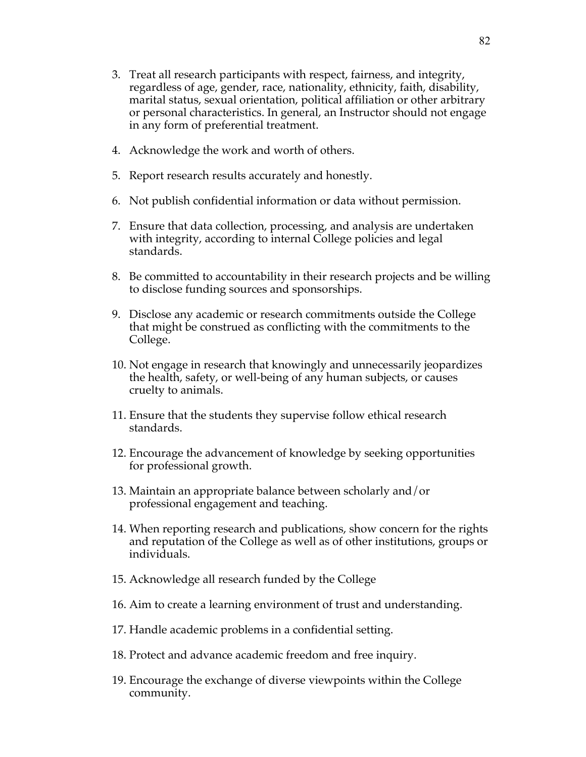3. Treat all research participants with respect, fairness, and integrity, regardless of age, gender, race, nationality, ethnicity, faith, disability, marital status, sexual orientation, political affiliation or other arbitrary or personal characteristics. In general, an Instructor should not engage in any form of preferential treatment.
4. Acknowledge the work and worth of others.
5. Report research results accurately and honestly.
6. Not publish confidential information or data without permission.
7. Ensure that data collection, processing, and analysis are undertaken with integrity, according to internal College policies and legal standards.
8. Be committed to accountability in their research projects and be willing to disclose funding sources and sponsorships.
9. Disclose any academic or research commitments outside the College that might be construed as conflicting with the commitments to the College.
10. Not engage in research that knowingly and unnecessarily jeopardizes the health, safety, or well-being of any human subjects, or causes cruelty to animals.
11. Ensure that the students they supervise follow ethical research standards.
12. Encourage the advancement of knowledge by seeking opportunities for professional growth.
13. Maintain an appropriate balance between scholarly and/or professional engagement and teaching.
14. When reporting research and publications, show concern for the rights and reputation of the College as well as of other institutions, groups or individuals.
15. Acknowledge all research funded by the College
16. Aim to create a learning environment of trust and understanding.
17. Handle academic problems in a confidential setting.
18. Protect and advance academic freedom and free inquiry.
19. Encourage the exchange of diverse viewpoints within the College community.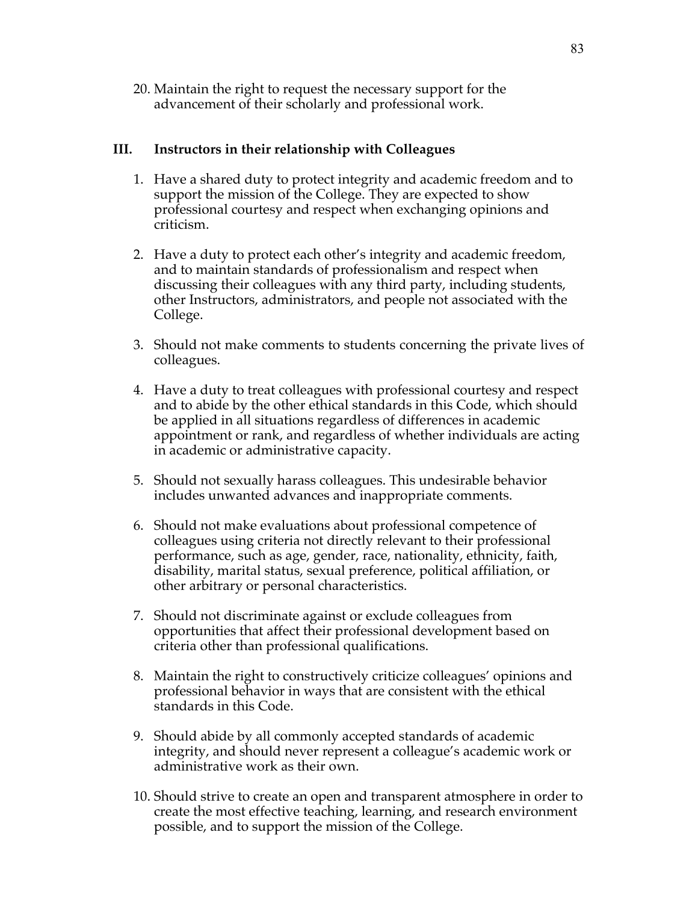20. Maintain the right to request the necessary support for the advancement of their scholarly and professional work.

## III. Instructors in their relationship with Colleagues

1. Have a shared duty to protect integrity and academic freedom and to support the mission of the College. They are expected to show professional courtesy and respect when exchanging opinions and criticism.

2. Have a duty to protect each other's integrity and academic freedom, and to maintain standards of professionalism and respect when discussing their colleagues with any third party, including students, other Instructors, administrators, and people not associated with the College.

3. Should not make comments to students concerning the private lives of colleagues.

4. Have a duty to treat colleagues with professional courtesy and respect and to abide by the other ethical standards in this Code, which should be applied in all situations regardless of differences in academic appointment or rank, and regardless of whether individuals are acting in academic or administrative capacity.

5. Should not sexually harass colleagues. This undesirable behavior includes unwanted advances and inappropriate comments.

6. Should not make evaluations about professional competence of colleagues using criteria not directly relevant to their professional performance, such as age, gender, race, nationality, ethnicity, faith, disability, marital status, sexual preference, political affiliation, or other arbitrary or personal characteristics.

7. Should not discriminate against or exclude colleagues from opportunities that affect their professional development based on criteria other than professional qualifications.

8. Maintain the right to constructively criticize colleagues' opinions and professional behavior in ways that are consistent with the ethical standards in this Code.

9. Should abide by all commonly accepted standards of academic integrity, and should never represent a colleague's academic work or administrative work as their own.

10. Should strive to create an open and transparent atmosphere in order to create the most effective teaching, learning, and research environment possible, and to support the mission of the College.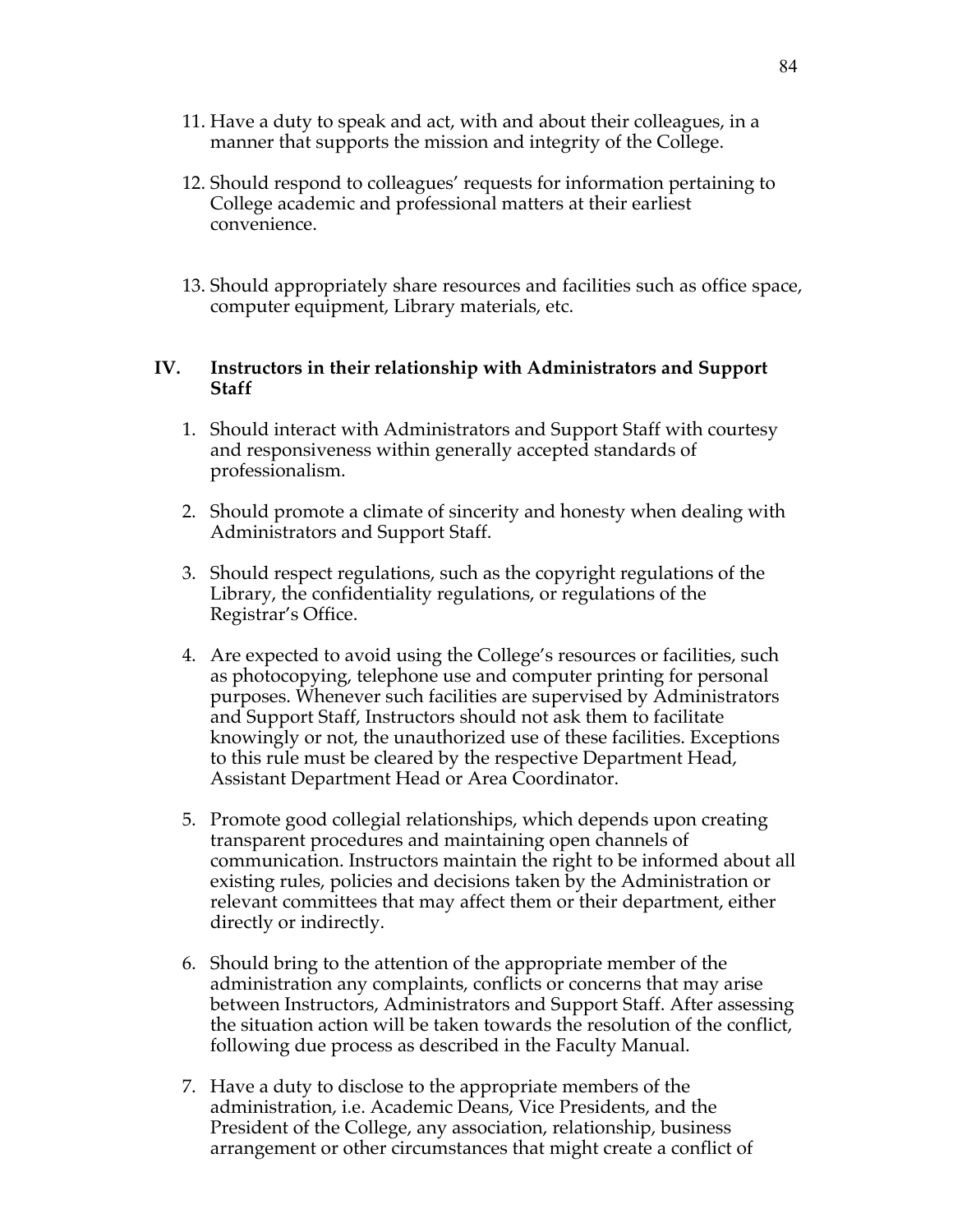11. Have a duty to speak and act, with and about their colleagues, in a manner that supports the mission and integrity of the College.

12. Should respond to colleagues' requests for information pertaining to College academic and professional matters at their earliest convenience.

13. Should appropriately share resources and facilities such as office space, computer equipment, Library materials, etc.

## IV. Instructors in their relationship with Administrators and Support Staff

1. Should interact with Administrators and Support Staff with courtesy and responsiveness within generally accepted standards of professionalism.

2. Should promote a climate of sincerity and honesty when dealing with Administrators and Support Staff.

3. Should respect regulations, such as the copyright regulations of the Library, the confidentiality regulations, or regulations of the Registrar's Office.

4. Are expected to avoid using the College's resources or facilities, such as photocopying, telephone use and computer printing for personal purposes. Whenever such facilities are supervised by Administrators and Support Staff, Instructors should not ask them to facilitate knowingly or not, the unauthorized use of these facilities. Exceptions to this rule must be cleared by the respective Department Head, Assistant Department Head or Area Coordinator.

5. Promote good collegial relationships, which depends upon creating transparent procedures and maintaining open channels of communication. Instructors maintain the right to be informed about all existing rules, policies and decisions taken by the Administration or relevant committees that may affect them or their department, either directly or indirectly.

6. Should bring to the attention of the appropriate member of the administration any complaints, conflicts or concerns that may arise between Instructors, Administrators and Support Staff. After assessing the situation action will be taken towards the resolution of the conflict, following due process as described in the Faculty Manual.

7. Have a duty to disclose to the appropriate members of the administration, i.e. Academic Deans, Vice Presidents, and the President of the College, any association, relationship, business arrangement or other circumstances that might create a conflict of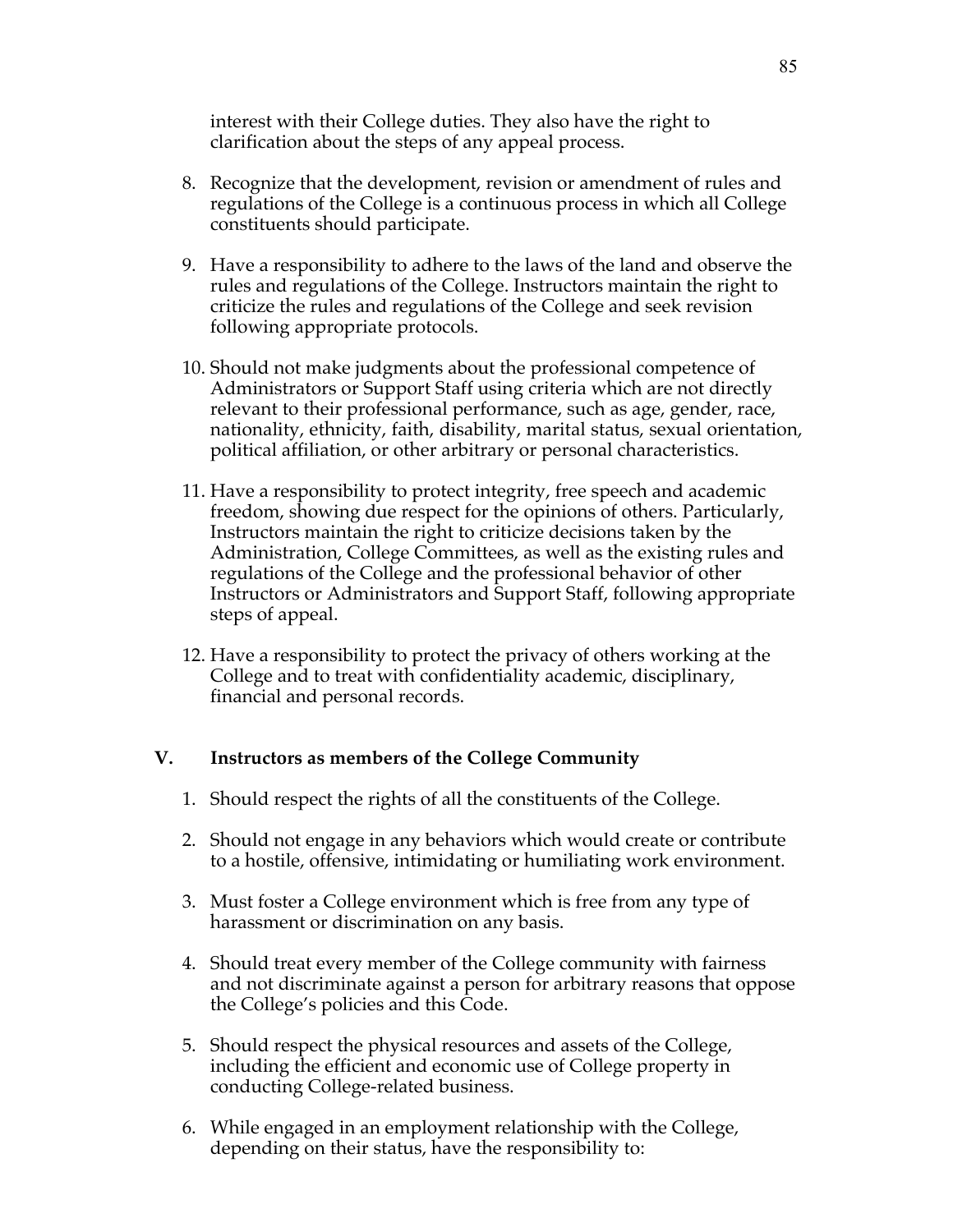interest with their College duties. They also have the right to clarification about the steps of any appeal process.

8. Recognize that the development, revision or amendment of rules and regulations of the College is a continuous process in which all College constituents should participate.

9. Have a responsibility to adhere to the laws of the land and observe the rules and regulations of the College. Instructors maintain the right to criticize the rules and regulations of the College and seek revision following appropriate protocols.

10. Should not make judgments about the professional competence of Administrators or Support Staff using criteria which are not directly relevant to their professional performance, such as age, gender, race, nationality, ethnicity, faith, disability, marital status, sexual orientation, political affiliation, or other arbitrary or personal characteristics.

11. Have a responsibility to protect integrity, free speech and academic freedom, showing due respect for the opinions of others. Particularly, Instructors maintain the right to criticize decisions taken by the Administration, College Committees, as well as the existing rules and regulations of the College and the professional behavior of other Instructors or Administrators and Support Staff, following appropriate steps of appeal.

12. Have a responsibility to protect the privacy of others working at the College and to treat with confidentiality academic, disciplinary, financial and personal records.

## V. Instructors as members of the College Community

1. Should respect the rights of all the constituents of the College.

2. Should not engage in any behaviors which would create or contribute to a hostile, offensive, intimidating or humiliating work environment.

3. Must foster a College environment which is free from any type of harassment or discrimination on any basis.

4. Should treat every member of the College community with fairness and not discriminate against a person for arbitrary reasons that oppose the College's policies and this Code.

5. Should respect the physical resources and assets of the College, including the efficient and economic use of College property in conducting College-related business.

6. While engaged in an employment relationship with the College, depending on their status, have the responsibility to: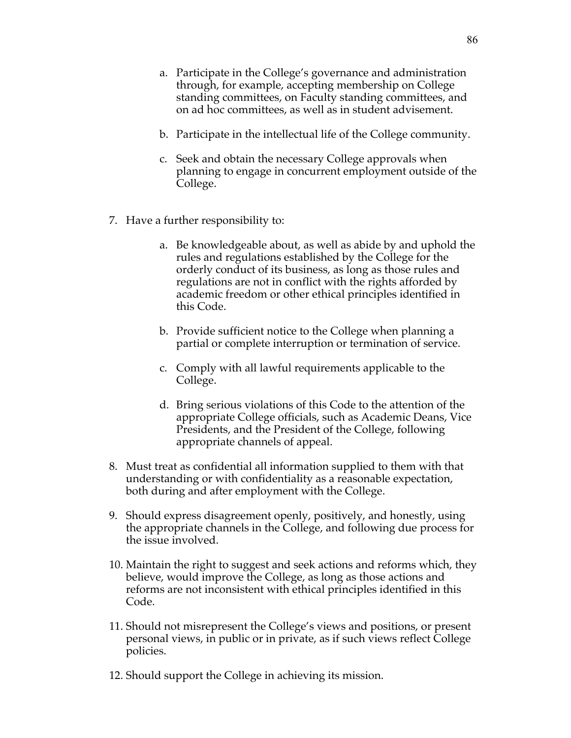a. Participate in the College's governance and administration through, for example, accepting membership on College standing committees, on Faculty standing committees, and on ad hoc committees, as well as in student advisement.

   b. Participate in the intellectual life of the College community.

   c. Seek and obtain the necessary College approvals when planning to engage in concurrent employment outside of the College.

7. Have a further responsibility to:

   a. Be knowledgeable about, as well as abide by and uphold the rules and regulations established by the College for the orderly conduct of its business, as long as those rules and regulations are not in conflict with the rights afforded by academic freedom or other ethical principles identified in this Code.

   b. Provide sufficient notice to the College when planning a partial or complete interruption or termination of service.

   c. Comply with all lawful requirements applicable to the College.

   d. Bring serious violations of this Code to the attention of the appropriate College officials, such as Academic Deans, Vice Presidents, and the President of the College, following appropriate channels of appeal.

8. Must treat as confidential all information supplied to them with that understanding or with confidentiality as a reasonable expectation, both during and after employment with the College.

9. Should express disagreement openly, positively, and honestly, using the appropriate channels in the College, and following due process for the issue involved.

10. Maintain the right to suggest and seek actions and reforms which, they believe, would improve the College, as long as those actions and reforms are not inconsistent with ethical principles identified in this Code.

11. Should not misrepresent the College's views and positions, or present personal views, in public or in private, as if such views reflect College policies.

12. Should support the College in achieving its mission.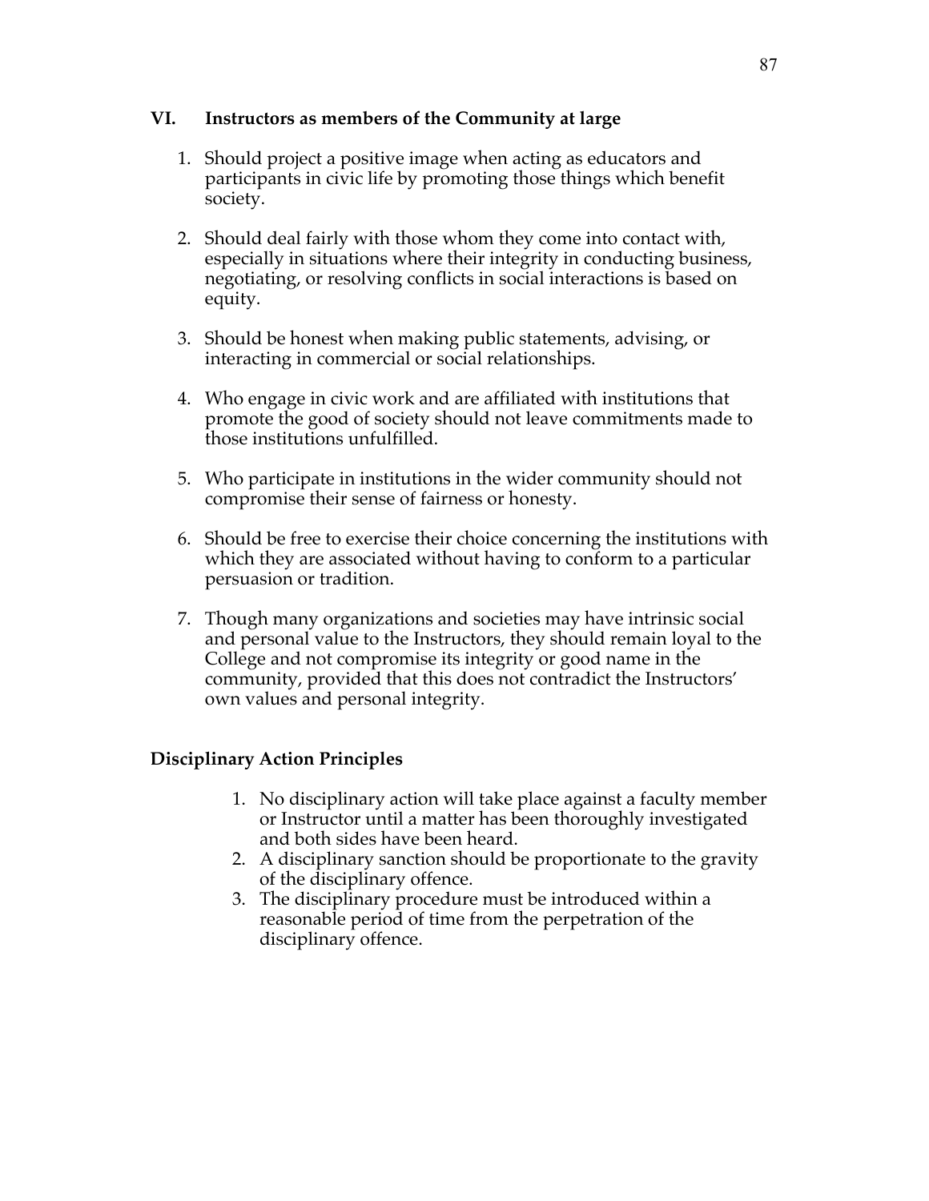## VI. Instructors as members of the Community at large

1. Should project a positive image when acting as educators and participants in civic life by promoting those things which benefit society.

2. Should deal fairly with those whom they come into contact with, especially in situations where their integrity in conducting business, negotiating, or resolving conflicts in social interactions is based on equity.

3. Should be honest when making public statements, advising, or interacting in commercial or social relationships.

4. Who engage in civic work and are affiliated with institutions that promote the good of society should not leave commitments made to those institutions unfulfilled.

5. Who participate in institutions in the wider community should not compromise their sense of fairness or honesty.

6. Should be free to exercise their choice concerning the institutions with which they are associated without having to conform to a particular persuasion or tradition.

7. Though many organizations and societies may have intrinsic social and personal value to the Instructors, they should remain loyal to the College and not compromise its integrity or good name in the community, provided that this does not contradict the Instructors' own values and personal integrity.

## Disciplinary Action Principles

1. No disciplinary action will take place against a faculty member or Instructor until a matter has been thoroughly investigated and both sides have been heard.
2. A disciplinary sanction should be proportionate to the gravity of the disciplinary offence.
3. The disciplinary procedure must be introduced within a reasonable period of time from the perpetration of the disciplinary offence.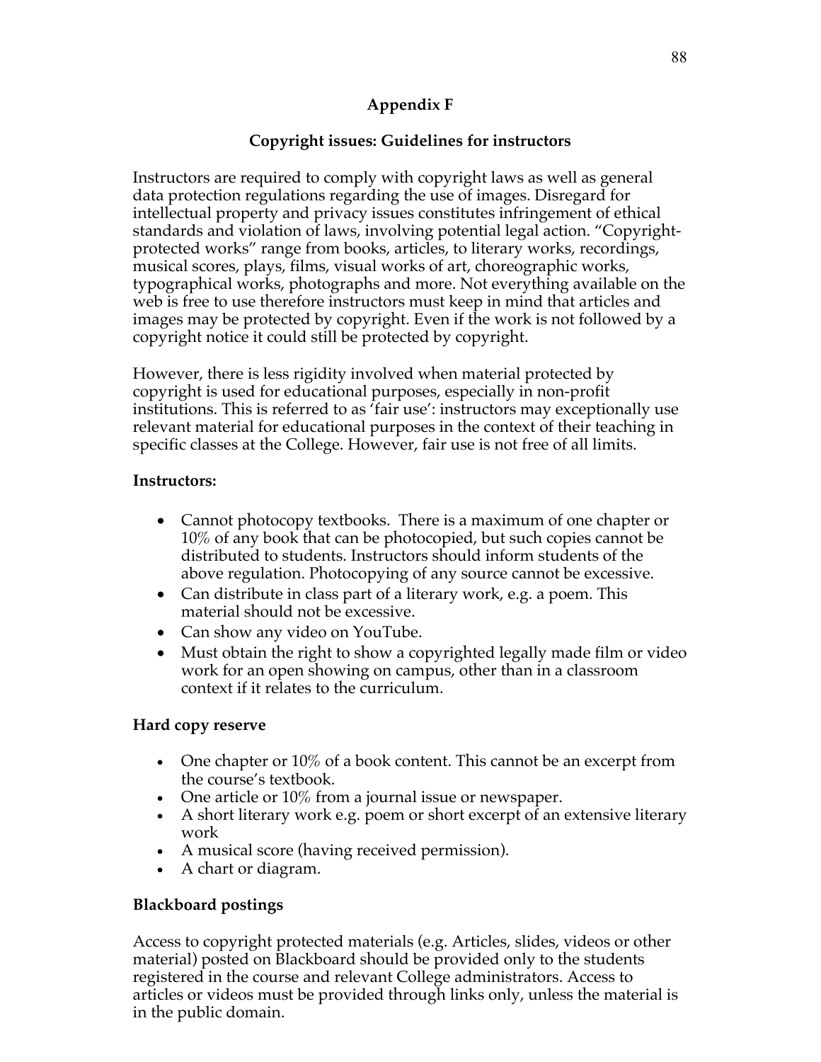# Appendix F

## Copyright issues: Guidelines for instructors

Instructors are required to comply with copyright laws as well as general data protection regulations regarding the use of images. Disregard for intellectual property and privacy issues constitutes infringement of ethical standards and violation of laws, involving potential legal action. "Copyright-protected works" range from books, articles, to literary works, recordings, musical scores, plays, films, visual works of art, choreographic works, typographical works, photographs and more. Not everything available on the web is free to use therefore instructors must keep in mind that articles and images may be protected by copyright. Even if the work is not followed by a copyright notice it could still be protected by copyright.

However, there is less rigidity involved when material protected by copyright is used for educational purposes, especially in non-profit institutions. This is referred to as 'fair use': instructors may exceptionally use relevant material for educational purposes in the context of their teaching in specific classes at the College. However, fair use is not free of all limits.

**Instructors:**

- Cannot photocopy textbooks. There is a maximum of one chapter or 10% of any book that can be photocopied, but such copies cannot be distributed to students. Instructors should inform students of the above regulation. Photocopying of any source cannot be excessive.
- Can distribute in class part of a literary work, e.g. a poem. This material should not be excessive.
- Can show any video on YouTube.
- Must obtain the right to show a copyrighted legally made film or video work for an open showing on campus, other than in a classroom context if it relates to the curriculum.

**Hard copy reserve**

- One chapter or 10% of a book content. This cannot be an excerpt from the course's textbook.
- One article or 10% from a journal issue or newspaper.
- A short literary work e.g. poem or short excerpt of an extensive literary work
- A musical score (having received permission).
- A chart or diagram.

**Blackboard postings**

Access to copyright protected materials (e.g. Articles, slides, videos or other material) posted on Blackboard should be provided only to the students registered in the course and relevant College administrators. Access to articles or videos must be provided through links only, unless the material is in the public domain.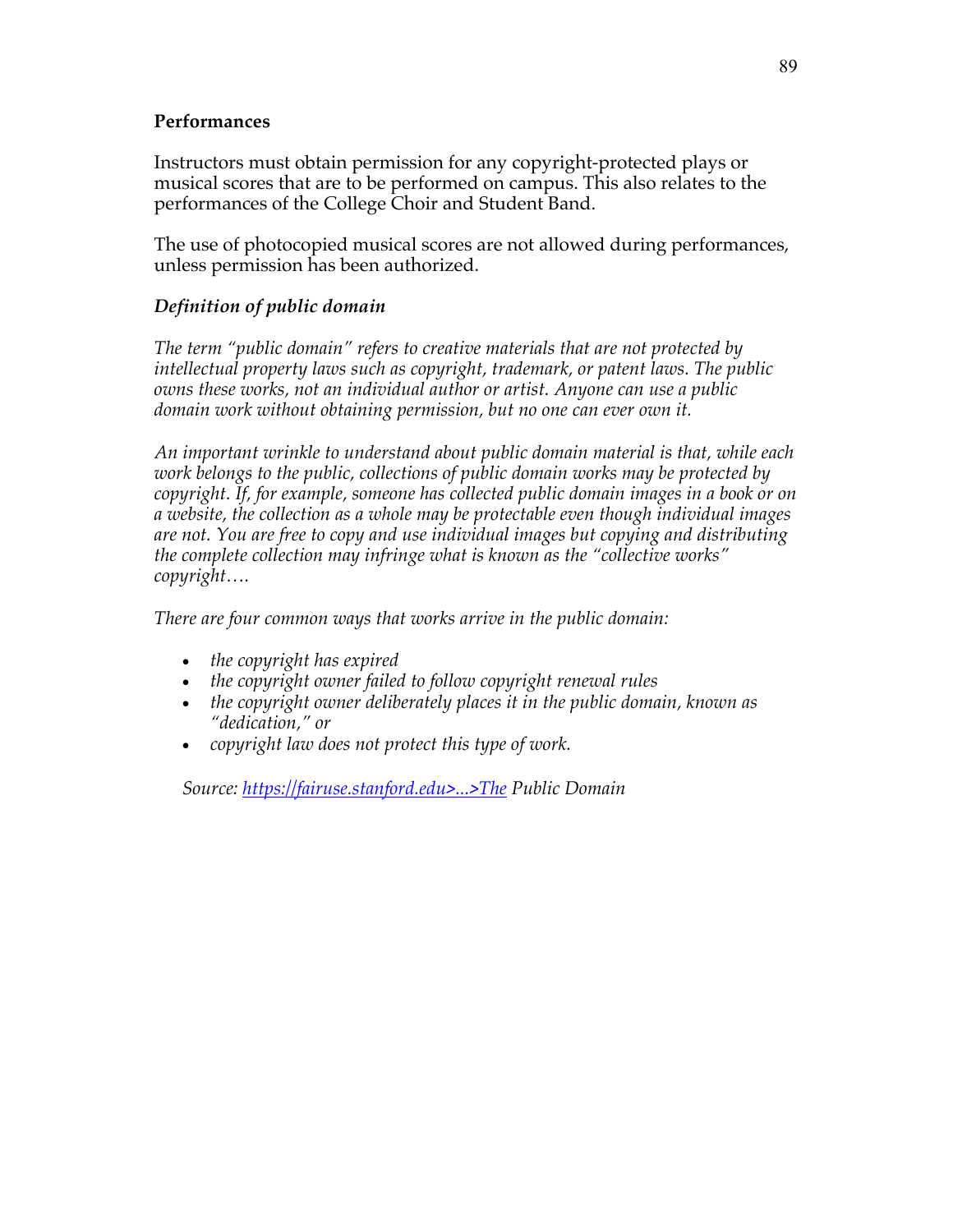**Performances**

Instructors must obtain permission for any copyright-protected plays or musical scores that are to be performed on campus. This also relates to the performances of the College Choir and Student Band.

The use of photocopied musical scores are not allowed during performances, unless permission has been authorized.

***Definition of public domain***

*The term "public domain" refers to creative materials that are not protected by intellectual property laws such as copyright, trademark, or patent laws. The public owns these works, not an individual author or artist. Anyone can use a public domain work without obtaining permission, but no one can ever own it.*

*An important wrinkle to understand about public domain material is that, while each work belongs to the public, collections of public domain works may be protected by copyright. If, for example, someone has collected public domain images in a book or on a website, the collection as a whole may be protectable even though individual images are not. You are free to copy and use individual images but copying and distributing the complete collection may infringe what is known as the "collective works" copyright….*

*There are four common ways that works arrive in the public domain:*

- *the copyright has expired*
- *the copyright owner failed to follow copyright renewal rules*
- *the copyright owner deliberately places it in the public domain, known as "dedication," or*
- *copyright law does not protect this type of work.*

*Source: https://fairuse.stanford.edu>...>The Public Domain*